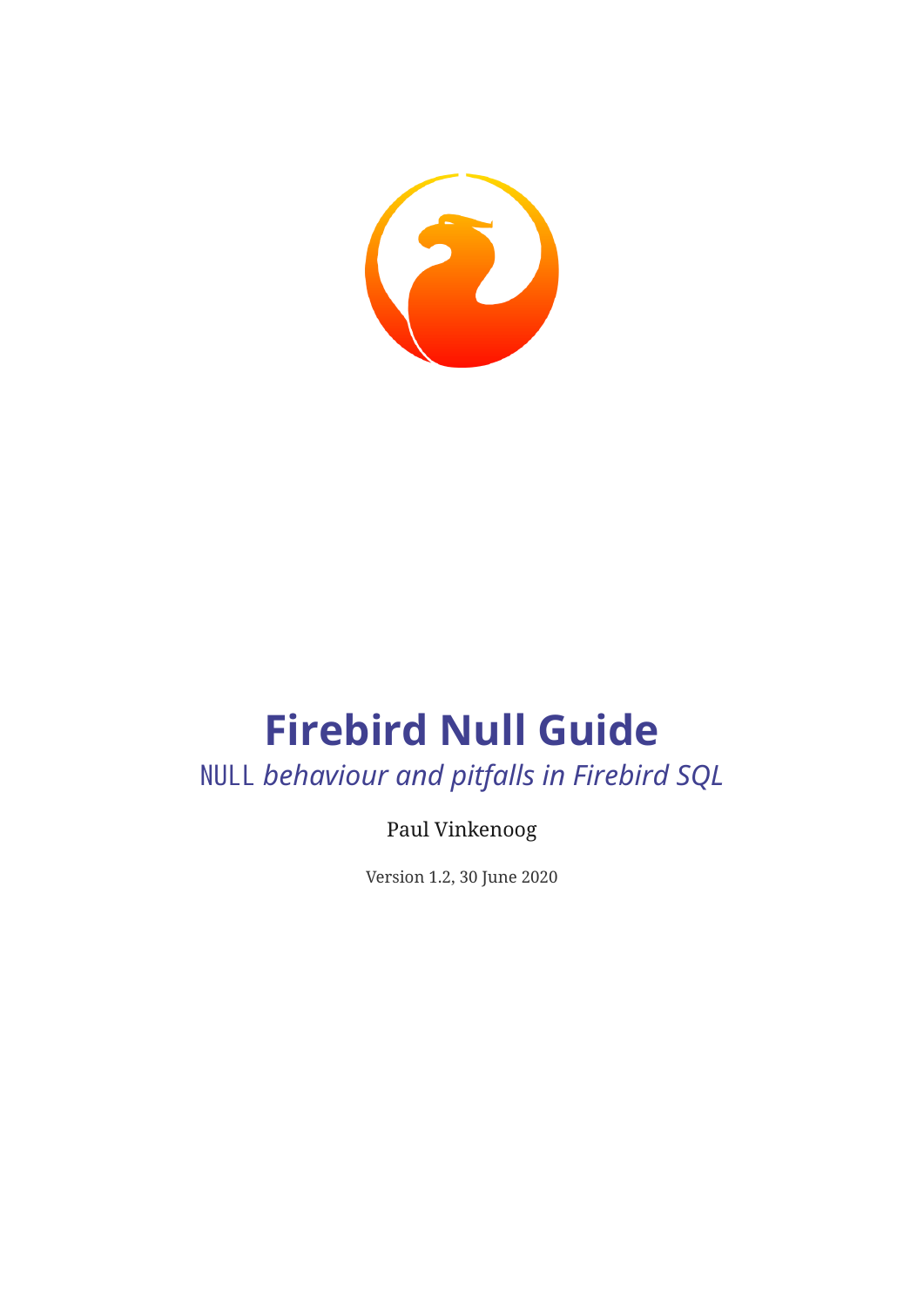# Firebird Null Guide

*`NULL` behaviour and pitfalls in Firebird SQL*

Paul Vinkenoog

Version 1.2, 30 June 2020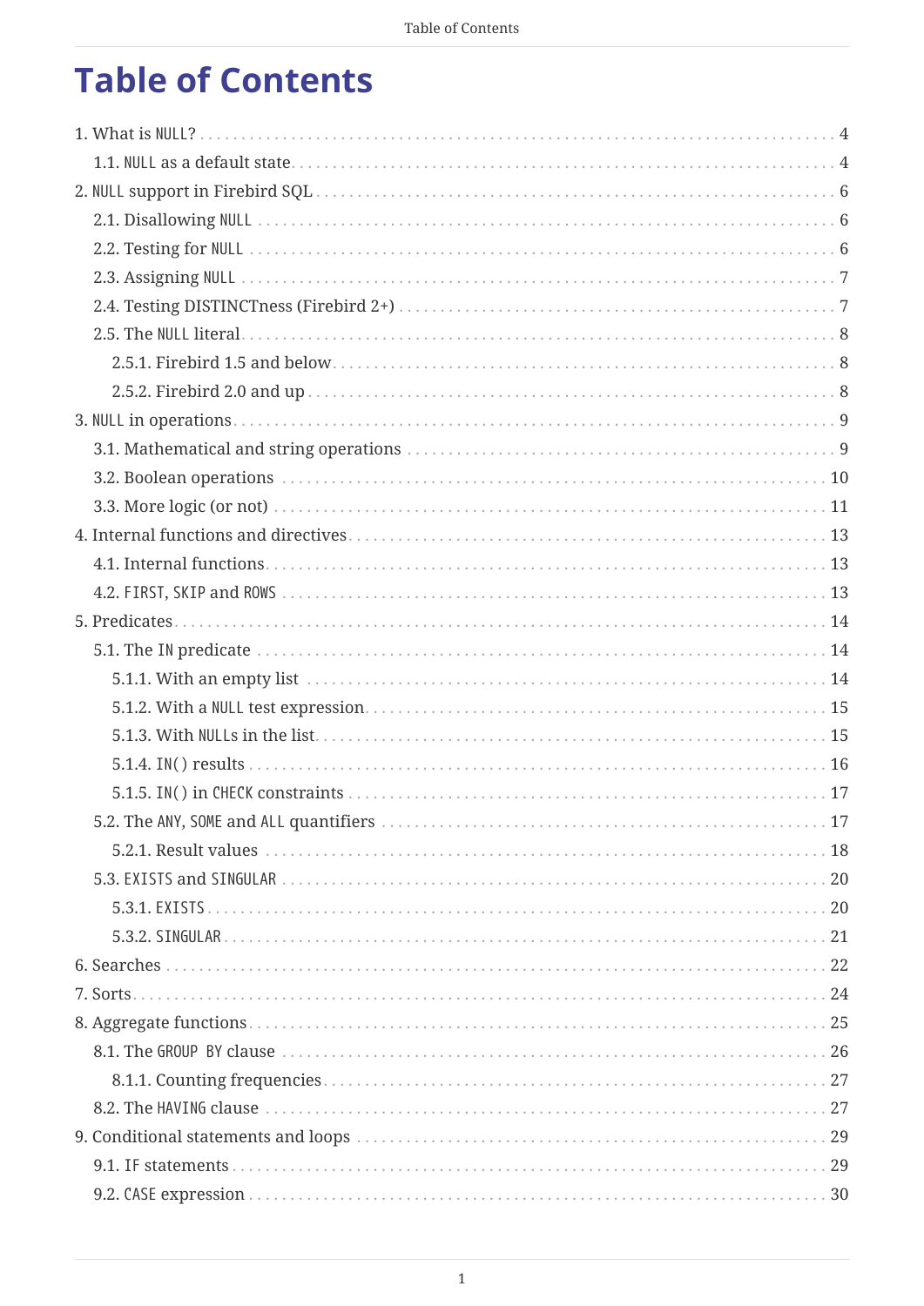# Table of Contents

- 1. What is `NULL`? ... 4
  - 1.1. `NULL` as a default state ... 4
- 2. `NULL` support in Firebird SQL ... 6
  - 2.1. Disallowing `NULL` ... 6
  - 2.2. Testing for `NULL` ... 6
  - 2.3. Assigning `NULL` ... 7
  - 2.4. Testing DISTINCTness (Firebird 2+) ... 7
  - 2.5. The `NULL` literal ... 8
    - 2.5.1. Firebird 1.5 and below ... 8
    - 2.5.2. Firebird 2.0 and up ... 8
- 3. `NULL` in operations ... 9
  - 3.1. Mathematical and string operations ... 9
  - 3.2. Boolean operations ... 10
  - 3.3. More logic (or not) ... 11
- 4. Internal functions and directives ... 13
  - 4.1. Internal functions ... 13
  - 4.2. `FIRST`, `SKIP` and `ROWS` ... 13
- 5. Predicates ... 14
  - 5.1. The `IN` predicate ... 14
    - 5.1.1. With an empty list ... 14
    - 5.1.2. With a `NULL` test expression ... 15
    - 5.1.3. With `NULL`s in the list ... 15
    - 5.1.4. `IN()` results ... 16
    - 5.1.5. `IN()` in `CHECK` constraints ... 17
  - 5.2. The `ANY`, `SOME` and `ALL` quantifiers ... 17
    - 5.2.1. Result values ... 18
  - 5.3. `EXISTS` and `SINGULAR` ... 20
    - 5.3.1. `EXISTS` ... 20
    - 5.3.2. `SINGULAR` ... 21
- 6. Searches ... 22
- 7. Sorts ... 24
- 8. Aggregate functions ... 25
  - 8.1. The `GROUP BY` clause ... 26
    - 8.1.1. Counting frequencies ... 27
  - 8.2. The `HAVING` clause ... 27
- 9. Conditional statements and loops ... 29
  - 9.1. `IF` statements ... 29
  - 9.2. `CASE` expression ... 30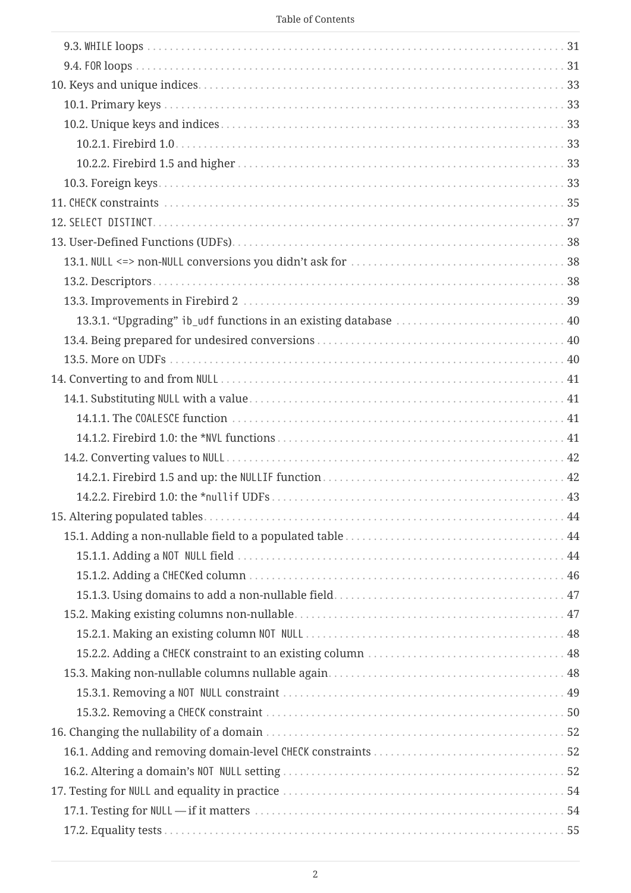- 9.3. WHILE loops ... 31
- 9.4. FOR loops ... 31

10. Keys and unique indices ... 33
- 10.1. Primary keys ... 33
- 10.2. Unique keys and indices ... 33
  - 10.2.1. Firebird 1.0 ... 33
  - 10.2.2. Firebird 1.5 and higher ... 33
- 10.3. Foreign keys ... 33

11. CHECK constraints ... 35

12. SELECT DISTINCT ... 37

13. User-Defined Functions (UDFs) ... 38
- 13.1. NULL <=> non-NULL conversions you didn't ask for ... 38
- 13.2. Descriptors ... 38
- 13.3. Improvements in Firebird 2 ... 39
  - 13.3.1. “Upgrading” ib_udf functions in an existing database ... 40
- 13.4. Being prepared for undesired conversions ... 40
- 13.5. More on UDFs ... 40

14. Converting to and from NULL ... 41
- 14.1. Substituting NULL with a value ... 41
  - 14.1.1. The COALESCE function ... 41
  - 14.1.2. Firebird 1.0: the *NVL functions ... 41
- 14.2. Converting values to NULL ... 42
  - 14.2.1. Firebird 1.5 and up: the NULLIF function ... 42
  - 14.2.2. Firebird 1.0: the *nullif UDFs ... 43

15. Altering populated tables ... 44
- 15.1. Adding a non-nullable field to a populated table ... 44
  - 15.1.1. Adding a NOT NULL field ... 44
  - 15.1.2. Adding a CHECKed column ... 46
  - 15.1.3. Using domains to add a non-nullable field ... 47
- 15.2. Making existing columns non-nullable ... 47
  - 15.2.1. Making an existing column NOT NULL ... 48
  - 15.2.2. Adding a CHECK constraint to an existing column ... 48
- 15.3. Making non-nullable columns nullable again ... 48
  - 15.3.1. Removing a NOT NULL constraint ... 49
  - 15.3.2. Removing a CHECK constraint ... 50

16. Changing the nullability of a domain ... 52
- 16.1. Adding and removing domain-level CHECK constraints ... 52
- 16.2. Altering a domain's NOT NULL setting ... 52

17. Testing for NULL and equality in practice ... 54
- 17.1. Testing for NULL — if it matters ... 54
- 17.2. Equality tests ... 55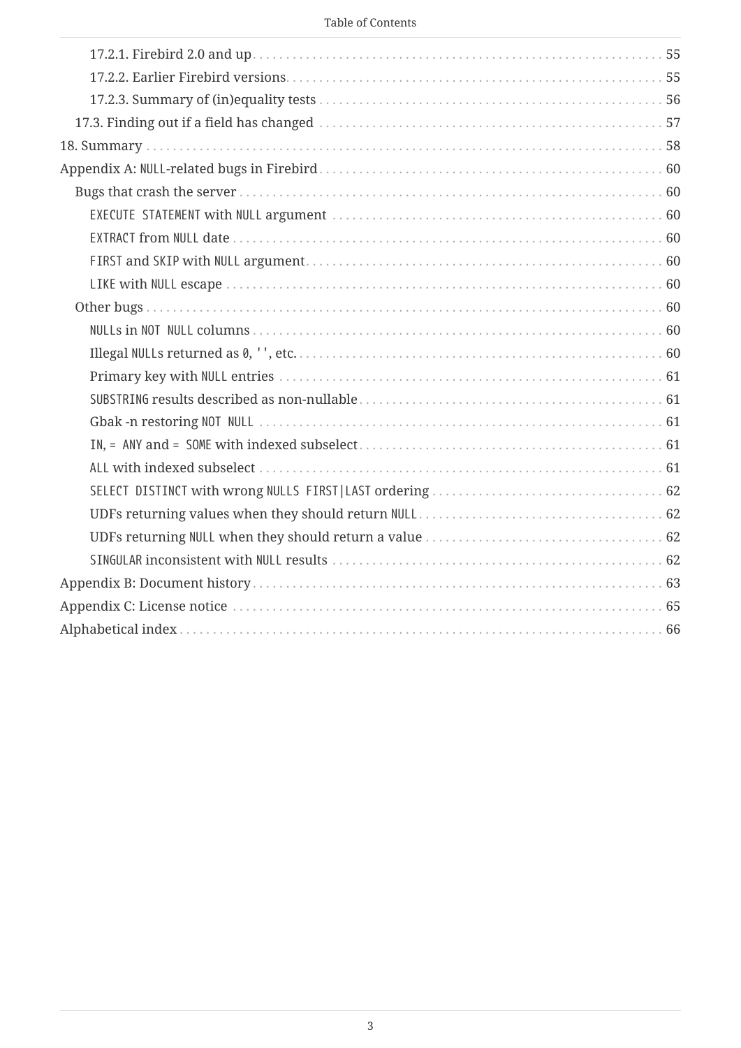- 17.2.1. Firebird 2.0 and up . . . 55
- 17.2.2. Earlier Firebird versions . . . 55
- 17.2.3. Summary of (in)equality tests . . . 56
- 17.3. Finding out if a field has changed . . . 57
- 18. Summary . . . 58
- Appendix A: `NULL`-related bugs in Firebird . . . 60
  - Bugs that crash the server . . . 60
    - `EXECUTE STATEMENT` with `NULL` argument . . . 60
    - `EXTRACT` from `NULL` date . . . 60
    - `FIRST` and `SKIP` with `NULL` argument . . . 60
    - `LIKE` with `NULL` escape . . . 60
  - Other bugs . . . 60
    - `NULL`s in `NOT NULL` columns . . . 60
    - Illegal `NULL`s returned as `0`, `''`, etc. . . . 60
    - Primary key with `NULL` entries . . . 61
    - `SUBSTRING` results described as non-nullable . . . 61
    - Gbak -n restoring `NOT NULL` . . . 61
    - `IN`, `= ANY` and `= SOME` with indexed subselect . . . 61
    - `ALL` with indexed subselect . . . 61
    - `SELECT DISTINCT` with wrong `NULLS FIRST|LAST` ordering . . . 62
    - UDFs returning values when they should return `NULL` . . . 62
    - UDFs returning `NULL` when they should return a value . . . 62
    - `SINGULAR` inconsistent with `NULL` results . . . 62
- Appendix B: Document history . . . 63
- Appendix C: License notice . . . 65
- Alphabetical index . . . 66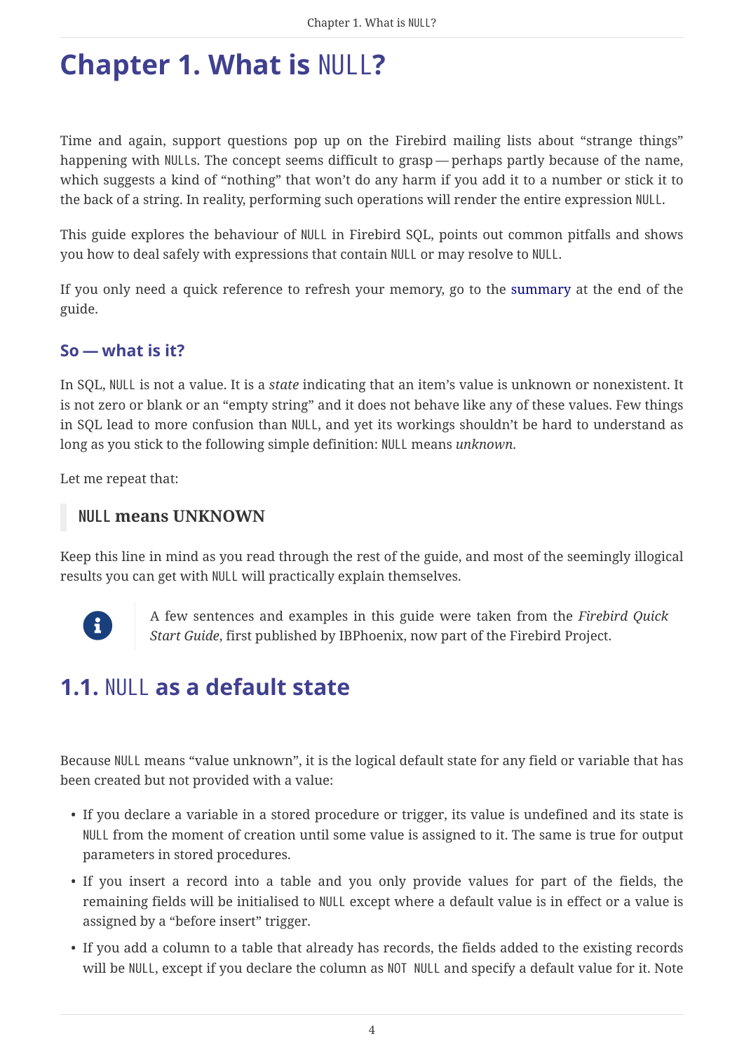# Chapter 1. What is `NULL`?

Time and again, support questions pop up on the Firebird mailing lists about “strange things” happening with `NULL`s. The concept seems difficult to grasp — perhaps partly because of the name, which suggests a kind of “nothing” that won’t do any harm if you add it to a number or stick it to the back of a string. In reality, performing such operations will render the entire expression `NULL`.

This guide explores the behaviour of `NULL` in Firebird SQL, points out common pitfalls and shows you how to deal safely with expressions that contain `NULL` or may resolve to `NULL`.

If you only need a quick reference to refresh your memory, go to the summary at the end of the guide.

### So — what is it?

In SQL, `NULL` is not a value. It is a *state* indicating that an item’s value is unknown or nonexistent. It is not zero or blank or an “empty string” and it does not behave like any of these values. Few things in SQL lead to more confusion than `NULL`, and yet its workings shouldn’t be hard to understand as long as you stick to the following simple definition: `NULL` means *unknown*.

Let me repeat that:

> **`NULL` means UNKNOWN**

Keep this line in mind as you read through the rest of the guide, and most of the seemingly illogical results you can get with `NULL` will practically explain themselves.

> A few sentences and examples in this guide were taken from the *Firebird Quick Start Guide*, first published by IBPhoenix, now part of the Firebird Project.

## 1.1. `NULL` as a default state

Because `NULL` means “value unknown”, it is the logical default state for any field or variable that has been created but not provided with a value:

- If you declare a variable in a stored procedure or trigger, its value is undefined and its state is `NULL` from the moment of creation until some value is assigned to it. The same is true for output parameters in stored procedures.
- If you insert a record into a table and you only provide values for part of the fields, the remaining fields will be initialised to `NULL` except where a default value is in effect or a value is assigned by a “before insert” trigger.
- If you add a column to a table that already has records, the fields added to the existing records will be `NULL`, except if you declare the column as `NOT NULL` and specify a default value for it. Note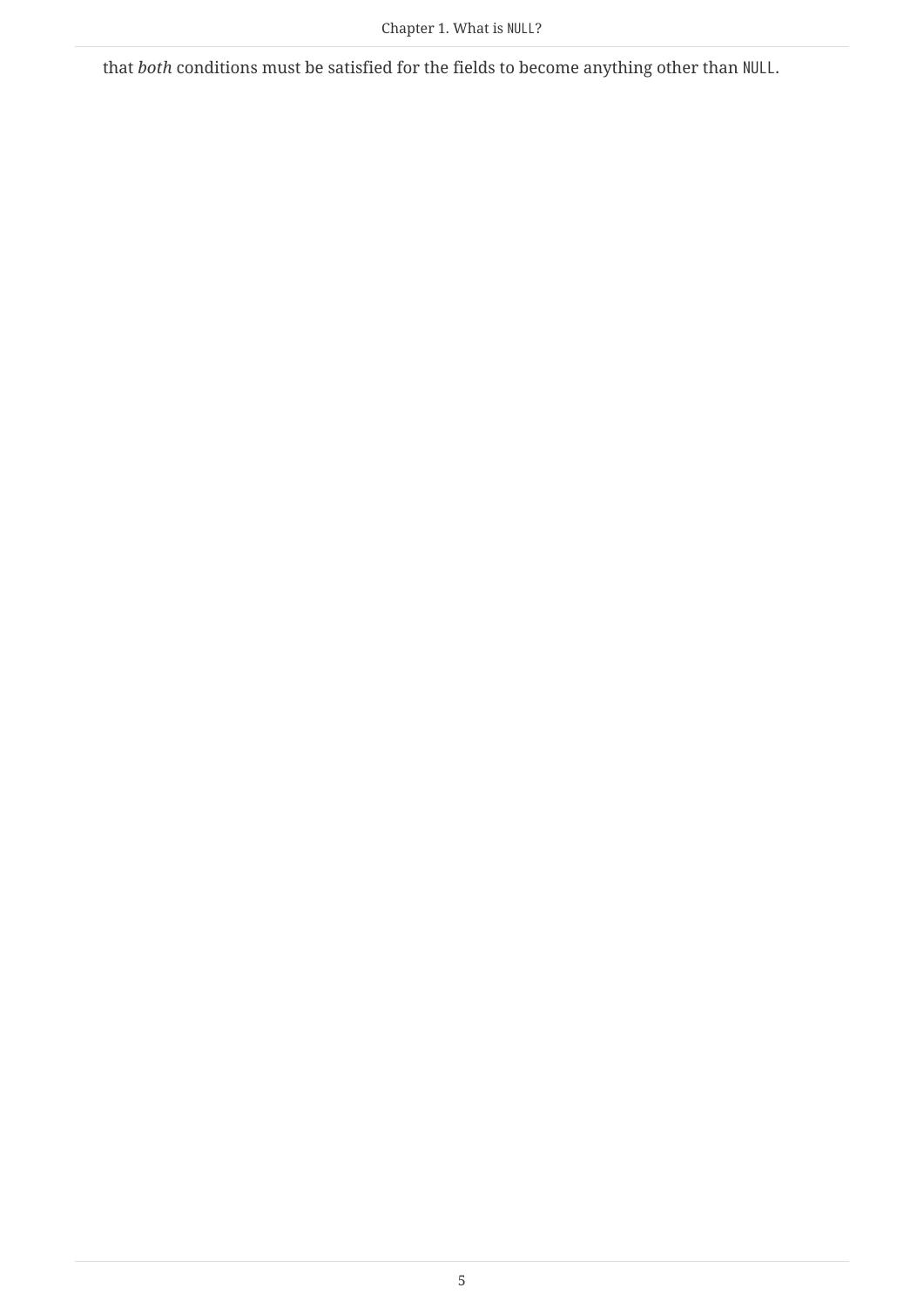that *both* conditions must be satisfied for the fields to become anything other than `NULL`.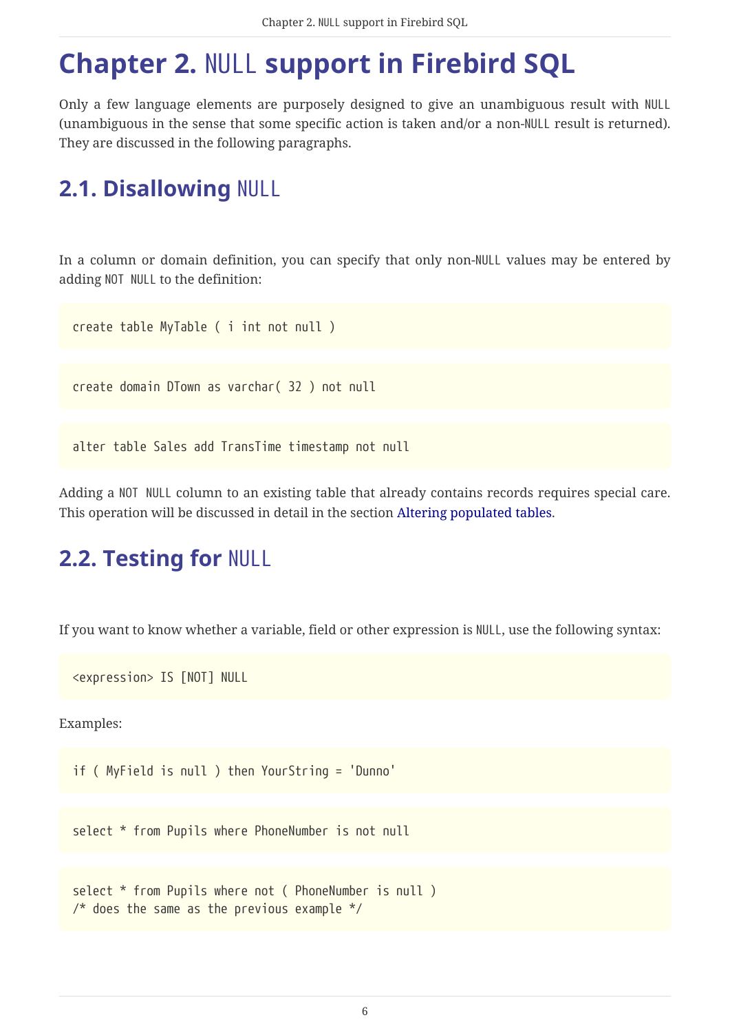# Chapter 2. NULL support in Firebird SQL

Only a few language elements are purposely designed to give an unambiguous result with NULL (unambiguous in the sense that some specific action is taken and/or a non-NULL result is returned). They are discussed in the following paragraphs.

## 2.1. Disallowing NULL

In a column or domain definition, you can specify that only non-NULL values may be entered by adding NOT NULL to the definition:

```
create table MyTable ( i int not null )
```

```
create domain DTown as varchar( 32 ) not null
```

```
alter table Sales add TransTime timestamp not null
```

Adding a NOT NULL column to an existing table that already contains records requires special care. This operation will be discussed in detail in the section Altering populated tables.

## 2.2. Testing for NULL

If you want to know whether a variable, field or other expression is NULL, use the following syntax:

```
<expression> IS [NOT] NULL
```

Examples:

```
if ( MyField is null ) then YourString = 'Dunno'
```

```
select * from Pupils where PhoneNumber is not null
```

```
select * from Pupils where not ( PhoneNumber is null )
/* does the same as the previous example */
```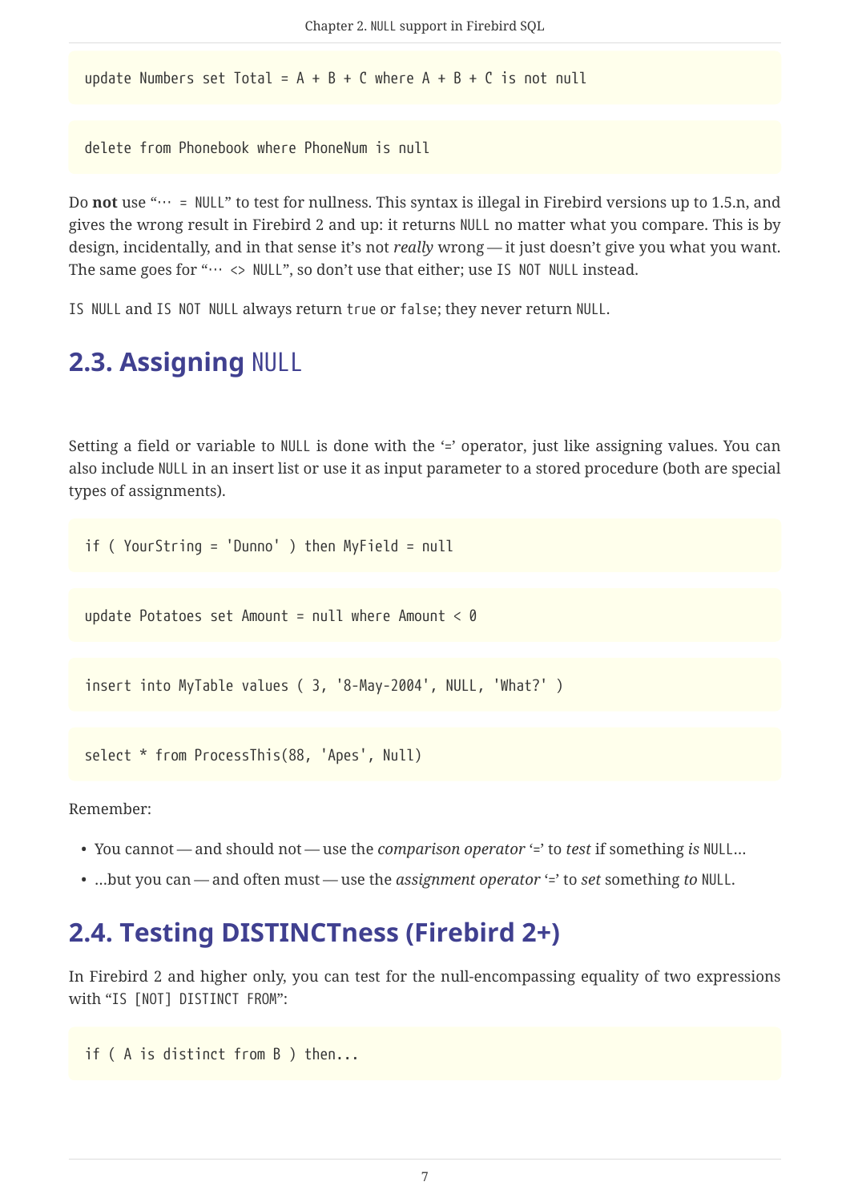```
update Numbers set Total = A + B + C where A + B + C is not null
```

```
delete from Phonebook where PhoneNum is null
```

Do **not** use "`… = NULL`" to test for nullness. This syntax is illegal in Firebird versions up to 1.5.n, and gives the wrong result in Firebird 2 and up: it returns `NULL` no matter what you compare. This is by design, incidentally, and in that sense it's not *really* wrong — it just doesn't give you what you want. The same goes for "`… <> NULL`", so don't use that either; use `IS NOT NULL` instead.

`IS NULL` and `IS NOT NULL` always return `true` or `false`; they never return `NULL`.

## 2.3. Assigning `NULL`

Setting a field or variable to `NULL` is done with the '=' operator, just like assigning values. You can also include `NULL` in an insert list or use it as input parameter to a stored procedure (both are special types of assignments).

```
if ( YourString = 'Dunno' ) then MyField = null
```

```
update Potatoes set Amount = null where Amount < 0
```

```
insert into MyTable values ( 3, '8-May-2004', NULL, 'What?' )
```

```
select * from ProcessThis(88, 'Apes', Null)
```

Remember:

- You cannot — and should not — use the *comparison operator* '=' to *test* if something *is* `NULL`…
- …but you can — and often must — use the *assignment operator* '=' to *set* something *to* `NULL`.

## 2.4. Testing DISTINCTness (Firebird 2+)

In Firebird 2 and higher only, you can test for the null-encompassing equality of two expressions with "`IS [NOT] DISTINCT FROM`":

```
if ( A is distinct from B ) then...
```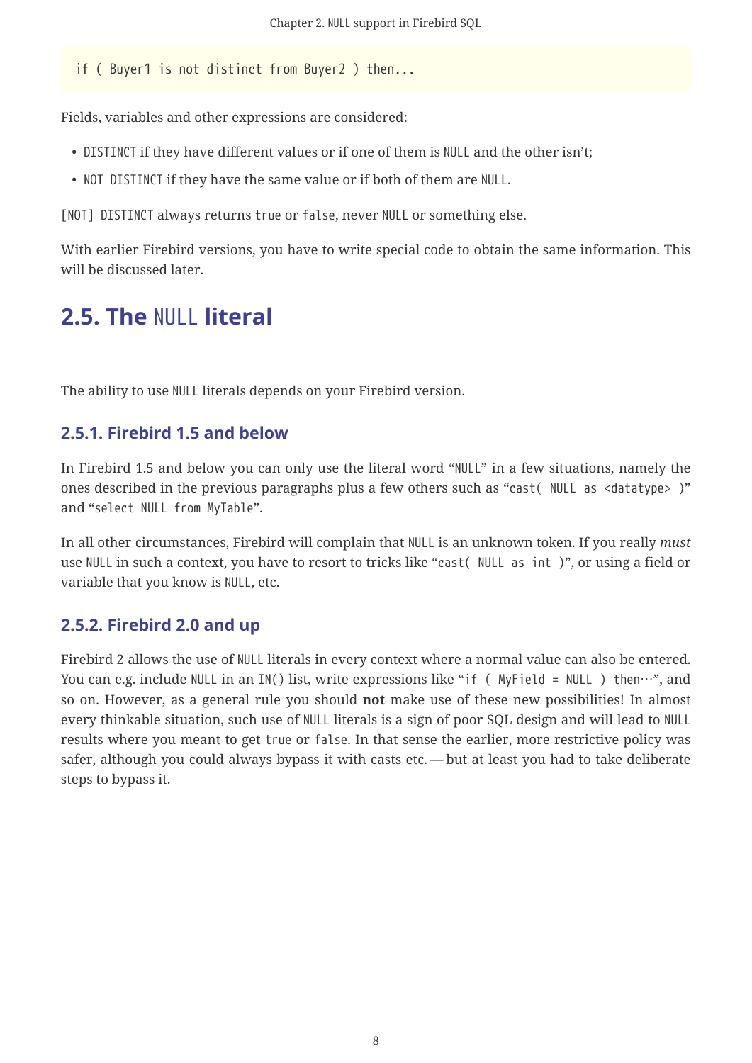```
if ( Buyer1 is not distinct from Buyer2 ) then...
```

Fields, variables and other expressions are considered:

- `DISTINCT` if they have different values or if one of them is `NULL` and the other isn't;
- `NOT DISTINCT` if they have the same value or if both of them are `NULL`.

`[NOT] DISTINCT` always returns `true` or `false`, never `NULL` or something else.

With earlier Firebird versions, you have to write special code to obtain the same information. This will be discussed later.

## 2.5. The `NULL` literal

The ability to use `NULL` literals depends on your Firebird version.

### 2.5.1. Firebird 1.5 and below

In Firebird 1.5 and below you can only use the literal word "`NULL`" in a few situations, namely the ones described in the previous paragraphs plus a few others such as "`cast( NULL as <datatype> )`" and "`select NULL from MyTable`".

In all other circumstances, Firebird will complain that `NULL` is an unknown token. If you really *must* use `NULL` in such a context, you have to resort to tricks like "`cast( NULL as int )`", or using a field or variable that you know is `NULL`, etc.

### 2.5.2. Firebird 2.0 and up

Firebird 2 allows the use of `NULL` literals in every context where a normal value can also be entered. You can e.g. include `NULL` in an `IN()` list, write expressions like "`if ( MyField = NULL ) then…`", and so on. However, as a general rule you should **not** make use of these new possibilities! In almost every thinkable situation, such use of `NULL` literals is a sign of poor SQL design and will lead to `NULL` results where you meant to get `true` or `false`. In that sense the earlier, more restrictive policy was safer, although you could always bypass it with casts etc. — but at least you had to take deliberate steps to bypass it.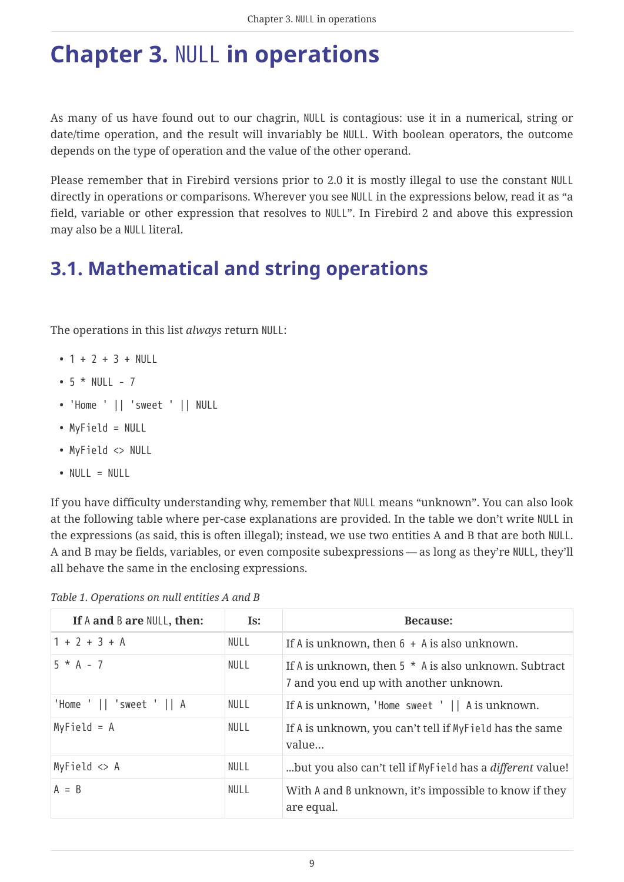# Chapter 3. `NULL` in operations

As many of us have found out to our chagrin, `NULL` is contagious: use it in a numerical, string or date/time operation, and the result will invariably be `NULL`. With boolean operators, the outcome depends on the type of operation and the value of the other operand.

Please remember that in Firebird versions prior to 2.0 it is mostly illegal to use the constant `NULL` directly in operations or comparisons. Wherever you see `NULL` in the expressions below, read it as “a field, variable or other expression that resolves to `NULL`”. In Firebird 2 and above this expression may also be a `NULL` literal.

## 3.1. Mathematical and string operations

The operations in this list *always* return `NULL`:

- `1 + 2 + 3 + NULL`
- `5 * NULL - 7`
- `'Home ' || 'sweet ' || NULL`
- `MyField = NULL`
- `MyField <> NULL`
- `NULL = NULL`

If you have difficulty understanding why, remember that `NULL` means “unknown”. You can also look at the following table where per-case explanations are provided. In the table we don’t write `NULL` in the expressions (as said, this is often illegal); instead, we use two entities A and B that are both `NULL`. A and B may be fields, variables, or even composite subexpressions — as long as they’re `NULL`, they’ll all behave the same in the enclosing expressions.

*Table 1. Operations on null entities A and B*

| If `A` and `B` are `NULL`, then: | Is: | Because: |
|---|---|---|
| `1 + 2 + 3 + A` | `NULL` | If `A` is unknown, then `6 + A` is also unknown. |
| `5 * A - 7` | `NULL` | If `A` is unknown, then `5 * A` is also unknown. Subtract `7` and you end up with another unknown. |
| `'Home ' \|\| 'sweet ' \|\| A` | `NULL` | If `A` is unknown, `'Home sweet ' \|\| A` is unknown. |
| `MyField = A` | `NULL` | If `A` is unknown, you can’t tell if `MyField` has the same value… |
| `MyField <> A` | `NULL` | …but you also can’t tell if `MyField` has a *different* value! |
| `A = B` | `NULL` | With `A` and `B` unknown, it’s impossible to know if they are equal. |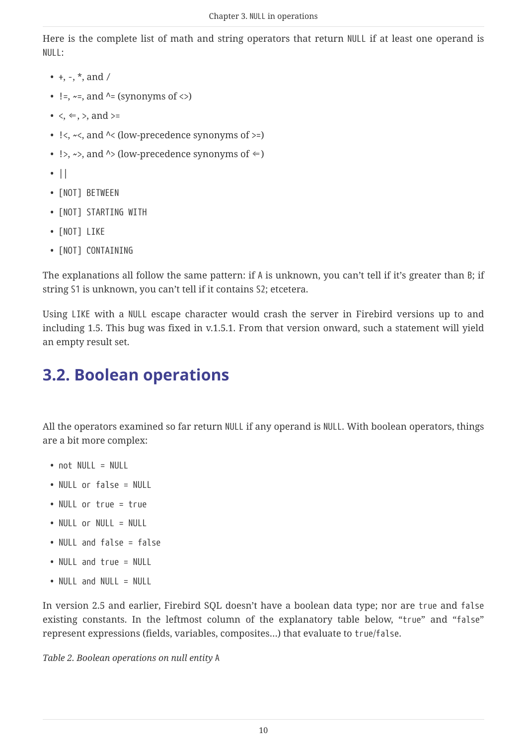Here is the complete list of math and string operators that return `NULL` if at least one operand is `NULL`:

- +, -, *, and /
- !=, ~=, and ^= (synonyms of <>)
- <, <=, >, and >=
- !<, ~<, and ^< (low-precedence synonyms of >=)
- !>, ~>, and ^> (low-precedence synonyms of <=)
- `||`
- `[NOT] BETWEEN`
- `[NOT] STARTING WITH`
- `[NOT] LIKE`
- `[NOT] CONTAINING`

The explanations all follow the same pattern: if `A` is unknown, you can't tell if it's greater than `B`; if string `S1` is unknown, you can't tell if it contains `S2`; etcetera.

Using `LIKE` with a `NULL` escape character would crash the server in Firebird versions up to and including 1.5. This bug was fixed in v.1.5.1. From that version onward, such a statement will yield an empty result set.

## 3.2. Boolean operations

All the operators examined so far return `NULL` if any operand is `NULL`. With boolean operators, things are a bit more complex:

- `not NULL = NULL`
- `NULL or false = NULL`
- `NULL or true = true`
- `NULL or NULL = NULL`
- `NULL and false = false`
- `NULL and true = NULL`
- `NULL and NULL = NULL`

In version 2.5 and earlier, Firebird SQL doesn't have a boolean data type; nor are `true` and `false` existing constants. In the leftmost column of the explanatory table below, "`true`" and "`false`" represent expressions (fields, variables, composites…) that evaluate to `true`/`false`.

*Table 2. Boolean operations on null entity* `A`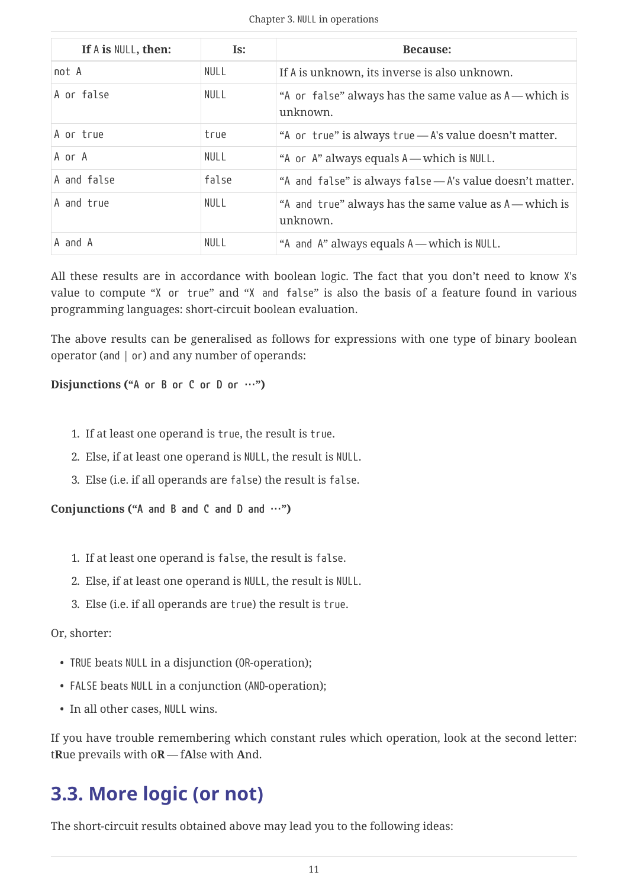| If `A` is `NULL`, then: | Is: | Because: |
|---|---|---|
| `not A` | `NULL` | If `A` is unknown, its inverse is also unknown. |
| `A or false` | `NULL` | "`A or false`" always has the same value as `A` — which is unknown. |
| `A or true` | `true` | "`A or true`" is always `true` — `A`'s value doesn't matter. |
| `A or A` | `NULL` | "`A or A`" always equals `A` — which is `NULL`. |
| `A and false` | `false` | "`A and false`" is always `false` — `A`'s value doesn't matter. |
| `A and true` | `NULL` | "`A and true`" always has the same value as `A` — which is unknown. |
| `A and A` | `NULL` | "`A and A`" always equals `A` — which is `NULL`. |

All these results are in accordance with boolean logic. The fact that you don't need to know `X`'s value to compute "`X or true`" and "`X and false`" is also the basis of a feature found in various programming languages: short-circuit boolean evaluation.

The above results can be generalised as follows for expressions with one type of binary boolean operator (`and` | `or`) and any number of operands:

**Disjunctions ("`A or B or C or D or …`")**

1. If at least one operand is `true`, the result is `true`.
2. Else, if at least one operand is `NULL`, the result is `NULL`.
3. Else (i.e. if all operands are `false`) the result is `false`.

**Conjunctions ("`A and B and C and D and …`")**

1. If at least one operand is `false`, the result is `false`.
2. Else, if at least one operand is `NULL`, the result is `NULL`.
3. Else (i.e. if all operands are `true`) the result is `true`.

Or, shorter:

- `TRUE` beats `NULL` in a disjunction (`OR`-operation);
- `FALSE` beats `NULL` in a conjunction (`AND`-operation);
- In all other cases, `NULL` wins.

If you have trouble remembering which constant rules which operation, look at the second letter: t**R**ue prevails with o**R** — f**A**lse with **A**nd.

## 3.3. More logic (or not)

The short-circuit results obtained above may lead you to the following ideas: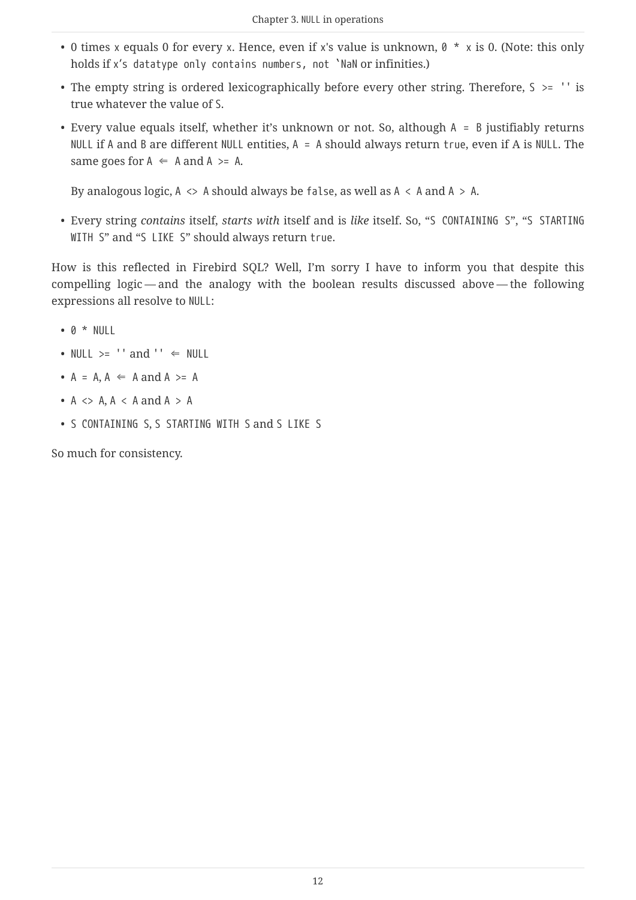- 0 times `x` equals 0 for every `x`. Hence, even if `x`'s value is unknown, `0 * x` is 0. (Note: this only holds if `x’s datatype only contains numbers, not `NaN or infinities.)
- The empty string is ordered lexicographically before every other string. Therefore, `S >= ''` is true whatever the value of `S`.
- Every value equals itself, whether it’s unknown or not. So, although `A = B` justifiably returns `NULL` if `A` and `B` are different `NULL` entities, `A = A` should always return `true`, even if A is `NULL`. The same goes for `A <= A` and `A >= A`.

  By analogous logic, `A <> A` should always be `false`, as well as `A < A` and `A > A`.
- Every string *contains* itself, *starts with* itself and is *like* itself. So, “`S CONTAINING S`”, “`S STARTING WITH S`” and “`S LIKE S`” should always return `true`.

How is this reflected in Firebird SQL? Well, I’m sorry I have to inform you that despite this compelling logic — and the analogy with the boolean results discussed above — the following expressions all resolve to `NULL`:

- `0 * NULL`
- `NULL >= ''` and `'' <= NULL`
- `A = A`, `A <= A` and `A >= A`
- `A <> A`, `A < A` and `A > A`
- `S CONTAINING S`, `S STARTING WITH S` and `S LIKE S`

So much for consistency.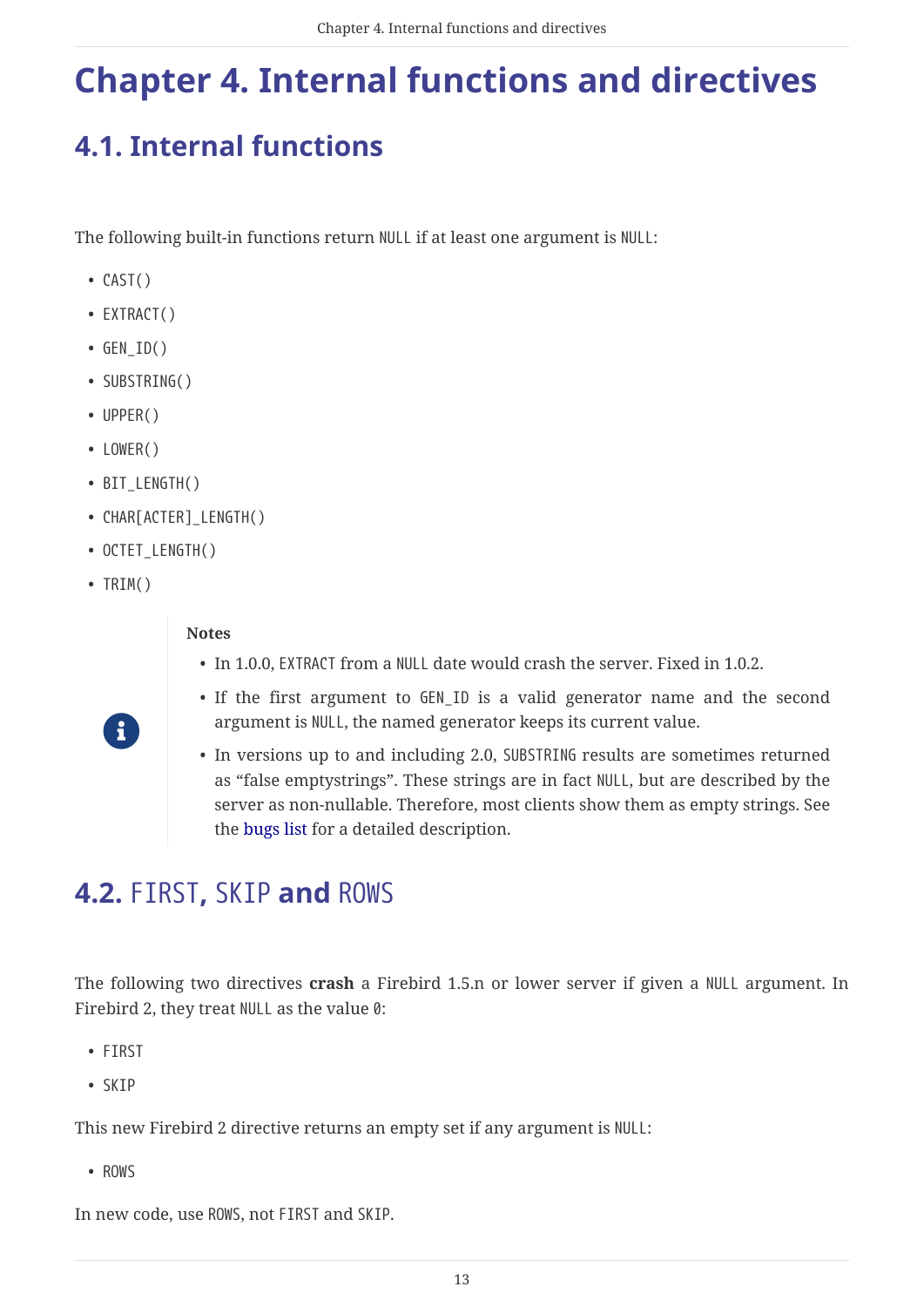# Chapter 4. Internal functions and directives

## 4.1. Internal functions

The following built-in functions return `NULL` if at least one argument is `NULL`:

- `CAST()`
- `EXTRACT()`
- `GEN_ID()`
- `SUBSTRING()`
- `UPPER()`
- `LOWER()`
- `BIT_LENGTH()`
- `CHAR[ACTER]_LENGTH()`
- `OCTET_LENGTH()`
- `TRIM()`

> **Notes**
>
> - In 1.0.0, `EXTRACT` from a `NULL` date would crash the server. Fixed in 1.0.2.
> - If the first argument to `GEN_ID` is a valid generator name and the second argument is `NULL`, the named generator keeps its current value.
> - In versions up to and including 2.0, `SUBSTRING` results are sometimes returned as "false emptystrings". These strings are in fact `NULL`, but are described by the server as non-nullable. Therefore, most clients show them as empty strings. See the bugs list for a detailed description.

## 4.2. `FIRST`, `SKIP` and `ROWS`

The following two directives **crash** a Firebird 1.5.n or lower server if given a `NULL` argument. In Firebird 2, they treat `NULL` as the value `0`:

- `FIRST`
- `SKIP`

This new Firebird 2 directive returns an empty set if any argument is `NULL`:

- `ROWS`

In new code, use `ROWS`, not `FIRST` and `SKIP`.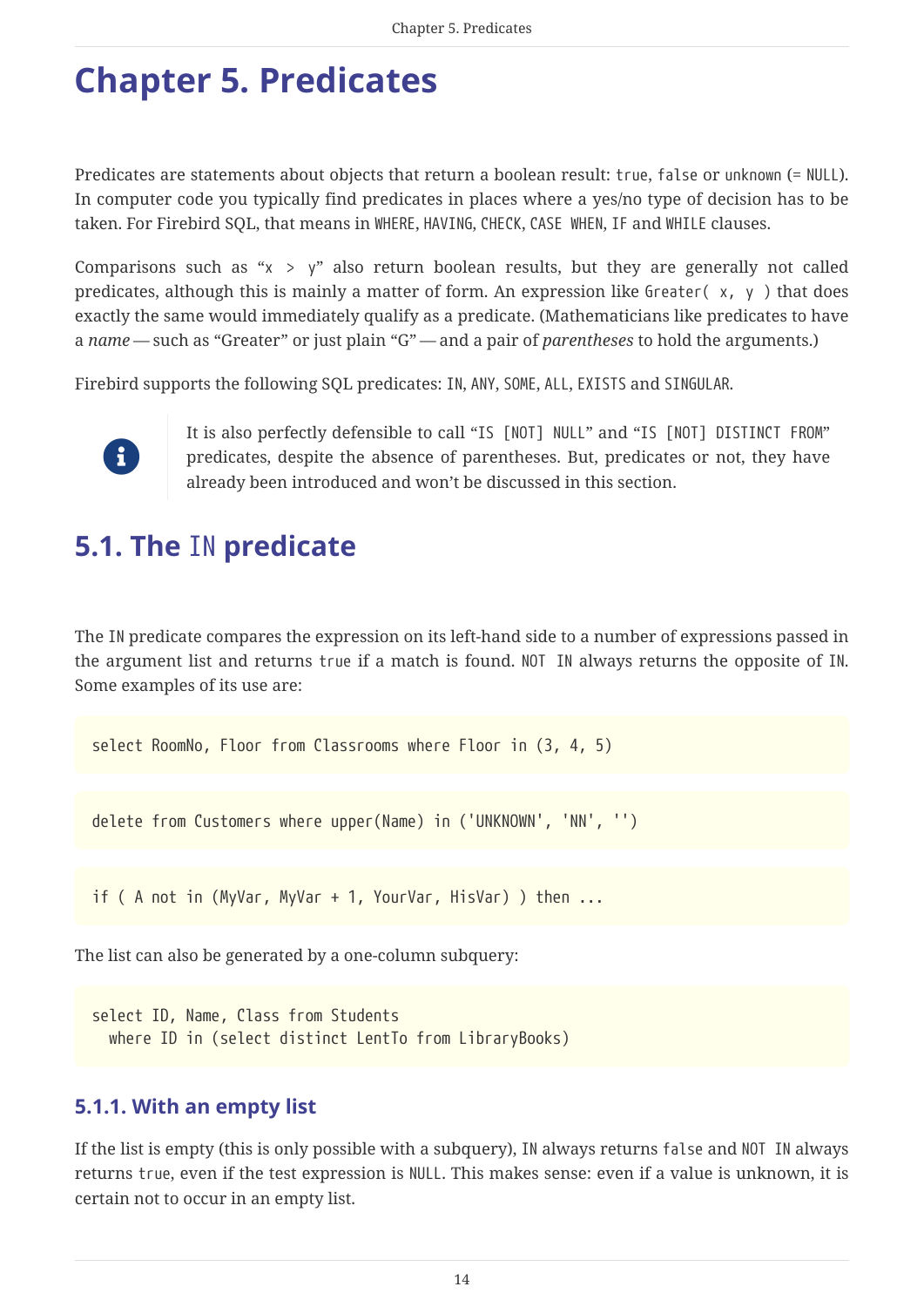# Chapter 5. Predicates

Predicates are statements about objects that return a boolean result: `true`, `false` or `unknown` (= `NULL`). In computer code you typically find predicates in places where a yes/no type of decision has to be taken. For Firebird SQL, that means in `WHERE`, `HAVING`, `CHECK`, `CASE WHEN`, `IF` and `WHILE` clauses.

Comparisons such as “`x > y`” also return boolean results, but they are generally not called predicates, although this is mainly a matter of form. An expression like `Greater( x, y )` that does exactly the same would immediately qualify as a predicate. (Mathematicians like predicates to have a *name* — such as “Greater” or just plain “G” — and a pair of *parentheses* to hold the arguments.)

Firebird supports the following SQL predicates: `IN`, `ANY`, `SOME`, `ALL`, `EXISTS` and `SINGULAR`.

> It is also perfectly defensible to call “`IS [NOT] NULL`” and “`IS [NOT] DISTINCT FROM`” predicates, despite the absence of parentheses. But, predicates or not, they have already been introduced and won’t be discussed in this section.

## 5.1. The `IN` predicate

The `IN` predicate compares the expression on its left-hand side to a number of expressions passed in the argument list and returns `true` if a match is found. `NOT IN` always returns the opposite of `IN`. Some examples of its use are:

```
select RoomNo, Floor from Classrooms where Floor in (3, 4, 5)
```

```
delete from Customers where upper(Name) in ('UNKNOWN', 'NN', '')
```

```
if ( A not in (MyVar, MyVar + 1, YourVar, HisVar) ) then ...
```

The list can also be generated by a one-column subquery:

```
select ID, Name, Class from Students
  where ID in (select distinct LentTo from LibraryBooks)
```

### 5.1.1. With an empty list

If the list is empty (this is only possible with a subquery), `IN` always returns `false` and `NOT IN` always returns `true`, even if the test expression is `NULL`. This makes sense: even if a value is unknown, it is certain not to occur in an empty list.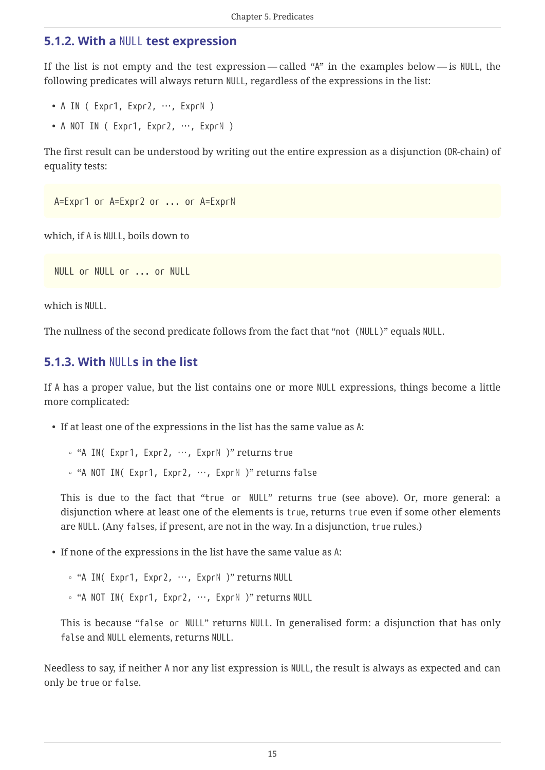### 5.1.2. With a `NULL` test expression

If the list is not empty and the test expression — called “A” in the examples below — is `NULL`, the following predicates will always return `NULL`, regardless of the expressions in the list:

- `A IN ( Expr1, Expr2, …, ExprN )`
- `A NOT IN ( Expr1, Expr2, …, ExprN )`

The first result can be understood by writing out the entire expression as a disjunction (`OR`-chain) of equality tests:

```
A=Expr1 or A=Expr2 or ... or A=ExprN
```

which, if `A` is `NULL`, boils down to

```
NULL or NULL or ... or NULL
```

which is `NULL`.

The nullness of the second predicate follows from the fact that “`not (NULL)`” equals `NULL`.

### 5.1.3. With `NULL`s in the list

If `A` has a proper value, but the list contains one or more `NULL` expressions, things become a little more complicated:

- If at least one of the expressions in the list has the same value as `A`:
  - “`A IN( Expr1, Expr2, …, ExprN )`” returns `true`
  - “`A NOT IN( Expr1, Expr2, …, ExprN )`” returns `false`

  This is due to the fact that “`true or NULL`” returns `true` (see above). Or, more general: a disjunction where at least one of the elements is `true`, returns `true` even if some other elements are `NULL`. (Any `false`s, if present, are not in the way. In a disjunction, `true` rules.)

- If none of the expressions in the list have the same value as `A`:
  - “`A IN( Expr1, Expr2, …, ExprN )`” returns `NULL`
  - “`A NOT IN( Expr1, Expr2, …, ExprN )`” returns `NULL`

  This is because “`false or NULL`” returns `NULL`. In generalised form: a disjunction that has only `false` and `NULL` elements, returns `NULL`.

Needless to say, if neither `A` nor any list expression is `NULL`, the result is always as expected and can only be `true` or `false`.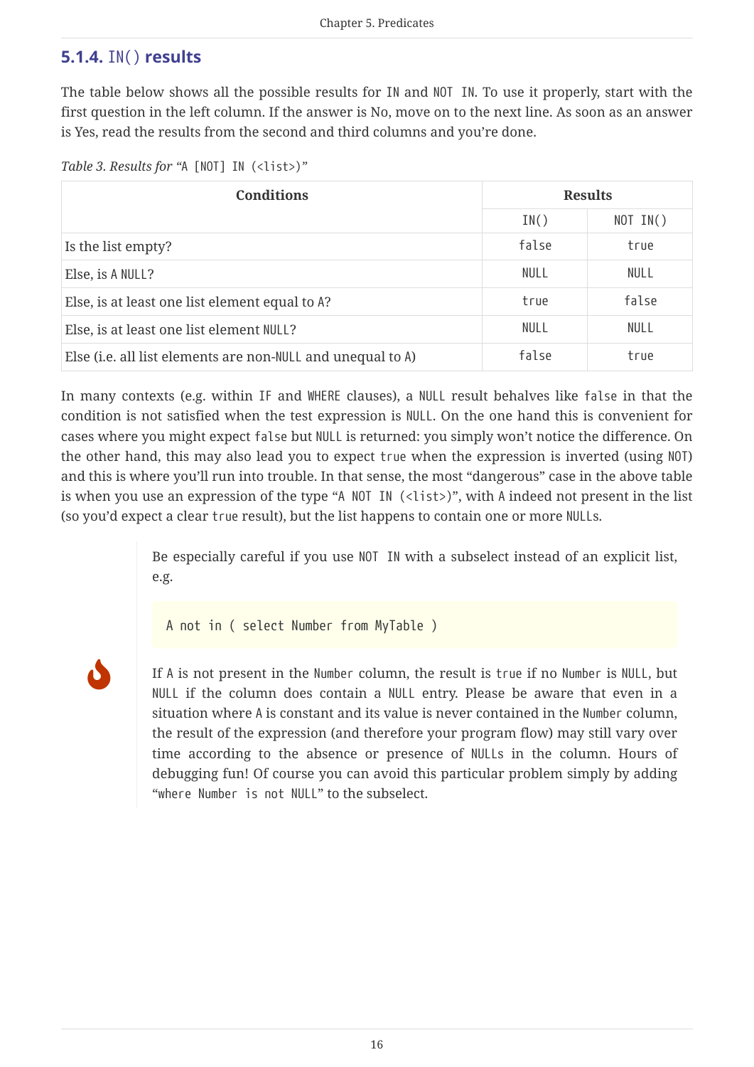### 5.1.4. `IN()` results

The table below shows all the possible results for `IN` and `NOT IN`. To use it properly, start with the first question in the left column. If the answer is No, move on to the next line. As soon as an answer is Yes, read the results from the second and third columns and you're done.

*Table 3. Results for* "`A [NOT] IN (<list>)`"

| Conditions | Results | |
|---|---|---|
| | `IN()` | `NOT IN()` |
| Is the list empty? | `false` | `true` |
| Else, is `A NULL`? | `NULL` | `NULL` |
| Else, is at least one list element equal to `A`? | `true` | `false` |
| Else, is at least one list element `NULL`? | `NULL` | `NULL` |
| Else (i.e. all list elements are non-`NULL` and unequal to `A`) | `false` | `true` |

In many contexts (e.g. within `IF` and `WHERE` clauses), a `NULL` result behaves like `false` in that the condition is not satisfied when the test expression is `NULL`. On the one hand this is convenient for cases where you might expect `false` but `NULL` is returned: you simply won't notice the difference. On the other hand, this may also lead you to expect `true` when the expression is inverted (using `NOT`) and this is where you'll run into trouble. In that sense, the most "dangerous" case in the above table is when you use an expression of the type "`A NOT IN (<list>)`", with `A` indeed not present in the list (so you'd expect a clear `true` result), but the list happens to contain one or more `NULL`s.

Be especially careful if you use `NOT IN` with a subselect instead of an explicit list, e.g.

```
A not in ( select Number from MyTable )
```

If `A` is not present in the `Number` column, the result is `true` if no `Number` is `NULL`, but `NULL` if the column does contain a `NULL` entry. Please be aware that even in a situation where `A` is constant and its value is never contained in the `Number` column, the result of the expression (and therefore your program flow) may still vary over time according to the absence or presence of `NULL`s in the column. Hours of debugging fun! Of course you can avoid this particular problem simply by adding "`where Number is not NULL`" to the subselect.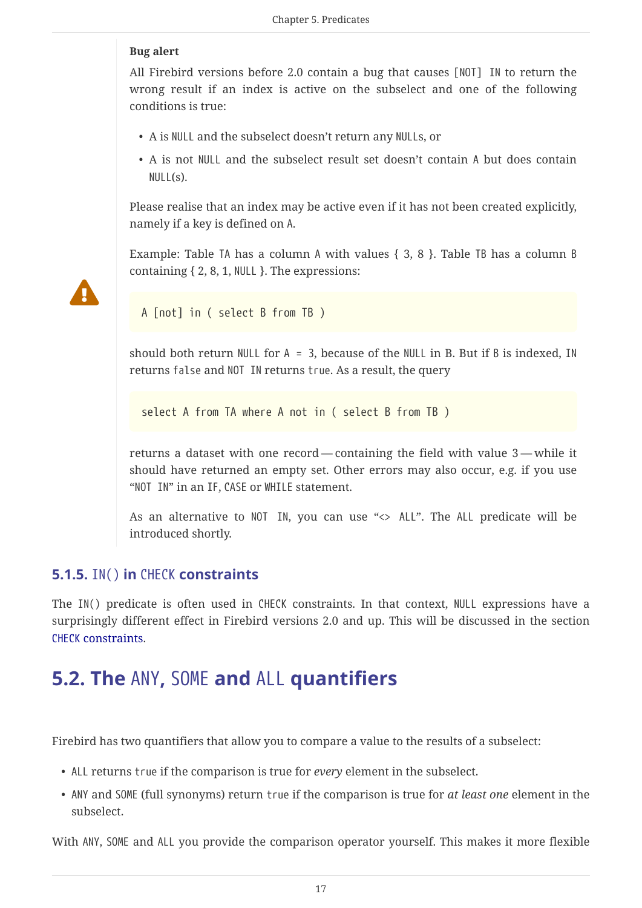**Bug alert**

All Firebird versions before 2.0 contain a bug that causes [NOT] IN to return the wrong result if an index is active on the subselect and one of the following conditions is true:

- A is NULL and the subselect doesn't return any NULLs, or
- A is not NULL and the subselect result set doesn't contain A but does contain NULL(s).

Please realise that an index may be active even if it has not been created explicitly, namely if a key is defined on A.

Example: Table TA has a column A with values { 3, 8 }. Table TB has a column B containing { 2, 8, 1, NULL }. The expressions:

```
A [not] in ( select B from TB )
```

should both return NULL for A = 3, because of the NULL in B. But if B is indexed, IN returns false and NOT IN returns true. As a result, the query

```
select A from TA where A not in ( select B from TB )
```

returns a dataset with one record — containing the field with value 3 — while it should have returned an empty set. Other errors may also occur, e.g. if you use "NOT IN" in an IF, CASE or WHILE statement.

As an alternative to NOT IN, you can use "<> ALL". The ALL predicate will be introduced shortly.

### 5.1.5. IN() in CHECK constraints

The IN() predicate is often used in CHECK constraints. In that context, NULL expressions have a surprisingly different effect in Firebird versions 2.0 and up. This will be discussed in the section CHECK constraints.

## 5.2. The ANY, SOME and ALL quantifiers

Firebird has two quantifiers that allow you to compare a value to the results of a subselect:

- ALL returns true if the comparison is true for *every* element in the subselect.
- ANY and SOME (full synonyms) return true if the comparison is true for *at least one* element in the subselect.

With ANY, SOME and ALL you provide the comparison operator yourself. This makes it more flexible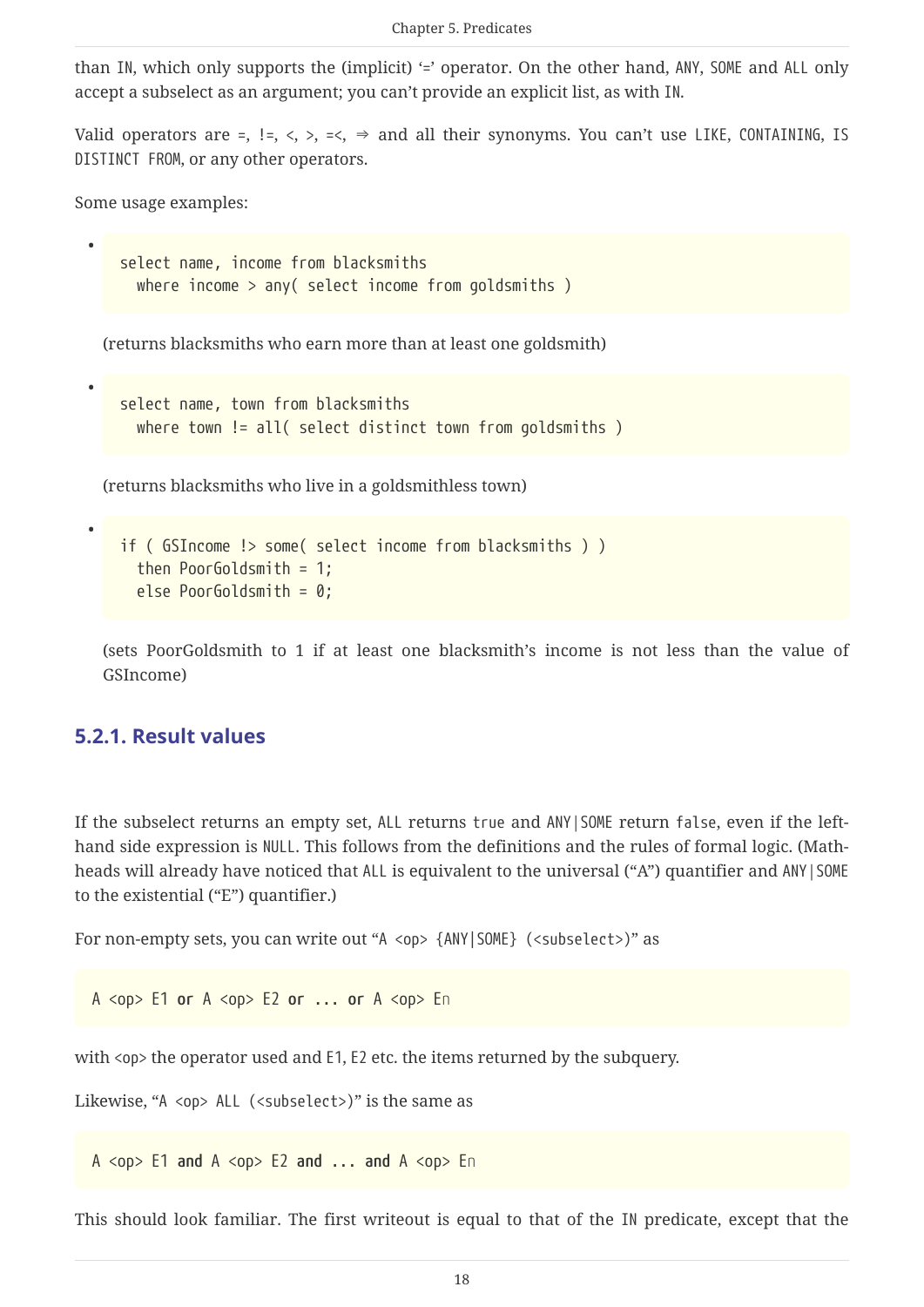than IN, which only supports the (implicit) '=' operator. On the other hand, ANY, SOME and ALL only accept a subselect as an argument; you can't provide an explicit list, as with IN.

Valid operators are =, !=, <, >, =<, => and all their synonyms. You can't use LIKE, CONTAINING, IS DISTINCT FROM, or any other operators.

Some usage examples:

- ```
  select name, income from blacksmiths
    where income > any( select income from goldsmiths )
  ```

  (returns blacksmiths who earn more than at least one goldsmith)

- ```
  select name, town from blacksmiths
    where town != all( select distinct town from goldsmiths )
  ```

  (returns blacksmiths who live in a goldsmithless town)

- ```
  if ( GSIncome !> some( select income from blacksmiths ) )
    then PoorGoldsmith = 1;
    else PoorGoldsmith = 0;
  ```

  (sets PoorGoldsmith to 1 if at least one blacksmith's income is not less than the value of GSIncome)

### 5.2.1. Result values

If the subselect returns an empty set, ALL returns true and ANY|SOME return false, even if the left-hand side expression is NULL. This follows from the definitions and the rules of formal logic. (Math-heads will already have noticed that ALL is equivalent to the universal ("A") quantifier and ANY|SOME to the existential ("E") quantifier.)

For non-empty sets, you can write out "A <op> {ANY|SOME} (<subselect>)" as

```
A <op> E1 or A <op> E2 or ... or A <op> En
```

with <op> the operator used and E1, E2 etc. the items returned by the subquery.

Likewise, "A <op> ALL (<subselect>)" is the same as

```
A <op> E1 and A <op> E2 and ... and A <op> En
```

This should look familiar. The first writeout is equal to that of the IN predicate, except that the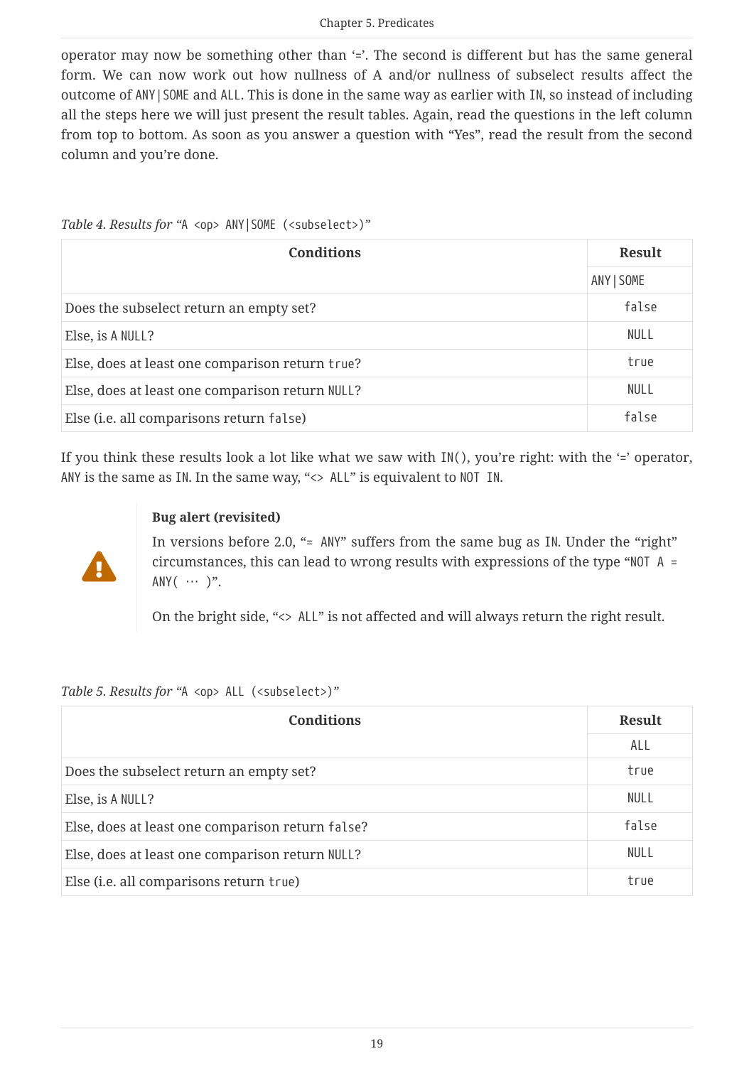operator may now be something other than '='. The second is different but has the same general form. We can now work out how nullness of A and/or nullness of subselect results affect the outcome of `ANY|SOME` and `ALL`. This is done in the same way as earlier with `IN`, so instead of including all the steps here we will just present the result tables. Again, read the questions in the left column from top to bottom. As soon as you answer a question with "Yes", read the result from the second column and you're done.

*Table 4. Results for* "`A <op> ANY|SOME (<subselect>)`"

| Conditions | Result |
|---|---|
| | `ANY|SOME` |
| Does the subselect return an empty set? | `false` |
| Else, is `A NULL`? | `NULL` |
| Else, does at least one comparison return `true`? | `true` |
| Else, does at least one comparison return `NULL`? | `NULL` |
| Else (i.e. all comparisons return `false`) | `false` |

If you think these results look a lot like what we saw with `IN()`, you're right: with the '=' operator, `ANY` is the same as `IN`. In the same way, "`<> ALL`" is equivalent to `NOT IN`.

> **Bug alert (revisited)**
>
> In versions before 2.0, "`= ANY`" suffers from the same bug as `IN`. Under the "right" circumstances, this can lead to wrong results with expressions of the type "`NOT A = ANY( … )`".
>
> On the bright side, "`<> ALL`" is not affected and will always return the right result.

*Table 5. Results for* "`A <op> ALL (<subselect>)`"

| Conditions | Result |
|---|---|
| | `ALL` |
| Does the subselect return an empty set? | `true` |
| Else, is `A NULL`? | `NULL` |
| Else, does at least one comparison return `false`? | `false` |
| Else, does at least one comparison return `NULL`? | `NULL` |
| Else (i.e. all comparisons return `true`) | `true` |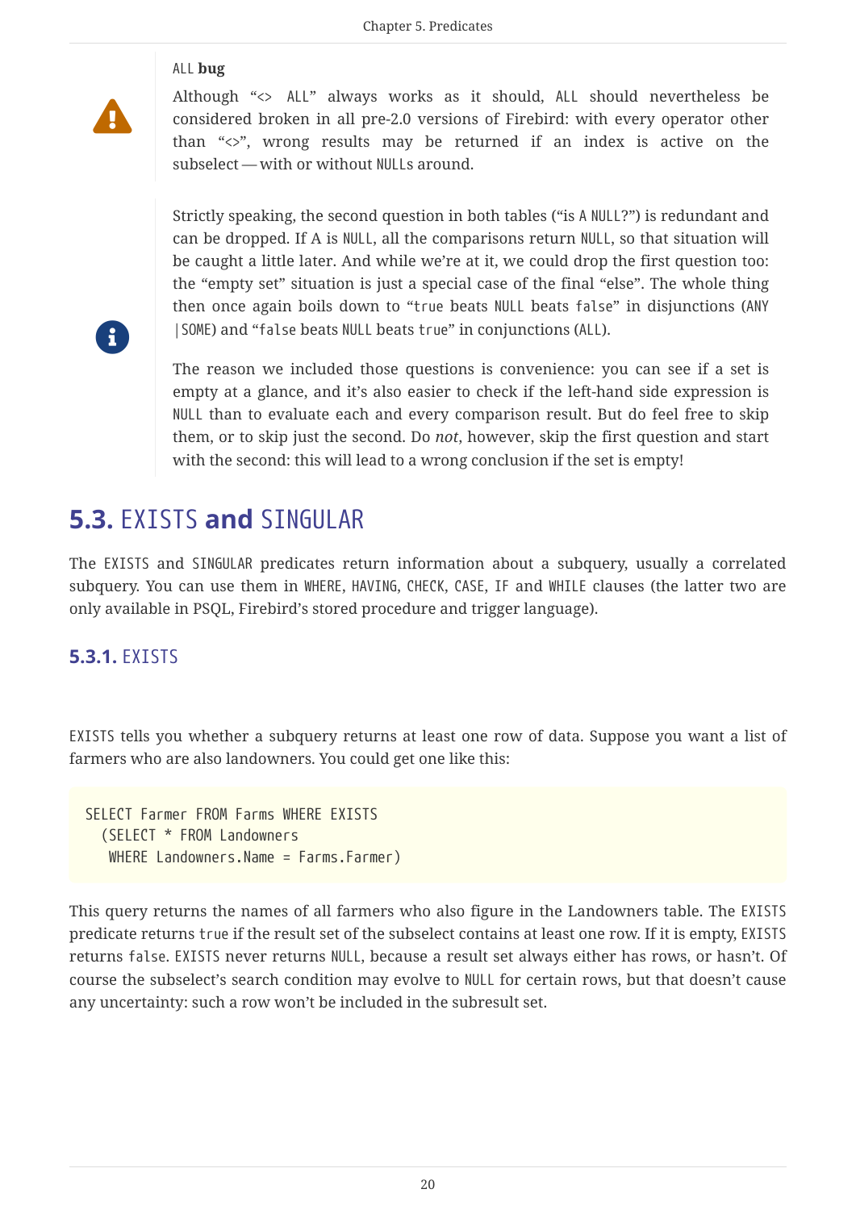> **ALL bug**
>
> Although "<> ALL" always works as it should, ALL should nevertheless be considered broken in all pre-2.0 versions of Firebird: with every operator other than "<>", wrong results may be returned if an index is active on the subselect — with or without NULLs around.

> Strictly speaking, the second question in both tables ("is A NULL?") is redundant and can be dropped. If A is NULL, all the comparisons return NULL, so that situation will be caught a little later. And while we're at it, we could drop the first question too: the "empty set" situation is just a special case of the final "else". The whole thing then once again boils down to "true beats NULL beats false" in disjunctions (ANY |SOME) and "false beats NULL beats true" in conjunctions (ALL).
>
> The reason we included those questions is convenience: you can see if a set is empty at a glance, and it's also easier to check if the left-hand side expression is NULL than to evaluate each and every comparison result. But do feel free to skip them, or to skip just the second. Do *not*, however, skip the first question and start with the second: this will lead to a wrong conclusion if the set is empty!

## 5.3. EXISTS and SINGULAR

The EXISTS and SINGULAR predicates return information about a subquery, usually a correlated subquery. You can use them in WHERE, HAVING, CHECK, CASE, IF and WHILE clauses (the latter two are only available in PSQL, Firebird's stored procedure and trigger language).

### 5.3.1. EXISTS

EXISTS tells you whether a subquery returns at least one row of data. Suppose you want a list of farmers who are also landowners. You could get one like this:

```
SELECT Farmer FROM Farms WHERE EXISTS
  (SELECT * FROM Landowners
   WHERE Landowners.Name = Farms.Farmer)
```

This query returns the names of all farmers who also figure in the Landowners table. The EXISTS predicate returns true if the result set of the subselect contains at least one row. If it is empty, EXISTS returns false. EXISTS never returns NULL, because a result set always either has rows, or hasn't. Of course the subselect's search condition may evolve to NULL for certain rows, but that doesn't cause any uncertainty: such a row won't be included in the subresult set.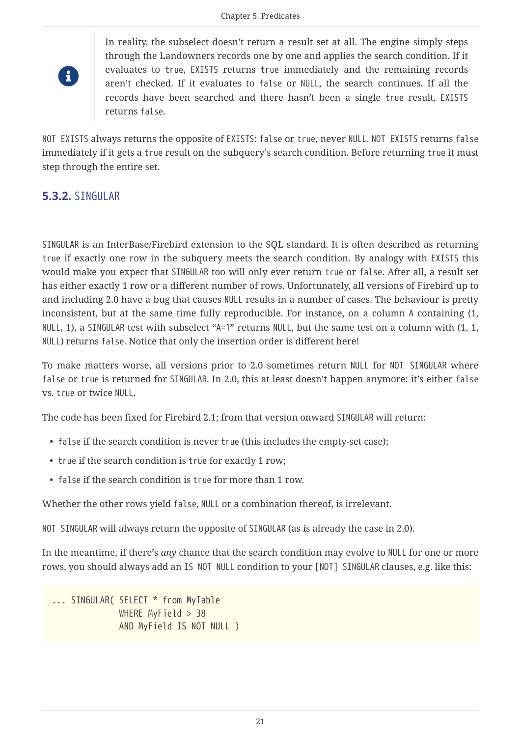> In reality, the subselect doesn't return a result set at all. The engine simply steps through the Landowners records one by one and applies the search condition. If it evaluates to `true`, `EXISTS` returns `true` immediately and the remaining records aren't checked. If it evaluates to `false` or `NULL`, the search continues. If all the records have been searched and there hasn't been a single `true` result, `EXISTS` returns `false`.

`NOT EXISTS` always returns the opposite of `EXISTS`: `false` or `true`, never `NULL`. `NOT EXISTS` returns `false` immediately if it gets a `true` result on the subquery's search condition. Before returning `true` it must step through the entire set.

### 5.3.2. SINGULAR

`SINGULAR` is an InterBase/Firebird extension to the SQL standard. It is often described as returning `true` if exactly one row in the subquery meets the search condition. By analogy with `EXISTS` this would make you expect that `SINGULAR` too will only ever return `true` or `false`. After all, a result set has either exactly 1 row or a different number of rows. Unfortunately, all versions of Firebird up to and including 2.0 have a bug that causes `NULL` results in a number of cases. The behaviour is pretty inconsistent, but at the same time fully reproducible. For instance, on a column `A` containing (1, `NULL`, 1), a `SINGULAR` test with subselect "`A=1`" returns `NULL`, but the same test on a column with (1, 1, `NULL`) returns `false`. Notice that only the insertion order is different here!

To make matters worse, all versions prior to 2.0 sometimes return `NULL` for `NOT SINGULAR` where `false` or `true` is returned for `SINGULAR`. In 2.0, this at least doesn't happen anymore: it's either `false` vs. `true` or twice `NULL`.

The code has been fixed for Firebird 2.1; from that version onward `SINGULAR` will return:

- `false` if the search condition is never `true` (this includes the empty-set case);
- `true` if the search condition is `true` for exactly 1 row;
- `false` if the search condition is `true` for more than 1 row.

Whether the other rows yield `false`, `NULL` or a combination thereof, is irrelevant.

`NOT SINGULAR` will always return the opposite of `SINGULAR` (as is already the case in 2.0).

In the meantime, if there's *any* chance that the search condition may evolve to `NULL` for one or more rows, you should always add an `IS NOT NULL` condition to your `[NOT] SINGULAR` clauses, e.g. like this:

```
... SINGULAR( SELECT * from MyTable
              WHERE MyField > 38
              AND MyField IS NOT NULL )
```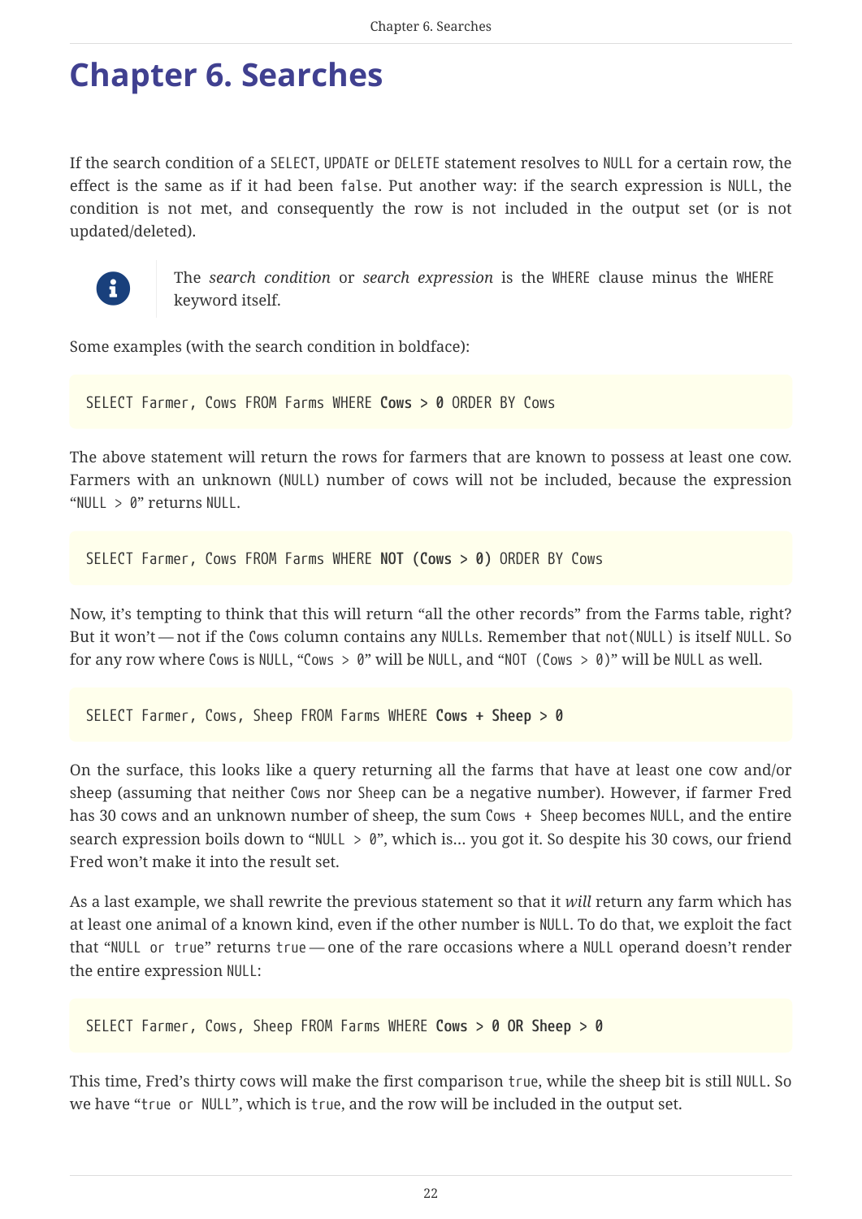# Chapter 6. Searches

If the search condition of a `SELECT`, `UPDATE` or `DELETE` statement resolves to `NULL` for a certain row, the effect is the same as if it had been `false`. Put another way: if the search expression is `NULL`, the condition is not met, and consequently the row is not included in the output set (or is not updated/deleted).

> The *search condition* or *search expression* is the `WHERE` clause minus the `WHERE` keyword itself.

Some examples (with the search condition in boldface):

```
SELECT Farmer, Cows FROM Farms WHERE Cows > 0 ORDER BY Cows
```

The above statement will return the rows for farmers that are known to possess at least one cow. Farmers with an unknown (`NULL`) number of cows will not be included, because the expression "`NULL > 0`" returns `NULL`.

```
SELECT Farmer, Cows FROM Farms WHERE NOT (Cows > 0) ORDER BY Cows
```

Now, it's tempting to think that this will return "all the other records" from the Farms table, right? But it won't — not if the `Cows` column contains any `NULL`s. Remember that `not(NULL)` is itself `NULL`. So for any row where `Cows` is `NULL`, "`Cows > 0`" will be `NULL`, and "`NOT (Cows > 0)`" will be `NULL` as well.

```
SELECT Farmer, Cows, Sheep FROM Farms WHERE Cows + Sheep > 0
```

On the surface, this looks like a query returning all the farms that have at least one cow and/or sheep (assuming that neither `Cows` nor `Sheep` can be a negative number). However, if farmer Fred has 30 cows and an unknown number of sheep, the sum `Cows + Sheep` becomes `NULL`, and the entire search expression boils down to "`NULL > 0`", which is… you got it. So despite his 30 cows, our friend Fred won't make it into the result set.

As a last example, we shall rewrite the previous statement so that it *will* return any farm which has at least one animal of a known kind, even if the other number is `NULL`. To do that, we exploit the fact that "`NULL or true`" returns `true` — one of the rare occasions where a `NULL` operand doesn't render the entire expression `NULL`:

```
SELECT Farmer, Cows, Sheep FROM Farms WHERE Cows > 0 OR Sheep > 0
```

This time, Fred's thirty cows will make the first comparison `true`, while the sheep bit is still `NULL`. So we have "`true or NULL`", which is `true`, and the row will be included in the output set.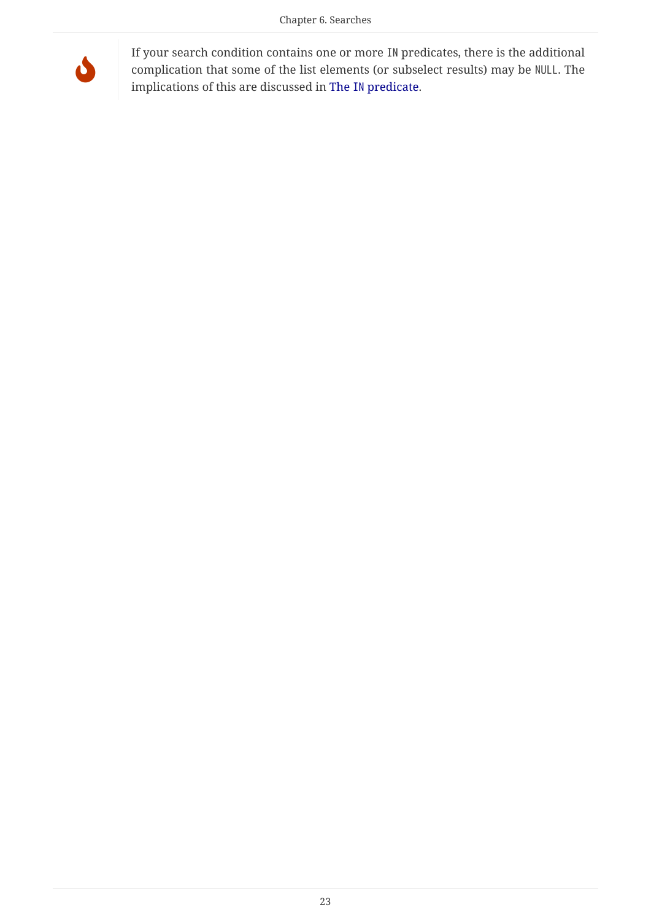If your search condition contains one or more `IN` predicates, there is the additional complication that some of the list elements (or subselect results) may be `NULL`. The implications of this are discussed in The `IN` predicate.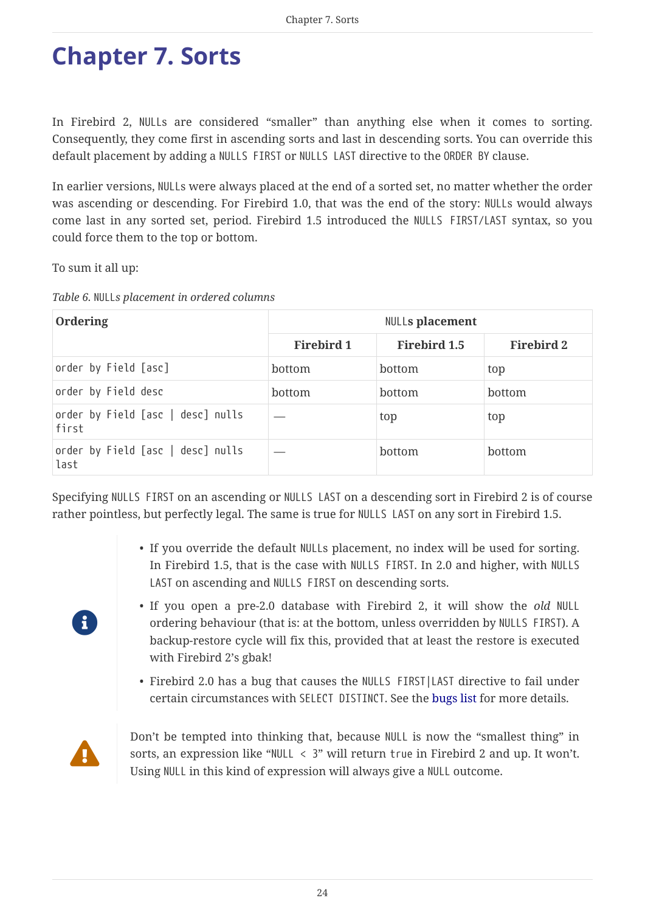# Chapter 7. Sorts

In Firebird 2, `NULL`s are considered “smaller” than anything else when it comes to sorting. Consequently, they come first in ascending sorts and last in descending sorts. You can override this default placement by adding a `NULLS FIRST` or `NULLS LAST` directive to the `ORDER BY` clause.

In earlier versions, `NULL`s were always placed at the end of a sorted set, no matter whether the order was ascending or descending. For Firebird 1.0, that was the end of the story: `NULL`s would always come last in any sorted set, period. Firebird 1.5 introduced the `NULLS FIRST/LAST` syntax, so you could force them to the top or bottom.

To sum it all up:

*Table 6. `NULL`s placement in ordered columns*

| Ordering | `NULL`s placement | | |
|---|---|---|---|
| | **Firebird 1** | **Firebird 1.5** | **Firebird 2** |
| `order by Field [asc]` | bottom | bottom | top |
| `order by Field desc` | bottom | bottom | bottom |
| `order by Field [asc \| desc] nulls first` | — | top | top |
| `order by Field [asc \| desc] nulls last` | — | bottom | bottom |

Specifying `NULLS FIRST` on an ascending or `NULLS LAST` on a descending sort in Firebird 2 is of course rather pointless, but perfectly legal. The same is true for `NULLS LAST` on any sort in Firebird 1.5.

- If you override the default `NULL`s placement, no index will be used for sorting. In Firebird 1.5, that is the case with `NULLS FIRST`. In 2.0 and higher, with `NULLS LAST` on ascending and `NULLS FIRST` on descending sorts.
- If you open a pre-2.0 database with Firebird 2, it will show the *old* `NULL` ordering behaviour (that is: at the bottom, unless overridden by `NULLS FIRST`). A backup-restore cycle will fix this, provided that at least the restore is executed with Firebird 2’s gbak!
- Firebird 2.0 has a bug that causes the `NULLS FIRST|LAST` directive to fail under certain circumstances with `SELECT DISTINCT`. See the bugs list for more details.

Don’t be tempted into thinking that, because `NULL` is now the “smallest thing” in sorts, an expression like “`NULL < 3`” will return `true` in Firebird 2 and up. It won’t. Using `NULL` in this kind of expression will always give a `NULL` outcome.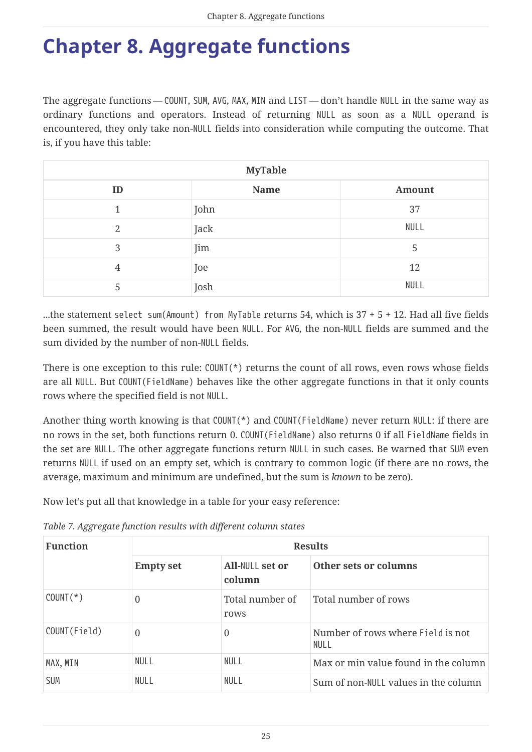# Chapter 8. Aggregate functions

The aggregate functions — `COUNT`, `SUM`, `AVG`, `MAX`, `MIN` and `LIST` — don't handle `NULL` in the same way as ordinary functions and operators. Instead of returning `NULL` as soon as a `NULL` operand is encountered, they only take non-`NULL` fields into consideration while computing the outcome. That is, if you have this table:

| MyTable | | |
|---|---|---|
| **ID** | **Name** | **Amount** |
| 1 | John | 37 |
| 2 | Jack | `NULL` |
| 3 | Jim | 5 |
| 4 | Joe | 12 |
| 5 | Josh | `NULL` |

...the statement `select sum(Amount) from MyTable` returns 54, which is 37 + 5 + 12. Had all five fields been summed, the result would have been `NULL`. For `AVG`, the non-`NULL` fields are summed and the sum divided by the number of non-`NULL` fields.

There is one exception to this rule: `COUNT(*)` returns the count of all rows, even rows whose fields are all `NULL`. But `COUNT(FieldName)` behaves like the other aggregate functions in that it only counts rows where the specified field is not `NULL`.

Another thing worth knowing is that `COUNT(*)` and `COUNT(FieldName)` never return `NULL`: if there are no rows in the set, both functions return 0. `COUNT(FieldName)` also returns 0 if all `FieldName` fields in the set are `NULL`. The other aggregate functions return `NULL` in such cases. Be warned that `SUM` even returns `NULL` if used on an empty set, which is contrary to common logic (if there are no rows, the average, maximum and minimum are undefined, but the sum is *known* to be zero).

Now let's put all that knowledge in a table for your easy reference:

*Table 7. Aggregate function results with different column states*

| **Function** | **Results** | | |
|---|---|---|---|
| | **Empty set** | **All-`NULL` set or column** | **Other sets or columns** |
| `COUNT(*)` | 0 | Total number of rows | Total number of rows |
| `COUNT(Field)` | 0 | 0 | Number of rows where `Field` is not `NULL` |
| `MAX`, `MIN` | `NULL` | `NULL` | Max or min value found in the column |
| `SUM` | `NULL` | `NULL` | Sum of non-`NULL` values in the column |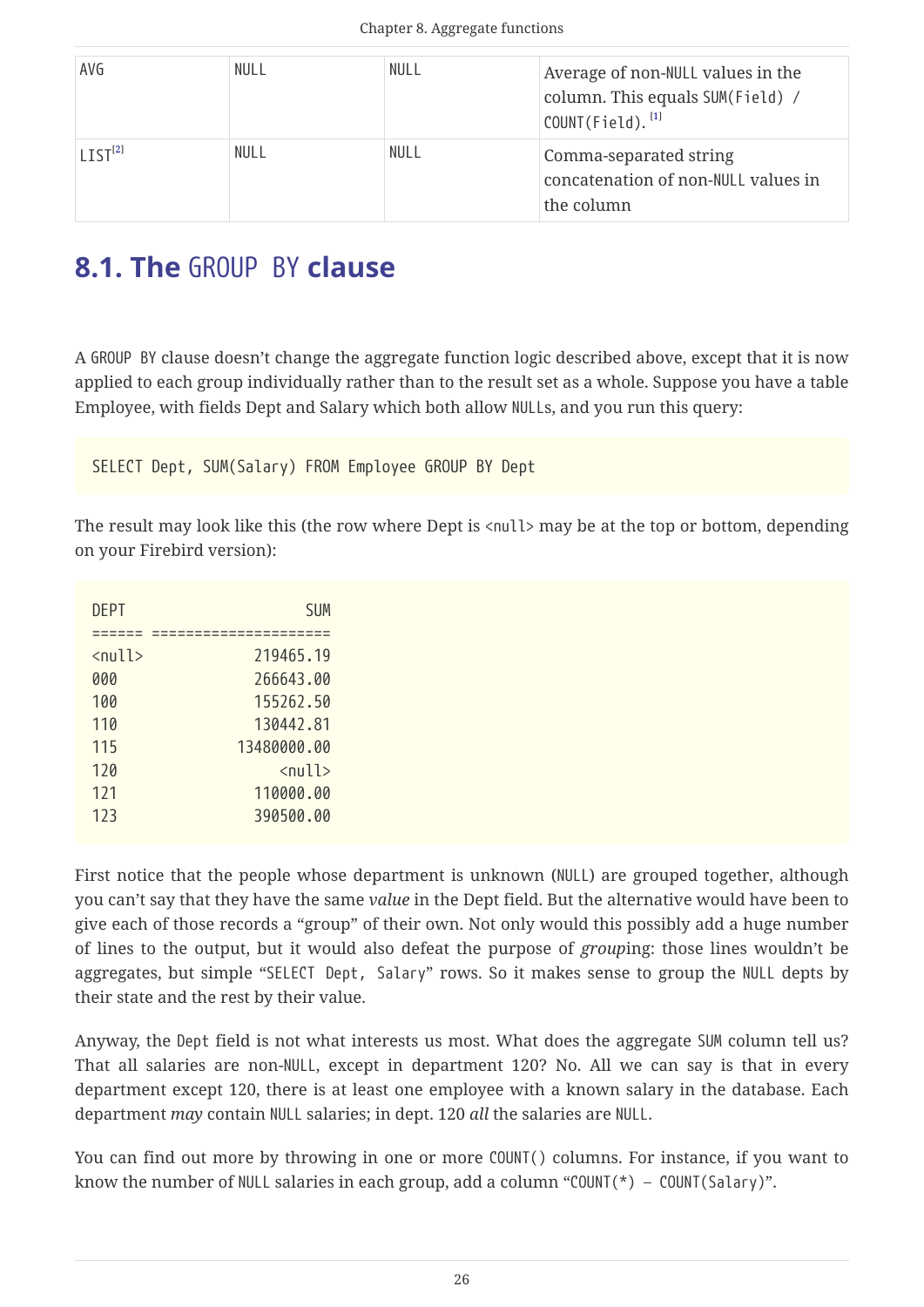| AVG | NULL | NULL | Average of non-NULL values in the column. This equals SUM(Field) / COUNT(Field). [1] |
|---|---|---|---|
| LIST[2] | NULL | NULL | Comma-separated string concatenation of non-NULL values in the column |

## 8.1. The GROUP BY clause

A GROUP BY clause doesn't change the aggregate function logic described above, except that it is now applied to each group individually rather than to the result set as a whole. Suppose you have a table Employee, with fields Dept and Salary which both allow NULLs, and you run this query:

```
SELECT Dept, SUM(Salary) FROM Employee GROUP BY Dept
```

The result may look like this (the row where Dept is <null> may be at the top or bottom, depending on your Firebird version):

```
DEPT                    SUM
====== =====================
<null>            219465.19
000               266643.00
100               155262.50
110               130442.81
115             13480000.00
120                  <null>
121               110000.00
123               390500.00
```

First notice that the people whose department is unknown (NULL) are grouped together, although you can't say that they have the same *value* in the Dept field. But the alternative would have been to give each of those records a "group" of their own. Not only would this possibly add a huge number of lines to the output, but it would also defeat the purpose of *group*ing: those lines wouldn't be aggregates, but simple "SELECT Dept, Salary" rows. So it makes sense to group the NULL depts by their state and the rest by their value.

Anyway, the Dept field is not what interests us most. What does the aggregate SUM column tell us? That all salaries are non-NULL, except in department 120? No. All we can say is that in every department except 120, there is at least one employee with a known salary in the database. Each department *may* contain NULL salaries; in dept. 120 *all* the salaries are NULL.

You can find out more by throwing in one or more COUNT() columns. For instance, if you want to know the number of NULL salaries in each group, add a column "COUNT(*) – COUNT(Salary)".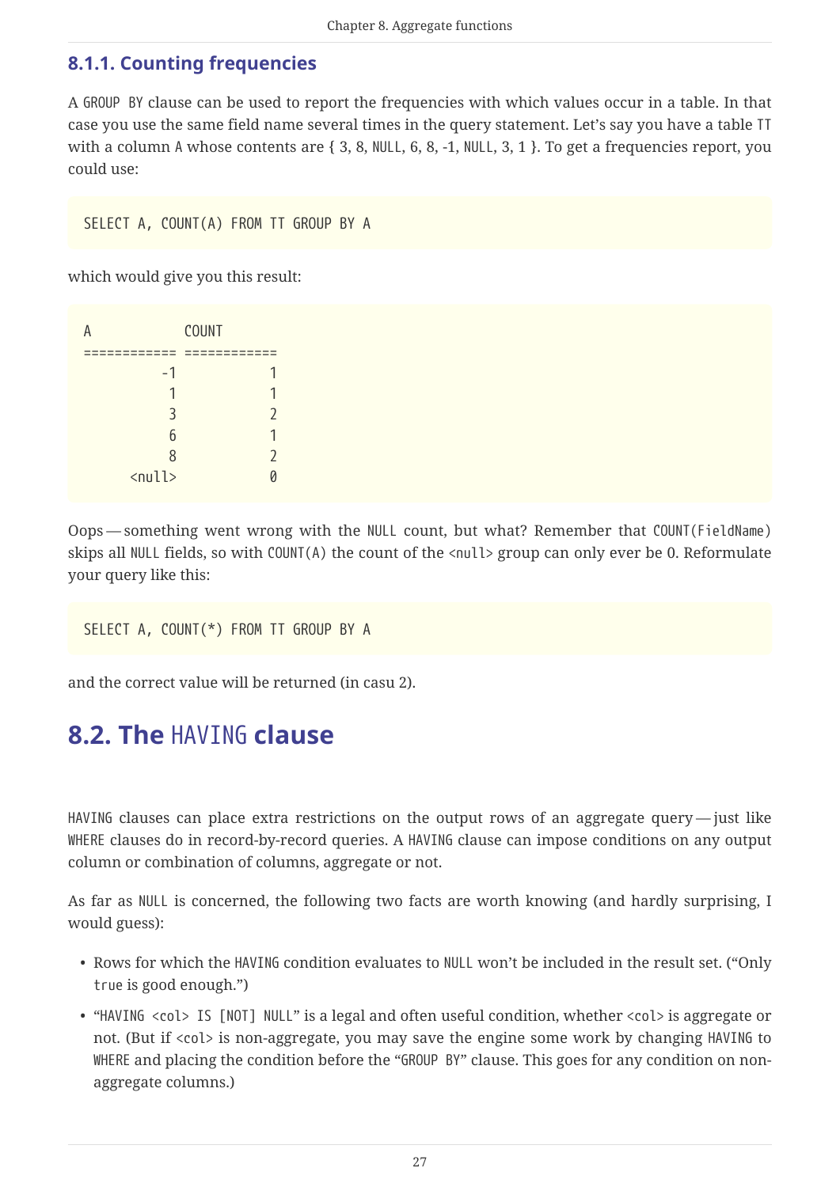### 8.1.1. Counting frequencies

A GROUP BY clause can be used to report the frequencies with which values occur in a table. In that case you use the same field name several times in the query statement. Let's say you have a table TT with a column A whose contents are { 3, 8, NULL, 6, 8, -1, NULL, 3, 1 }. To get a frequencies report, you could use:

```
SELECT A, COUNT(A) FROM TT GROUP BY A
```

which would give you this result:

```
A            COUNT
============ ============
          -1            1
           1            1
           3            2
           6            1
           8            2
      <null>            0
```

Oops — something went wrong with the NULL count, but what? Remember that COUNT(FieldName) skips all NULL fields, so with COUNT(A) the count of the <null> group can only ever be 0. Reformulate your query like this:

```
SELECT A, COUNT(*) FROM TT GROUP BY A
```

and the correct value will be returned (in casu 2).

## 8.2. The HAVING clause

HAVING clauses can place extra restrictions on the output rows of an aggregate query — just like WHERE clauses do in record-by-record queries. A HAVING clause can impose conditions on any output column or combination of columns, aggregate or not.

As far as NULL is concerned, the following two facts are worth knowing (and hardly surprising, I would guess):

- Rows for which the HAVING condition evaluates to NULL won't be included in the result set. ("Only true is good enough.")
- "HAVING <col> IS [NOT] NULL" is a legal and often useful condition, whether <col> is aggregate or not. (But if <col> is non-aggregate, you may save the engine some work by changing HAVING to WHERE and placing the condition before the "GROUP BY" clause. This goes for any condition on non-aggregate columns.)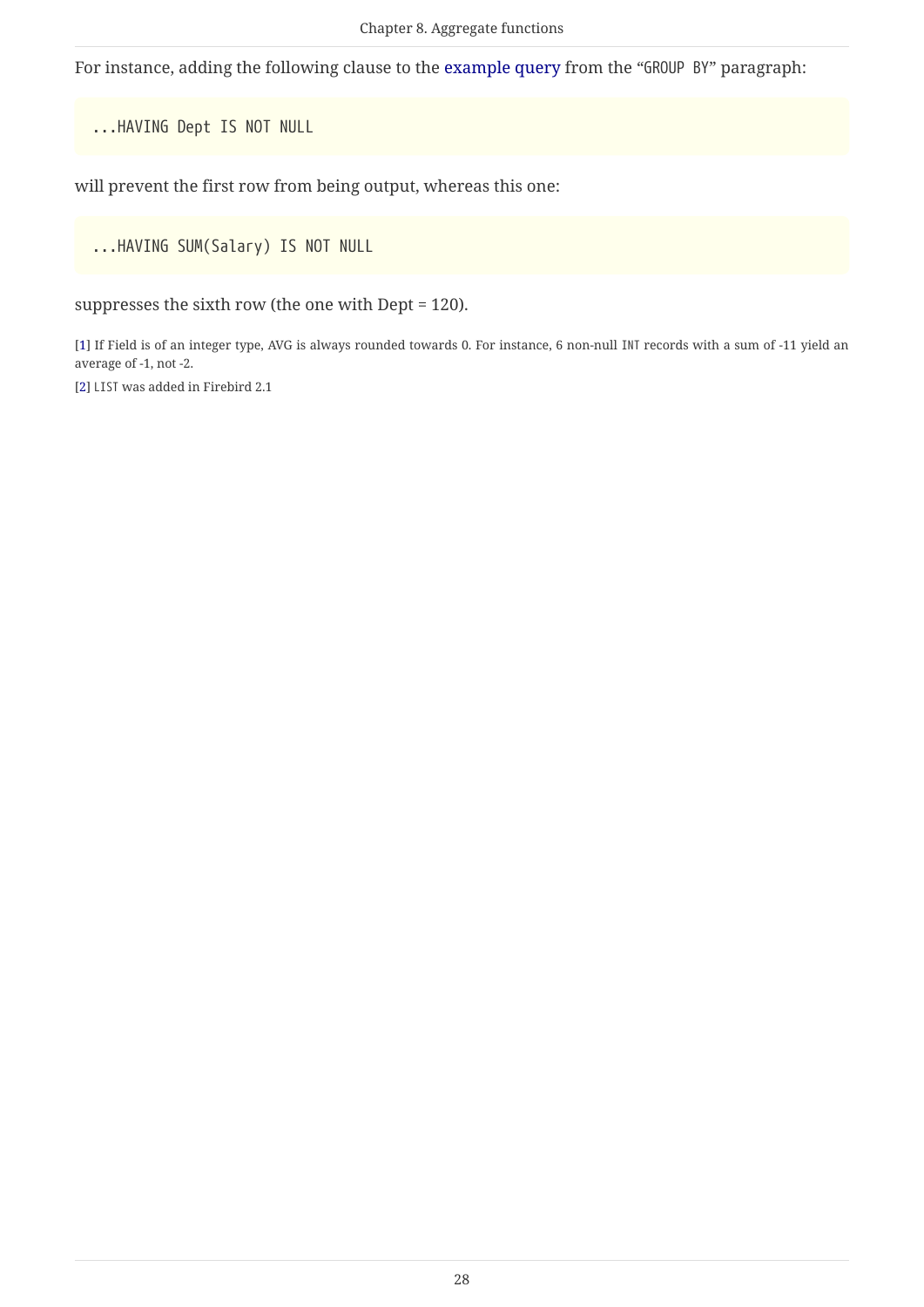For instance, adding the following clause to the example query from the "`GROUP BY`" paragraph:

```
...HAVING Dept IS NOT NULL
```

will prevent the first row from being output, whereas this one:

```
...HAVING SUM(Salary) IS NOT NULL
```

suppresses the sixth row (the one with Dept = 120).

[1] If Field is of an integer type, AVG is always rounded towards 0. For instance, 6 non-null `INT` records with a sum of -11 yield an average of -1, not -2.

[2] `LIST` was added in Firebird 2.1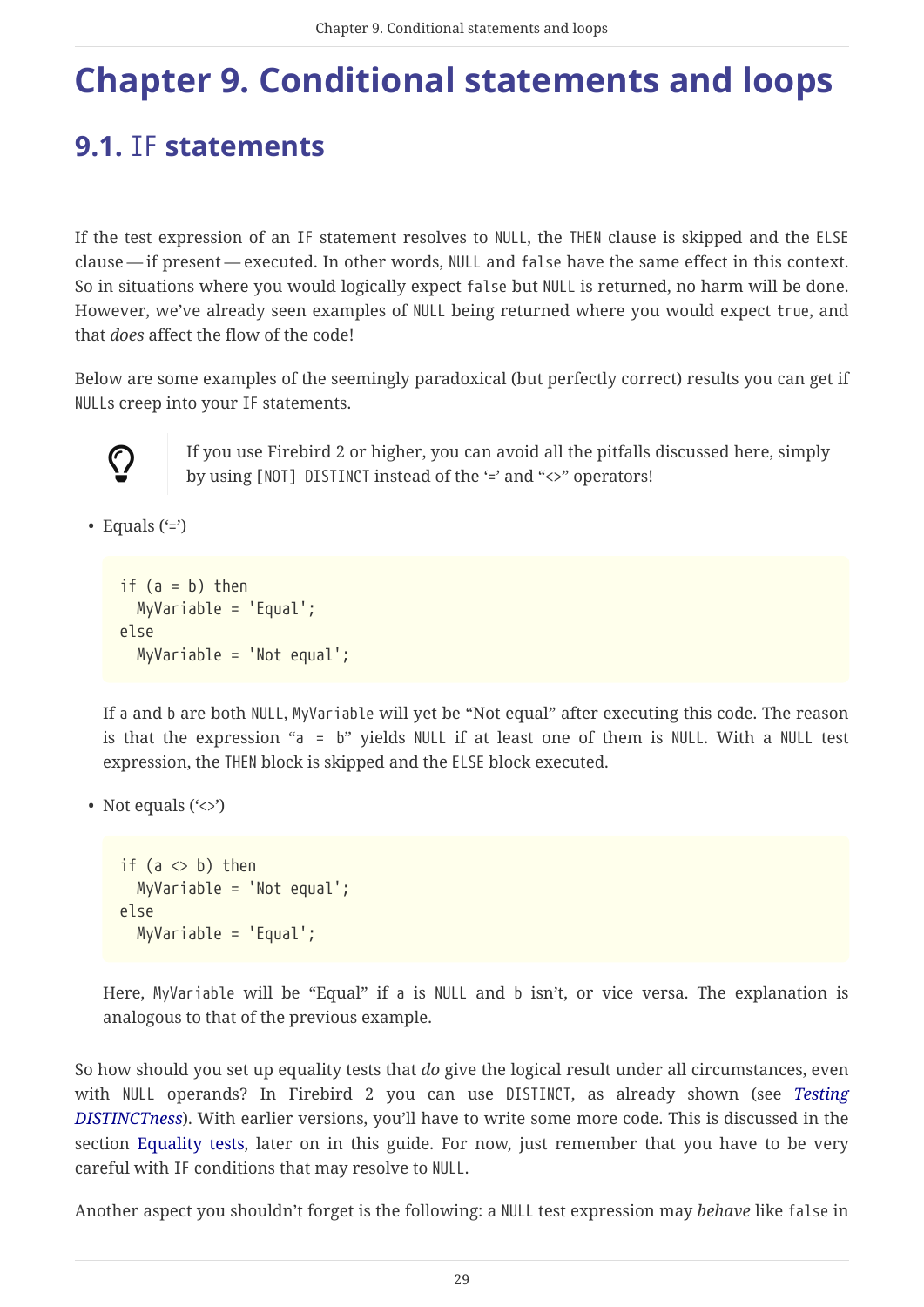# Chapter 9. Conditional statements and loops

## 9.1. IF statements

If the test expression of an IF statement resolves to NULL, the THEN clause is skipped and the ELSE clause — if present — executed. In other words, NULL and false have the same effect in this context. So in situations where you would logically expect false but NULL is returned, no harm will be done. However, we've already seen examples of NULL being returned where you would expect true, and that *does* affect the flow of the code!

Below are some examples of the seemingly paradoxical (but perfectly correct) results you can get if NULLs creep into your IF statements.

> If you use Firebird 2 or higher, you can avoid all the pitfalls discussed here, simply by using [NOT] DISTINCT instead of the '=' and "<>" operators!

- Equals ('=')

  ```
  if (a = b) then
    MyVariable = 'Equal';
  else
    MyVariable = 'Not equal';
  ```

  If a and b are both NULL, MyVariable will yet be "Not equal" after executing this code. The reason is that the expression "a = b" yields NULL if at least one of them is NULL. With a NULL test expression, the THEN block is skipped and the ELSE block executed.

- Not equals ('<>')

  ```
  if (a <> b) then
    MyVariable = 'Not equal';
  else
    MyVariable = 'Equal';
  ```

  Here, MyVariable will be "Equal" if a is NULL and b isn't, or vice versa. The explanation is analogous to that of the previous example.

So how should you set up equality tests that *do* give the logical result under all circumstances, even with NULL operands? In Firebird 2 you can use DISTINCT, as already shown (see *Testing DISTINCTness*). With earlier versions, you'll have to write some more code. This is discussed in the section Equality tests, later on in this guide. For now, just remember that you have to be very careful with IF conditions that may resolve to NULL.

Another aspect you shouldn't forget is the following: a NULL test expression may *behave* like false in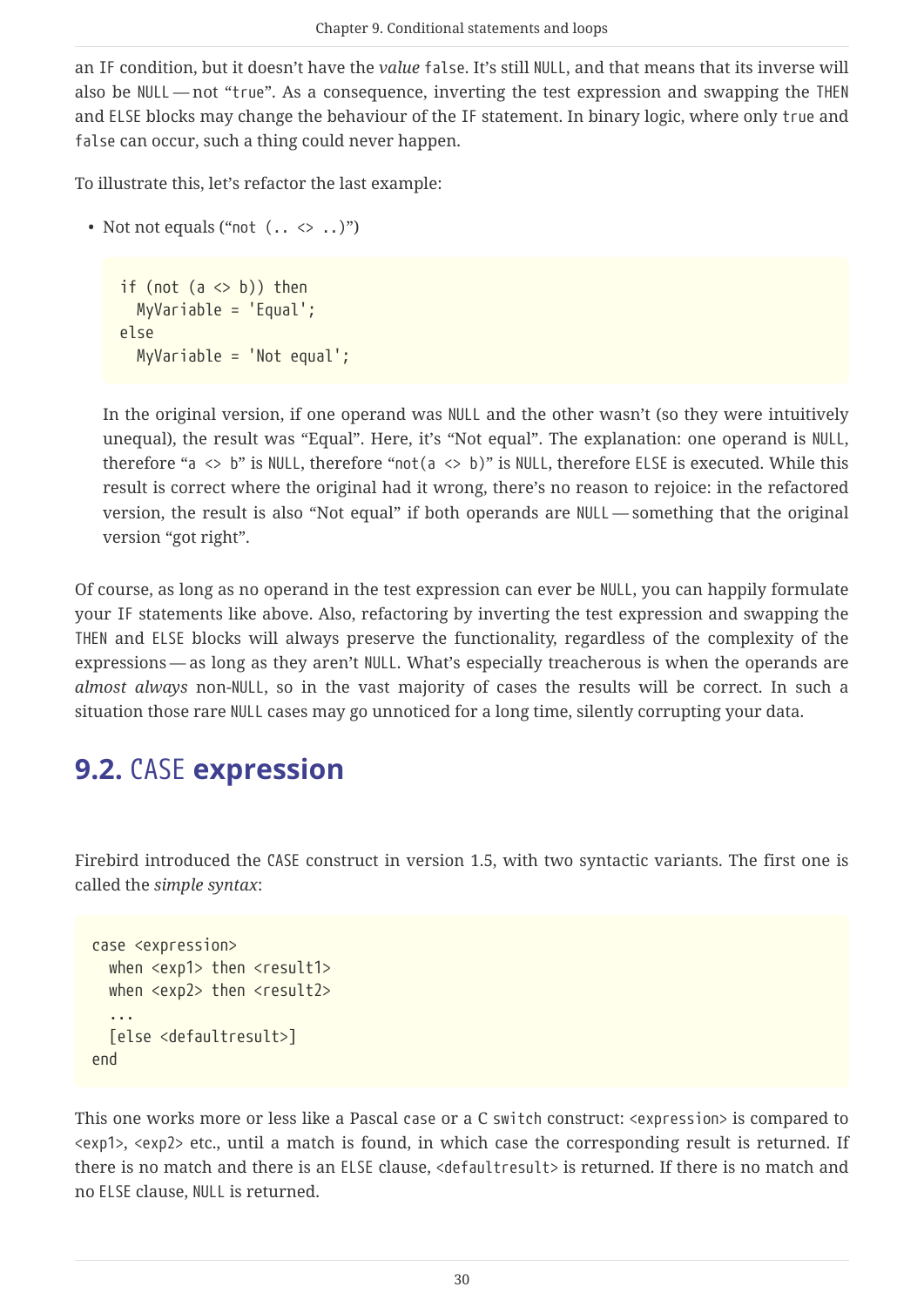an IF condition, but it doesn't have the *value* `false`. It's still NULL, and that means that its inverse will also be NULL — not "`true`". As a consequence, inverting the test expression and swapping the THEN and ELSE blocks may change the behaviour of the IF statement. In binary logic, where only `true` and `false` can occur, such a thing could never happen.

To illustrate this, let's refactor the last example:

- Not not equals ("`not (.. <> ..)`")

  ```
  if (not (a <> b)) then
    MyVariable = 'Equal';
  else
    MyVariable = 'Not equal';
  ```

  In the original version, if one operand was NULL and the other wasn't (so they were intuitively unequal), the result was "Equal". Here, it's "Not equal". The explanation: one operand is NULL, therefore "`a <> b`" is NULL, therefore "`not(a <> b)`" is NULL, therefore ELSE is executed. While this result is correct where the original had it wrong, there's no reason to rejoice: in the refactored version, the result is also "Not equal" if both operands are NULL — something that the original version "got right".

Of course, as long as no operand in the test expression can ever be NULL, you can happily formulate your IF statements like above. Also, refactoring by inverting the test expression and swapping the THEN and ELSE blocks will always preserve the functionality, regardless of the complexity of the expressions — as long as they aren't NULL. What's especially treacherous is when the operands are *almost always* non-NULL, so in the vast majority of cases the results will be correct. In such a situation those rare NULL cases may go unnoticed for a long time, silently corrupting your data.

## 9.2. CASE expression

Firebird introduced the CASE construct in version 1.5, with two syntactic variants. The first one is called the *simple syntax*:

```
case <expression>
  when <exp1> then <result1>
  when <exp2> then <result2>
  ...
  [else <defaultresult>]
end
```

This one works more or less like a Pascal `case` or a C `switch` construct: `<expression>` is compared to `<exp1>`, `<exp2>` etc., until a match is found, in which case the corresponding result is returned. If there is no match and there is an ELSE clause, `<defaultresult>` is returned. If there is no match and no ELSE clause, NULL is returned.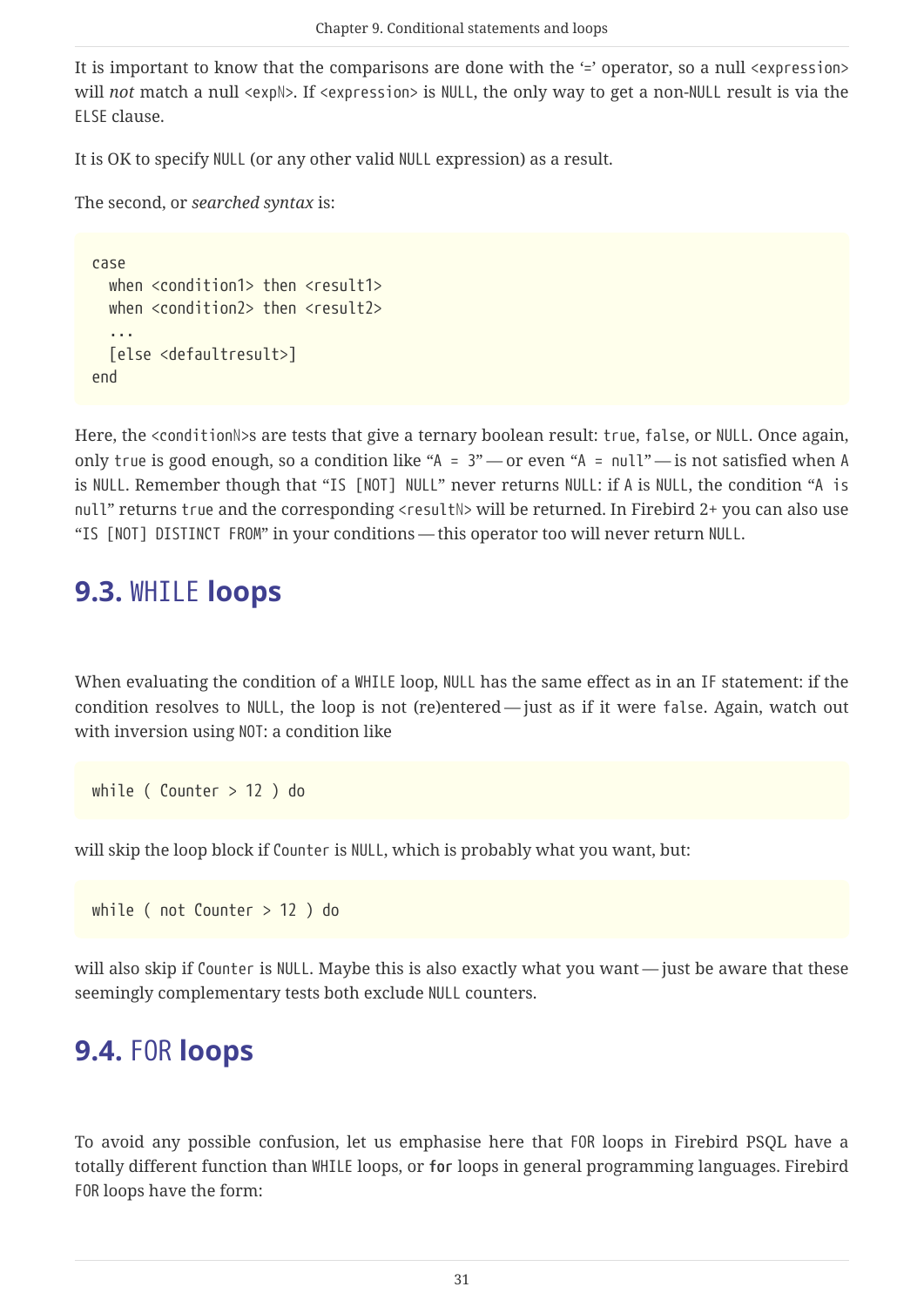It is important to know that the comparisons are done with the '=' operator, so a null `<expression>` will *not* match a null `<expN>`. If `<expression>` is `NULL`, the only way to get a non-`NULL` result is via the `ELSE` clause.

It is OK to specify `NULL` (or any other valid `NULL` expression) as a result.

The second, or *searched syntax* is:

```
case
  when <condition1> then <result1>
  when <condition2> then <result2>
  ...
  [else <defaultresult>]
end
```

Here, the `<conditionN>`s are tests that give a ternary boolean result: `true`, `false`, or `NULL`. Once again, only `true` is good enough, so a condition like "`A = 3`" — or even "`A = null`" — is not satisfied when `A` is `NULL`. Remember though that "`IS [NOT] NULL`" never returns `NULL`: if `A` is `NULL`, the condition "`A is null`" returns `true` and the corresponding `<resultN>` will be returned. In Firebird 2+ you can also use "`IS [NOT] DISTINCT FROM`" in your conditions — this operator too will never return `NULL`.

## 9.3. WHILE loops

When evaluating the condition of a `WHILE` loop, `NULL` has the same effect as in an `IF` statement: if the condition resolves to `NULL`, the loop is not (re)entered — just as if it were `false`. Again, watch out with inversion using `NOT`: a condition like

```
while ( Counter > 12 ) do
```

will skip the loop block if `Counter` is `NULL`, which is probably what you want, but:

```
while ( not Counter > 12 ) do
```

will also skip if `Counter` is `NULL`. Maybe this is also exactly what you want — just be aware that these seemingly complementary tests both exclude `NULL` counters.

## 9.4. FOR loops

To avoid any possible confusion, let us emphasise here that `FOR` loops in Firebird PSQL have a totally different function than `WHILE` loops, or **`for`** loops in general programming languages. Firebird `FOR` loops have the form: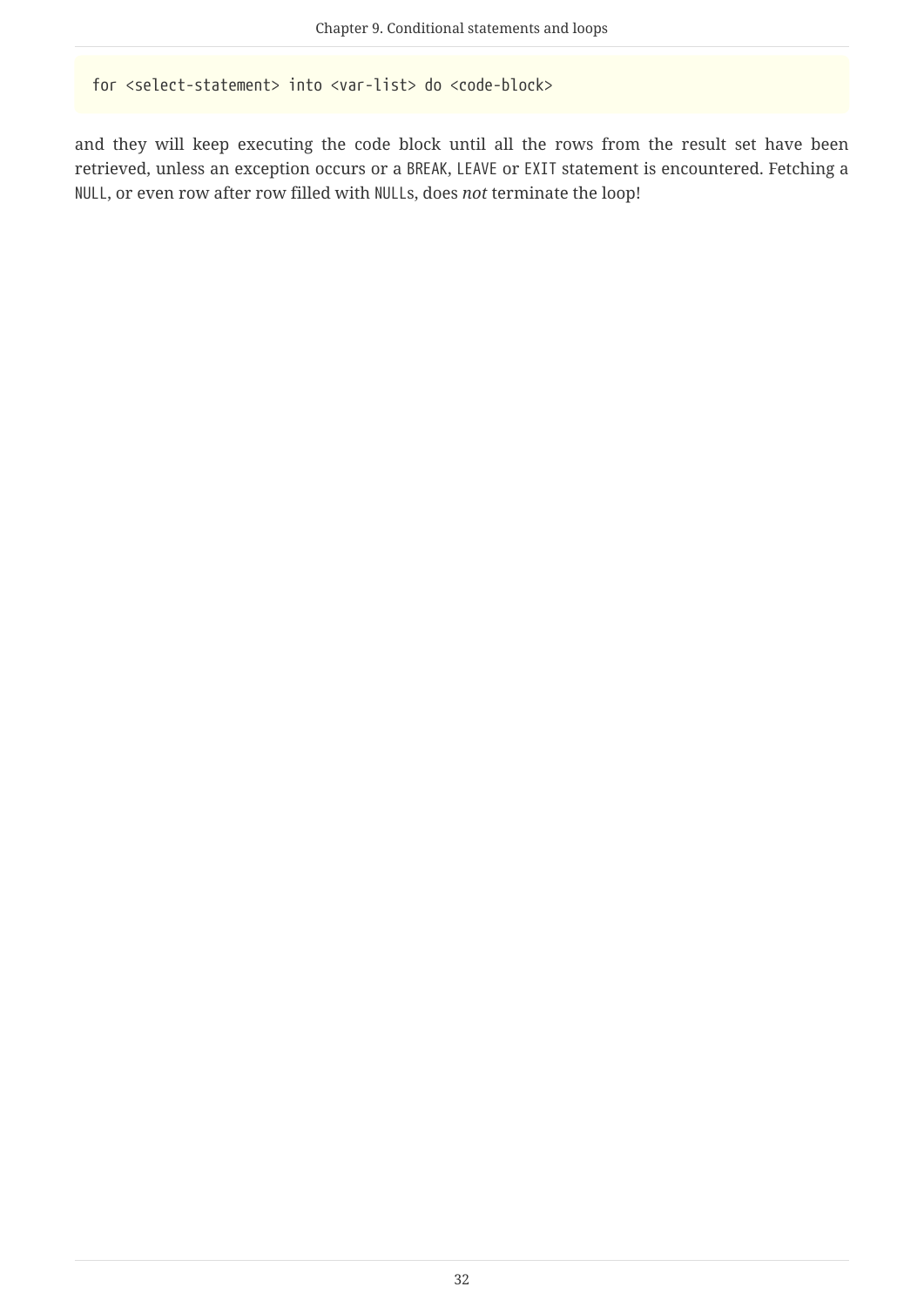```
for <select-statement> into <var-list> do <code-block>
```

and they will keep executing the code block until all the rows from the result set have been retrieved, unless an exception occurs or a `BREAK`, `LEAVE` or `EXIT` statement is encountered. Fetching a `NULL`, or even row after row filled with `NULL`s, does *not* terminate the loop!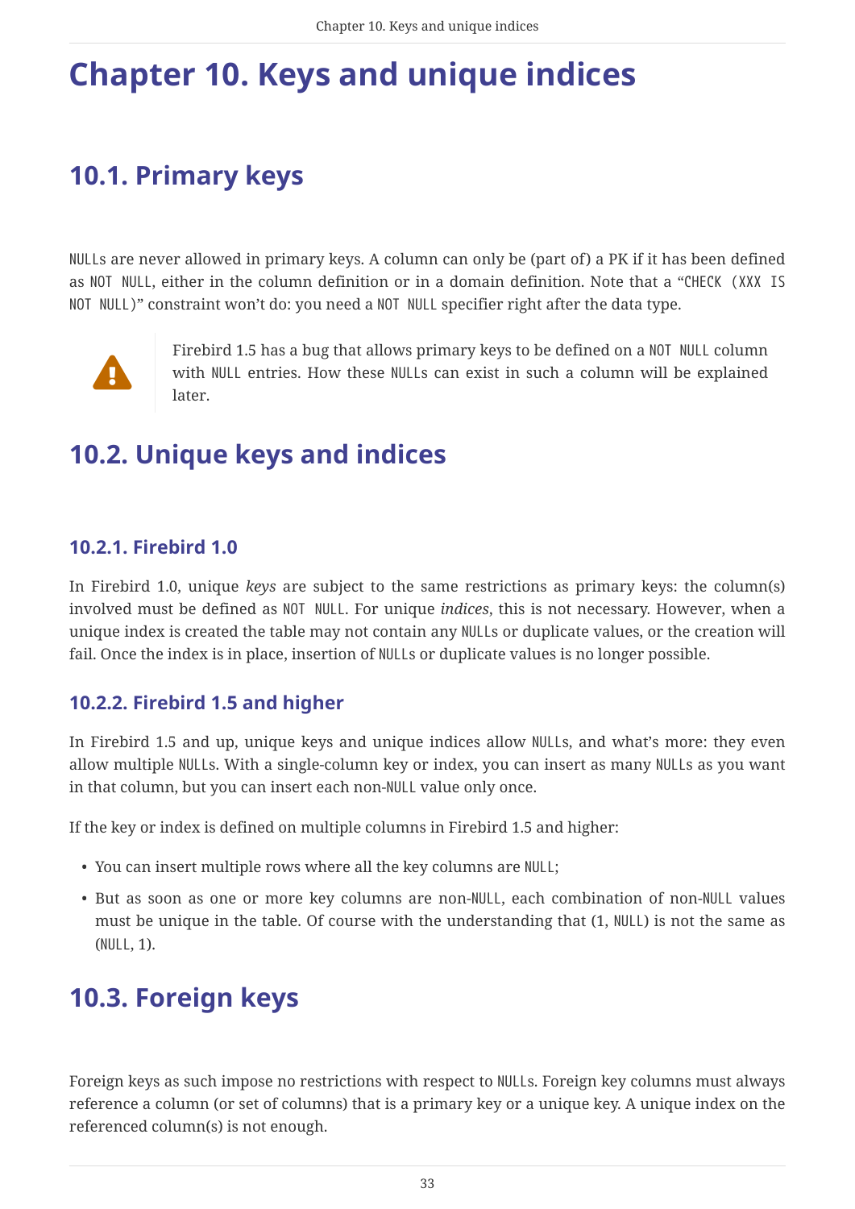# Chapter 10. Keys and unique indices

## 10.1. Primary keys

`NULL`s are never allowed in primary keys. A column can only be (part of) a PK if it has been defined as `NOT NULL`, either in the column definition or in a domain definition. Note that a "`CHECK (XXX IS NOT NULL)`" constraint won't do: you need a `NOT NULL` specifier right after the data type.

> Firebird 1.5 has a bug that allows primary keys to be defined on a `NOT NULL` column with `NULL` entries. How these `NULL`s can exist in such a column will be explained later.

## 10.2. Unique keys and indices

### 10.2.1. Firebird 1.0

In Firebird 1.0, unique *keys* are subject to the same restrictions as primary keys: the column(s) involved must be defined as `NOT NULL`. For unique *indices*, this is not necessary. However, when a unique index is created the table may not contain any `NULL`s or duplicate values, or the creation will fail. Once the index is in place, insertion of `NULL`s or duplicate values is no longer possible.

### 10.2.2. Firebird 1.5 and higher

In Firebird 1.5 and up, unique keys and unique indices allow `NULL`s, and what's more: they even allow multiple `NULL`s. With a single-column key or index, you can insert as many `NULL`s as you want in that column, but you can insert each non-`NULL` value only once.

If the key or index is defined on multiple columns in Firebird 1.5 and higher:

- You can insert multiple rows where all the key columns are `NULL`;
- But as soon as one or more key columns are non-`NULL`, each combination of non-`NULL` values must be unique in the table. Of course with the understanding that (1, `NULL`) is not the same as (`NULL`, 1).

## 10.3. Foreign keys

Foreign keys as such impose no restrictions with respect to `NULL`s. Foreign key columns must always reference a column (or set of columns) that is a primary key or a unique key. A unique index on the referenced column(s) is not enough.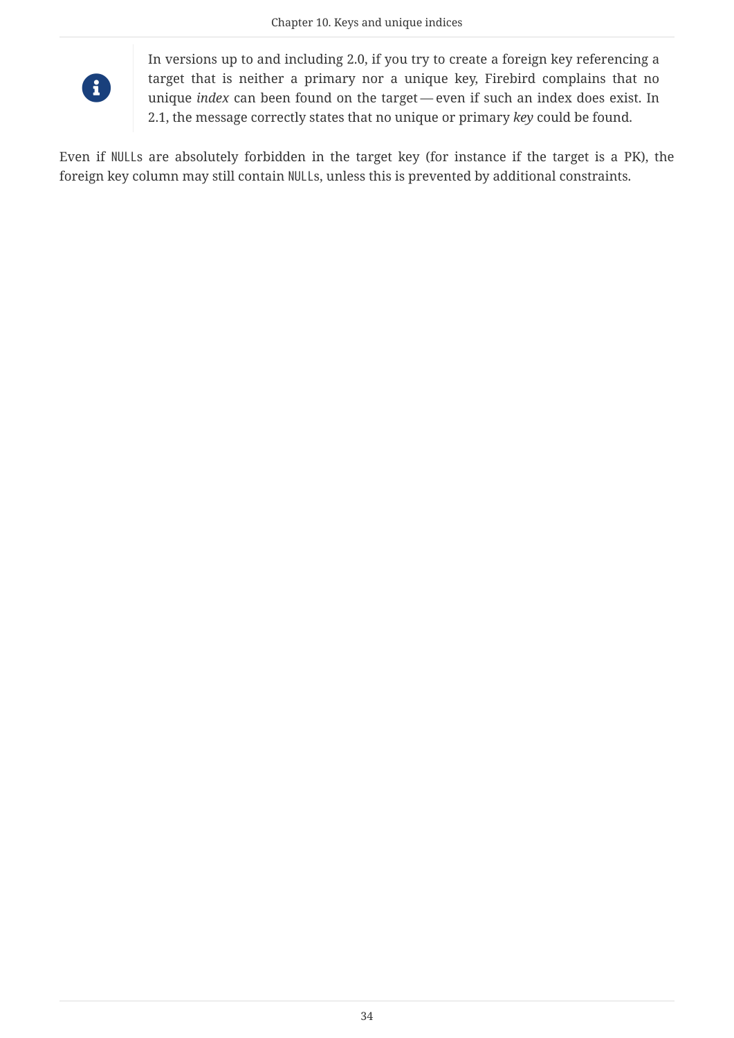> In versions up to and including 2.0, if you try to create a foreign key referencing a target that is neither a primary nor a unique key, Firebird complains that no unique *index* can been found on the target — even if such an index does exist. In 2.1, the message correctly states that no unique or primary *key* could be found.

Even if `NULL`s are absolutely forbidden in the target key (for instance if the target is a PK), the foreign key column may still contain `NULL`s, unless this is prevented by additional constraints.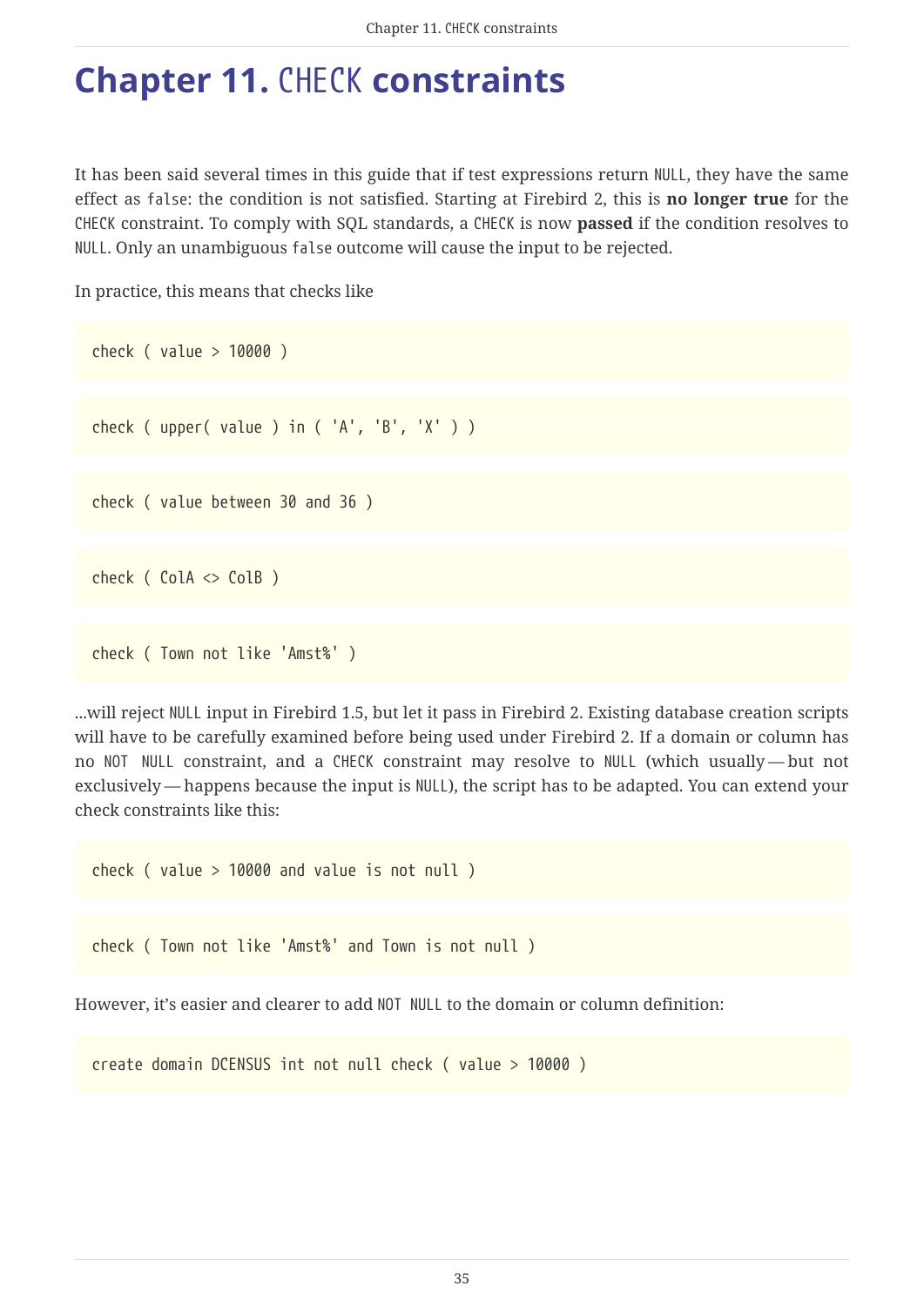# Chapter 11. `CHECK` constraints

It has been said several times in this guide that if test expressions return `NULL`, they have the same effect as `false`: the condition is not satisfied. Starting at Firebird 2, this is **no longer true** for the `CHECK` constraint. To comply with SQL standards, a `CHECK` is now **passed** if the condition resolves to `NULL`. Only an unambiguous `false` outcome will cause the input to be rejected.

In practice, this means that checks like

```
check ( value > 10000 )
```

```
check ( upper( value ) in ( 'A', 'B', 'X' ) )
```

```
check ( value between 30 and 36 )
```

```
check ( ColA <> ColB )
```

```
check ( Town not like 'Amst%' )
```

...will reject `NULL` input in Firebird 1.5, but let it pass in Firebird 2. Existing database creation scripts will have to be carefully examined before being used under Firebird 2. If a domain or column has no `NOT NULL` constraint, and a `CHECK` constraint may resolve to `NULL` (which usually — but not exclusively — happens because the input is `NULL`), the script has to be adapted. You can extend your check constraints like this:

```
check ( value > 10000 and value is not null )
```

```
check ( Town not like 'Amst%' and Town is not null )
```

However, it's easier and clearer to add `NOT NULL` to the domain or column definition:

```
create domain DCENSUS int not null check ( value > 10000 )
```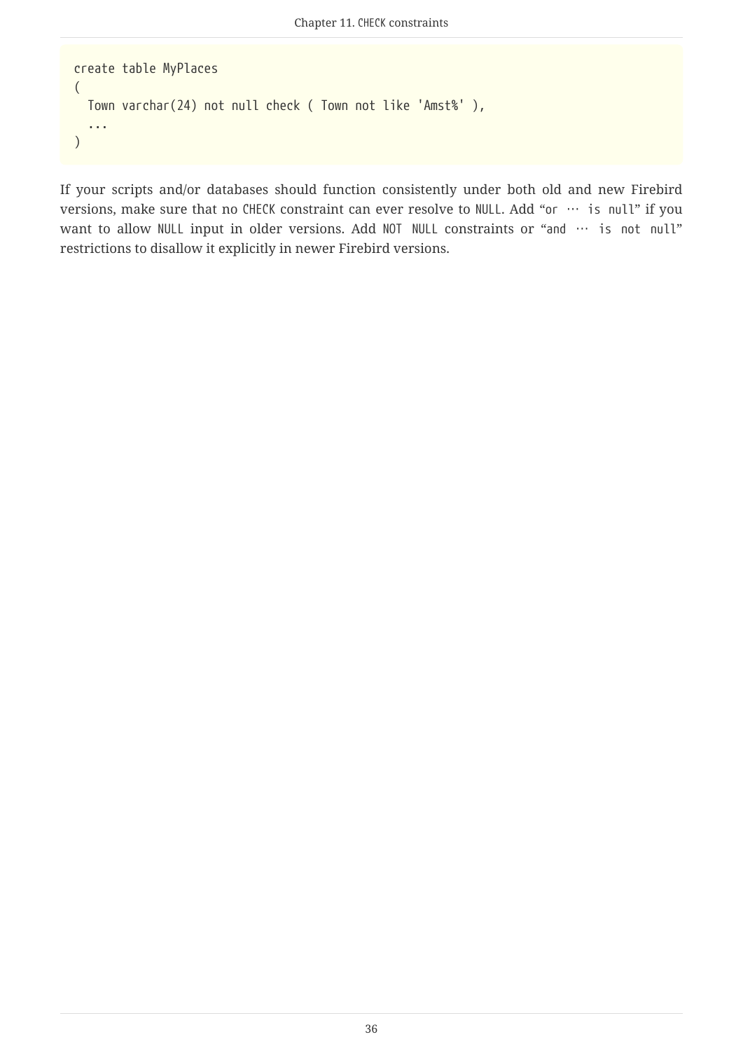```
create table MyPlaces
(
  Town varchar(24) not null check ( Town not like 'Amst%' ),
  ...
)
```

If your scripts and/or databases should function consistently under both old and new Firebird versions, make sure that no `CHECK` constraint can ever resolve to `NULL`. Add “`or … is null`” if you want to allow `NULL` input in older versions. Add `NOT NULL` constraints or “`and … is not null`” restrictions to disallow it explicitly in newer Firebird versions.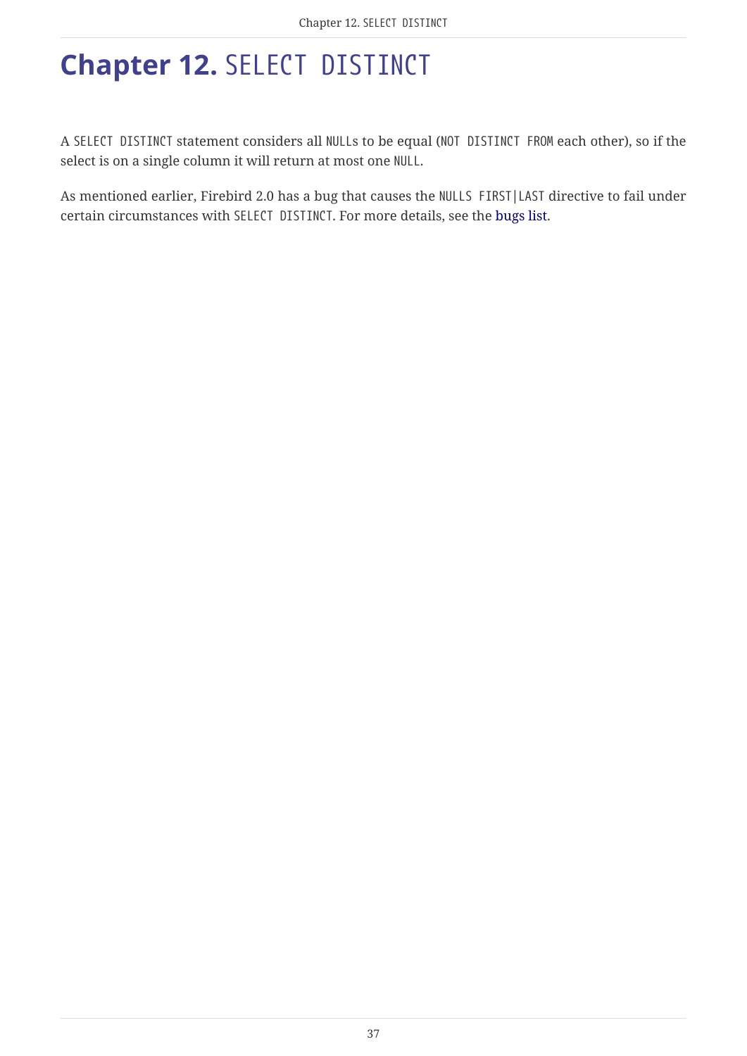# Chapter 12. SELECT DISTINCT

A SELECT DISTINCT statement considers all NULLs to be equal (NOT DISTINCT FROM each other), so if the select is on a single column it will return at most one NULL.

As mentioned earlier, Firebird 2.0 has a bug that causes the NULLS FIRST|LAST directive to fail under certain circumstances with SELECT DISTINCT. For more details, see the bugs list.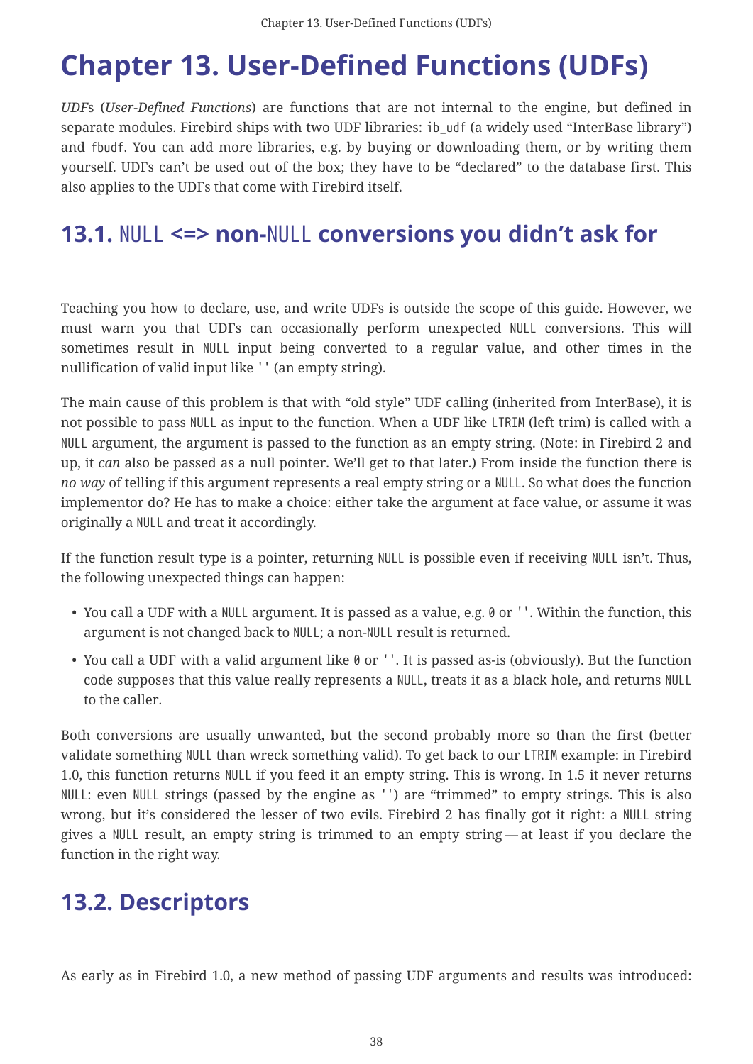# Chapter 13. User-Defined Functions (UDFs)

*UDF*s (*User-Defined Functions*) are functions that are not internal to the engine, but defined in separate modules. Firebird ships with two UDF libraries: `ib_udf` (a widely used “InterBase library”) and `fbudf`. You can add more libraries, e.g. by buying or downloading them, or by writing them yourself. UDFs can’t be used out of the box; they have to be “declared” to the database first. This also applies to the UDFs that come with Firebird itself.

## 13.1. `NULL` <=> non-`NULL` conversions you didn’t ask for

Teaching you how to declare, use, and write UDFs is outside the scope of this guide. However, we must warn you that UDFs can occasionally perform unexpected `NULL` conversions. This will sometimes result in `NULL` input being converted to a regular value, and other times in the nullification of valid input like `''` (an empty string).

The main cause of this problem is that with “old style” UDF calling (inherited from InterBase), it is not possible to pass `NULL` as input to the function. When a UDF like `LTRIM` (left trim) is called with a `NULL` argument, the argument is passed to the function as an empty string. (Note: in Firebird 2 and up, it *can* also be passed as a null pointer. We’ll get to that later.) From inside the function there is *no way* of telling if this argument represents a real empty string or a `NULL`. So what does the function implementor do? He has to make a choice: either take the argument at face value, or assume it was originally a `NULL` and treat it accordingly.

If the function result type is a pointer, returning `NULL` is possible even if receiving `NULL` isn’t. Thus, the following unexpected things can happen:

- You call a UDF with a `NULL` argument. It is passed as a value, e.g. `0` or `''`. Within the function, this argument is not changed back to `NULL`; a non-`NULL` result is returned.
- You call a UDF with a valid argument like `0` or `''`. It is passed as-is (obviously). But the function code supposes that this value really represents a `NULL`, treats it as a black hole, and returns `NULL` to the caller.

Both conversions are usually unwanted, but the second probably more so than the first (better validate something `NULL` than wreck something valid). To get back to our `LTRIM` example: in Firebird 1.0, this function returns `NULL` if you feed it an empty string. This is wrong. In 1.5 it never returns `NULL`: even `NULL` strings (passed by the engine as `''`) are “trimmed” to empty strings. This is also wrong, but it’s considered the lesser of two evils. Firebird 2 has finally got it right: a `NULL` string gives a `NULL` result, an empty string is trimmed to an empty string — at least if you declare the function in the right way.

## 13.2. Descriptors

As early as in Firebird 1.0, a new method of passing UDF arguments and results was introduced: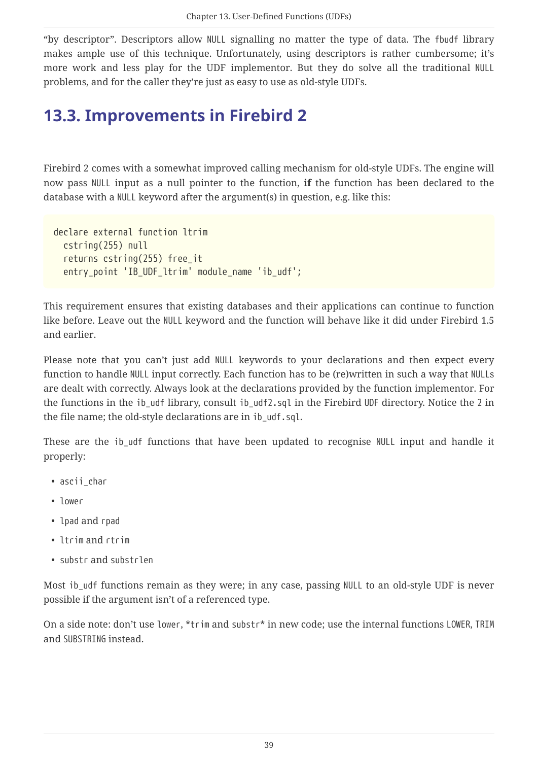“by descriptor”. Descriptors allow NULL signalling no matter the type of data. The fbudf library makes ample use of this technique. Unfortunately, using descriptors is rather cumbersome; it’s more work and less play for the UDF implementor. But they do solve all the traditional NULL problems, and for the caller they’re just as easy to use as old-style UDFs.

## 13.3. Improvements in Firebird 2

Firebird 2 comes with a somewhat improved calling mechanism for old-style UDFs. The engine will now pass NULL input as a null pointer to the function, **if** the function has been declared to the database with a NULL keyword after the argument(s) in question, e.g. like this:

```
declare external function ltrim
  cstring(255) null
  returns cstring(255) free_it
  entry_point 'IB_UDF_ltrim' module_name 'ib_udf';
```

This requirement ensures that existing databases and their applications can continue to function like before. Leave out the NULL keyword and the function will behave like it did under Firebird 1.5 and earlier.

Please note that you can’t just add NULL keywords to your declarations and then expect every function to handle NULL input correctly. Each function has to be (re)written in such a way that NULLs are dealt with correctly. Always look at the declarations provided by the function implementor. For the functions in the ib_udf library, consult ib_udf2.sql in the Firebird UDF directory. Notice the 2 in the file name; the old-style declarations are in ib_udf.sql.

These are the ib_udf functions that have been updated to recognise NULL input and handle it properly:

- ascii_char
- lower
- lpad and rpad
- ltrim and rtrim
- substr and substrlen

Most ib_udf functions remain as they were; in any case, passing NULL to an old-style UDF is never possible if the argument isn’t of a referenced type.

On a side note: don’t use lower, *trim and substr* in new code; use the internal functions LOWER, TRIM and SUBSTRING instead.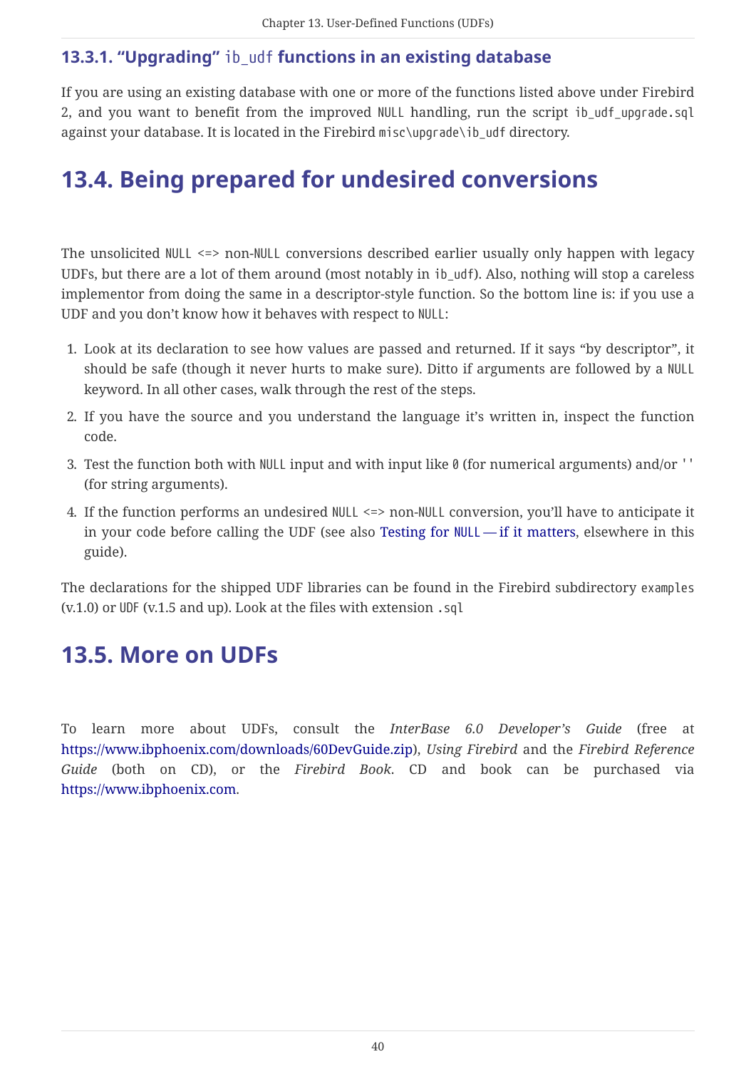### 13.3.1. "Upgrading" `ib_udf` functions in an existing database

If you are using an existing database with one or more of the functions listed above under Firebird 2, and you want to benefit from the improved `NULL` handling, run the script `ib_udf_upgrade.sql` against your database. It is located in the Firebird `misc\upgrade\ib_udf` directory.

## 13.4. Being prepared for undesired conversions

The unsolicited `NULL` <=> non-`NULL` conversions described earlier usually only happen with legacy UDFs, but there are a lot of them around (most notably in `ib_udf`). Also, nothing will stop a careless implementor from doing the same in a descriptor-style function. So the bottom line is: if you use a UDF and you don't know how it behaves with respect to `NULL`:

1. Look at its declaration to see how values are passed and returned. If it says "by descriptor", it should be safe (though it never hurts to make sure). Ditto if arguments are followed by a `NULL` keyword. In all other cases, walk through the rest of the steps.
2. If you have the source and you understand the language it's written in, inspect the function code.
3. Test the function both with `NULL` input and with input like `0` (for numerical arguments) and/or `''` (for string arguments).
4. If the function performs an undesired `NULL` <=> non-`NULL` conversion, you'll have to anticipate it in your code before calling the UDF (see also Testing for `NULL` — if it matters, elsewhere in this guide).

The declarations for the shipped UDF libraries can be found in the Firebird subdirectory `examples` (v.1.0) or `UDF` (v.1.5 and up). Look at the files with extension `.sql`

## 13.5. More on UDFs

To learn more about UDFs, consult the *InterBase 6.0 Developer's Guide* (free at https://www.ibphoenix.com/downloads/60DevGuide.zip), *Using Firebird* and the *Firebird Reference Guide* (both on CD), or the *Firebird Book*. CD and book can be purchased via https://www.ibphoenix.com.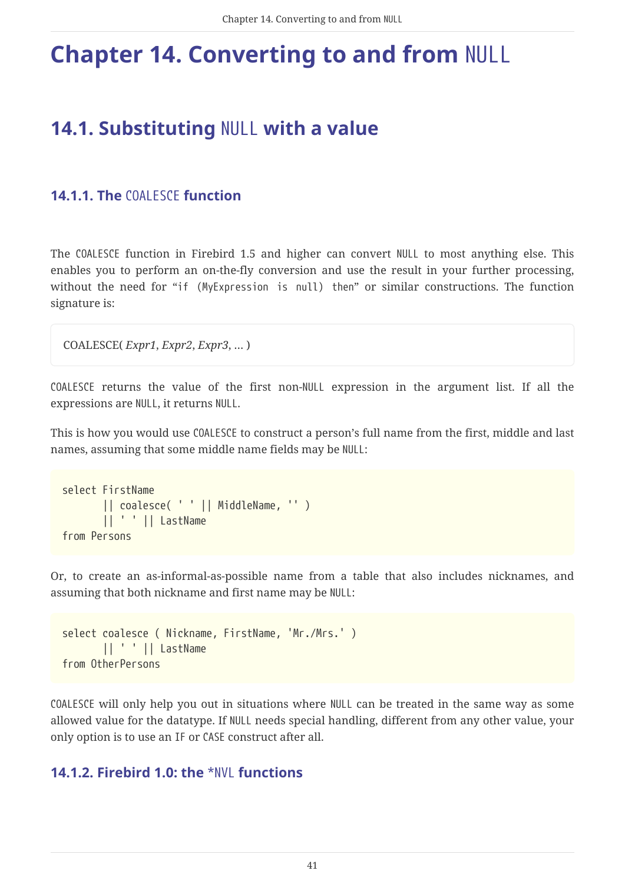# Chapter 14. Converting to and from NULL

## 14.1. Substituting NULL with a value

### 14.1.1. The COALESCE function

The COALESCE function in Firebird 1.5 and higher can convert NULL to most anything else. This enables you to perform an on-the-fly conversion and use the result in your further processing, without the need for “if (MyExpression is null) then” or similar constructions. The function signature is:

COALESCE( *Expr1*, *Expr2*, *Expr3*, … )

COALESCE returns the value of the first non-NULL expression in the argument list. If all the expressions are NULL, it returns NULL.

This is how you would use COALESCE to construct a person’s full name from the first, middle and last names, assuming that some middle name fields may be NULL:

```
select FirstName
       || coalesce( ' ' || MiddleName, '' )
       || ' ' || LastName
from Persons
```

Or, to create an as-informal-as-possible name from a table that also includes nicknames, and assuming that both nickname and first name may be NULL:

```
select coalesce ( Nickname, FirstName, 'Mr./Mrs.' )
       || ' ' || LastName
from OtherPersons
```

COALESCE will only help you out in situations where NULL can be treated in the same way as some allowed value for the datatype. If NULL needs special handling, different from any other value, your only option is to use an IF or CASE construct after all.

### 14.1.2. Firebird 1.0: the *NVL functions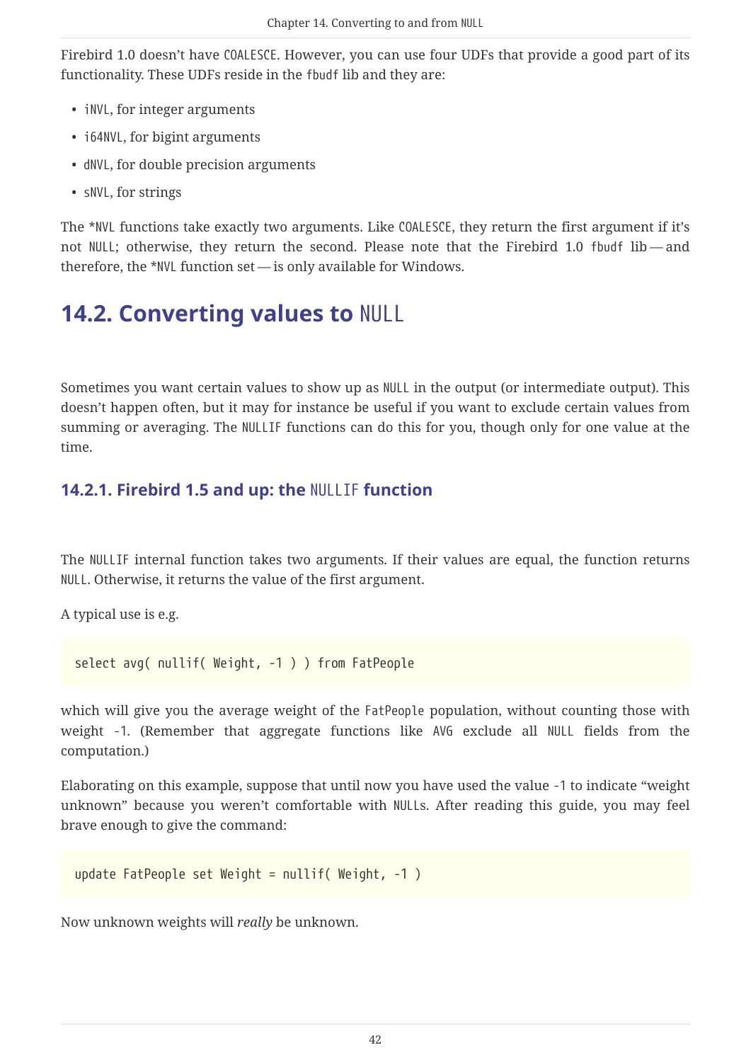Firebird 1.0 doesn't have `COALESCE`. However, you can use four UDFs that provide a good part of its functionality. These UDFs reside in the `fbudf` lib and they are:

- `iNVL`, for integer arguments
- `i64NVL`, for bigint arguments
- `dNVL`, for double precision arguments
- `sNVL`, for strings

The *`NVL` functions take exactly two arguments. Like `COALESCE`, they return the first argument if it's not `NULL`; otherwise, they return the second. Please note that the Firebird 1.0 `fbudf` lib — and therefore, the *`NVL` function set — is only available for Windows.

## 14.2. Converting values to `NULL`

Sometimes you want certain values to show up as `NULL` in the output (or intermediate output). This doesn't happen often, but it may for instance be useful if you want to exclude certain values from summing or averaging. The `NULLIF` functions can do this for you, though only for one value at the time.

### 14.2.1. Firebird 1.5 and up: the `NULLIF` function

The `NULLIF` internal function takes two arguments. If their values are equal, the function returns `NULL`. Otherwise, it returns the value of the first argument.

A typical use is e.g.

```
select avg( nullif( Weight, -1 ) ) from FatPeople
```

which will give you the average weight of the `FatPeople` population, without counting those with weight -1. (Remember that aggregate functions like `AVG` exclude all `NULL` fields from the computation.)

Elaborating on this example, suppose that until now you have used the value -1 to indicate "weight unknown" because you weren't comfortable with `NULL`s. After reading this guide, you may feel brave enough to give the command:

```
update FatPeople set Weight = nullif( Weight, -1 )
```

Now unknown weights will *really* be unknown.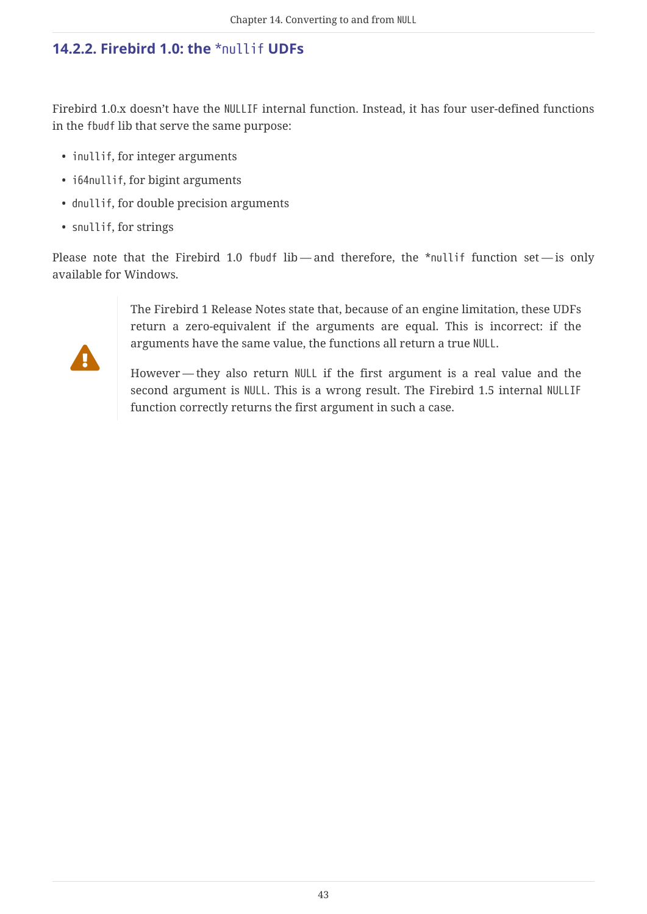### 14.2.2. Firebird 1.0: the `*nullif` UDFs

Firebird 1.0.x doesn't have the `NULLIF` internal function. Instead, it has four user-defined functions in the `fbudf` lib that serve the same purpose:

- `inullif`, for integer arguments
- `i64nullif`, for bigint arguments
- `dnullif`, for double precision arguments
- `snullif`, for strings

Please note that the Firebird 1.0 `fbudf` lib — and therefore, the `*nullif` function set — is only available for Windows.

> **Warning**
>
> The Firebird 1 Release Notes state that, because of an engine limitation, these UDFs return a zero-equivalent if the arguments are equal. This is incorrect: if the arguments have the same value, the functions all return a true `NULL`.
>
> However — they also return `NULL` if the first argument is a real value and the second argument is `NULL`. This is a wrong result. The Firebird 1.5 internal `NULLIF` function correctly returns the first argument in such a case.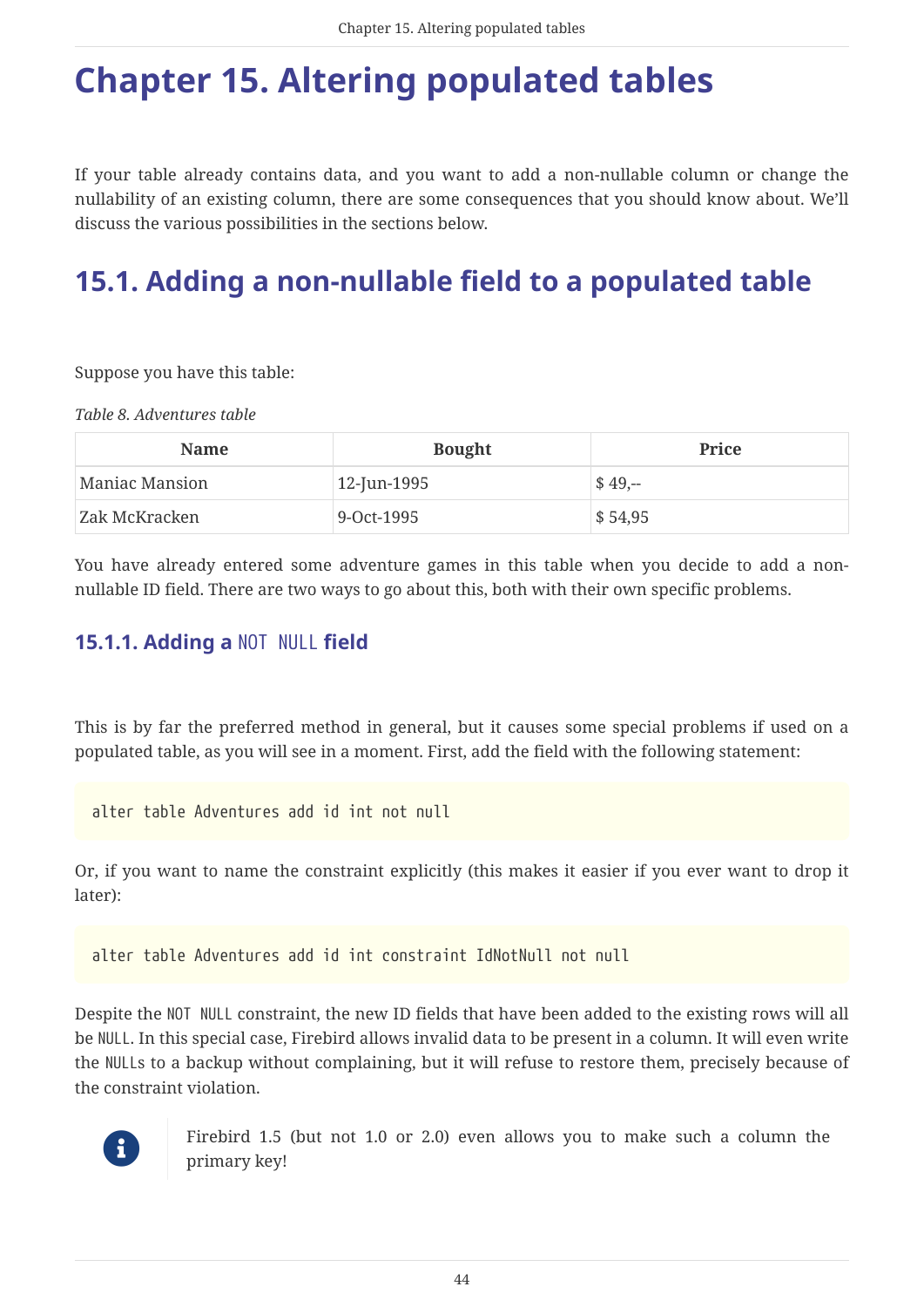# Chapter 15. Altering populated tables

If your table already contains data, and you want to add a non-nullable column or change the nullability of an existing column, there are some consequences that you should know about. We'll discuss the various possibilities in the sections below.

## 15.1. Adding a non-nullable field to a populated table

Suppose you have this table:

*Table 8. Adventures table*

| Name | Bought | Price |
|---|---|---|
| Maniac Mansion | 12-Jun-1995 | $ 49,-- |
| Zak McKracken | 9-Oct-1995 | $ 54,95 |

You have already entered some adventure games in this table when you decide to add a non-nullable ID field. There are two ways to go about this, both with their own specific problems.

### 15.1.1. Adding a `NOT NULL` field

This is by far the preferred method in general, but it causes some special problems if used on a populated table, as you will see in a moment. First, add the field with the following statement:

```
alter table Adventures add id int not null
```

Or, if you want to name the constraint explicitly (this makes it easier if you ever want to drop it later):

```
alter table Adventures add id int constraint IdNotNull not null
```

Despite the `NOT NULL` constraint, the new ID fields that have been added to the existing rows will all be `NULL`. In this special case, Firebird allows invalid data to be present in a column. It will even write the `NULL`s to a backup without complaining, but it will refuse to restore them, precisely because of the constraint violation.

> Firebird 1.5 (but not 1.0 or 2.0) even allows you to make such a column the primary key!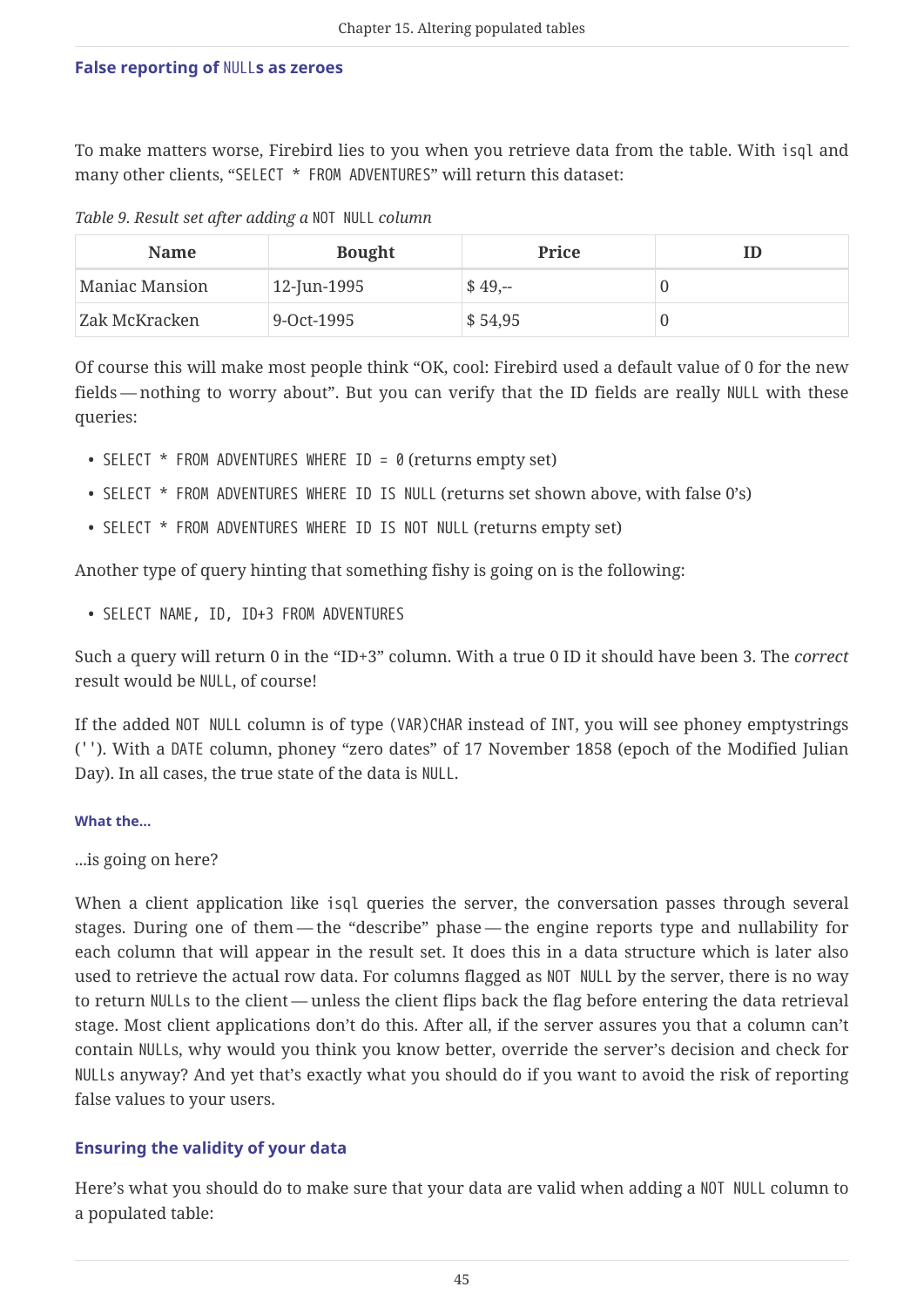#### False reporting of NULLs as zeroes

To make matters worse, Firebird lies to you when you retrieve data from the table. With `isql` and many other clients, "`SELECT * FROM ADVENTURES`" will return this dataset:

*Table 9. Result set after adding a `NOT NULL` column*

| Name | Bought | Price | ID |
|---|---|---|---|
| Maniac Mansion | 12-Jun-1995 | $ 49,-- | 0 |
| Zak McKracken | 9-Oct-1995 | $ 54,95 | 0 |

Of course this will make most people think "OK, cool: Firebird used a default value of 0 for the new fields — nothing to worry about". But you can verify that the ID fields are really `NULL` with these queries:

- `SELECT * FROM ADVENTURES WHERE ID = 0` (returns empty set)
- `SELECT * FROM ADVENTURES WHERE ID IS NULL` (returns set shown above, with false 0's)
- `SELECT * FROM ADVENTURES WHERE ID IS NOT NULL` (returns empty set)

Another type of query hinting that something fishy is going on is the following:

- `SELECT NAME, ID, ID+3 FROM ADVENTURES`

Such a query will return 0 in the "ID+3" column. With a true 0 ID it should have been 3. The *correct* result would be `NULL`, of course!

If the added `NOT NULL` column is of type `(VAR)CHAR` instead of `INT`, you will see phoney emptystrings (`''`). With a `DATE` column, phoney "zero dates" of 17 November 1858 (epoch of the Modified Julian Day). In all cases, the true state of the data is `NULL`.

##### What the...

...is going on here?

When a client application like `isql` queries the server, the conversation passes through several stages. During one of them — the "describe" phase — the engine reports type and nullability for each column that will appear in the result set. It does this in a data structure which is later also used to retrieve the actual row data. For columns flagged as `NOT NULL` by the server, there is no way to return `NULL`s to the client — unless the client flips back the flag before entering the data retrieval stage. Most client applications don't do this. After all, if the server assures you that a column can't contain `NULL`s, why would you think you know better, override the server's decision and check for `NULL`s anyway? And yet that's exactly what you should do if you want to avoid the risk of reporting false values to your users.

#### Ensuring the validity of your data

Here's what you should do to make sure that your data are valid when adding a `NOT NULL` column to a populated table: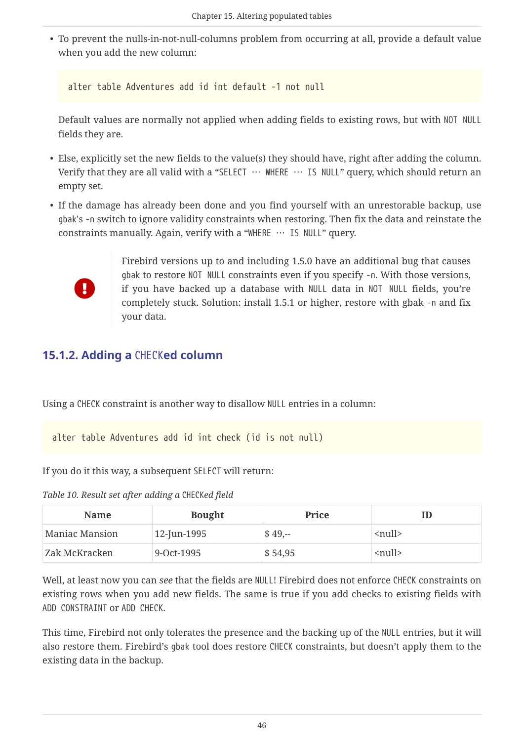- To prevent the nulls-in-not-null-columns problem from occurring at all, provide a default value when you add the new column:

  ```
  alter table Adventures add id int default -1 not null
  ```

  Default values are normally not applied when adding fields to existing rows, but with `NOT NULL` fields they are.

- Else, explicitly set the new fields to the value(s) they should have, right after adding the column. Verify that they are all valid with a “`SELECT … WHERE … IS NULL`” query, which should return an empty set.

- If the damage has already been done and you find yourself with an unrestorable backup, use `gbak`'s `-n` switch to ignore validity constraints when restoring. Then fix the data and reinstate the constraints manually. Again, verify with a “`WHERE … IS NULL`” query.

> Firebird versions up to and including 1.5.0 have an additional bug that causes `gbak` to restore `NOT NULL` constraints even if you specify `-n`. With those versions, if you have backed up a database with `NULL` data in `NOT NULL` fields, you’re completely stuck. Solution: install 1.5.1 or higher, restore with gbak `-n` and fix your data.

### 15.1.2. Adding a `CHECK`ed column

Using a `CHECK` constraint is another way to disallow `NULL` entries in a column:

```
alter table Adventures add id int check (id is not null)
```

If you do it this way, a subsequent `SELECT` will return:

*Table 10. Result set after adding a `CHECK`ed field*

| Name | Bought | Price | ID |
|---|---|---|---|
| Maniac Mansion | 12-Jun-1995 | $ 49,-- | <null> |
| Zak McKracken | 9-Oct-1995 | $ 54,95 | <null> |

Well, at least now you can *see* that the fields are `NULL`! Firebird does not enforce `CHECK` constraints on existing rows when you add new fields. The same is true if you add checks to existing fields with `ADD CONSTRAINT` or `ADD CHECK`.

This time, Firebird not only tolerates the presence and the backing up of the `NULL` entries, but it will also restore them. Firebird’s `gbak` tool does restore `CHECK` constraints, but doesn’t apply them to the existing data in the backup.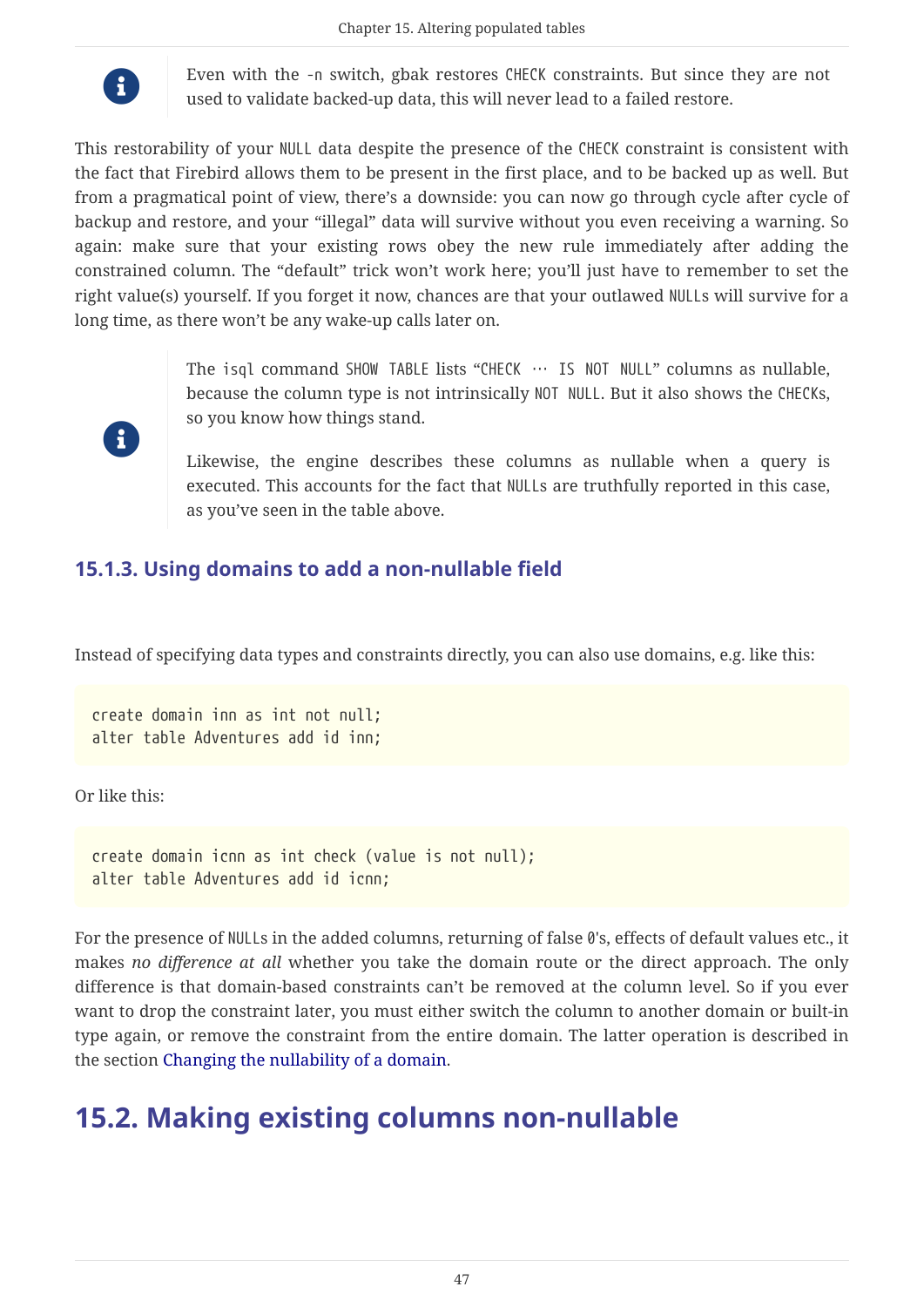> **Note:** Even with the `-n` switch, gbak restores `CHECK` constraints. But since they are not used to validate backed-up data, this will never lead to a failed restore.

This restorability of your `NULL` data despite the presence of the `CHECK` constraint is consistent with the fact that Firebird allows them to be present in the first place, and to be backed up as well. But from a pragmatical point of view, there's a downside: you can now go through cycle after cycle of backup and restore, and your "illegal" data will survive without you even receiving a warning. So again: make sure that your existing rows obey the new rule immediately after adding the constrained column. The "default" trick won't work here; you'll just have to remember to set the right value(s) yourself. If you forget it now, chances are that your outlawed `NULL`s will survive for a long time, as there won't be any wake-up calls later on.

> **Note:** The `isql` command `SHOW TABLE` lists "`CHECK … IS NOT NULL`" columns as nullable, because the column type is not intrinsically `NOT NULL`. But it also shows the `CHECK`s, so you know how things stand.
>
> Likewise, the engine describes these columns as nullable when a query is executed. This accounts for the fact that `NULL`s are truthfully reported in this case, as you've seen in the table above.

### 15.1.3. Using domains to add a non-nullable field

Instead of specifying data types and constraints directly, you can also use domains, e.g. like this:

```
create domain inn as int not null;
alter table Adventures add id inn;
```

Or like this:

```
create domain icnn as int check (value is not null);
alter table Adventures add id icnn;
```

For the presence of `NULL`s in the added columns, returning of false `0`'s, effects of default values etc., it makes *no difference at all* whether you take the domain route or the direct approach. The only difference is that domain-based constraints can't be removed at the column level. So if you ever want to drop the constraint later, you must either switch the column to another domain or built-in type again, or remove the constraint from the entire domain. The latter operation is described in the section Changing the nullability of a domain.

## 15.2. Making existing columns non-nullable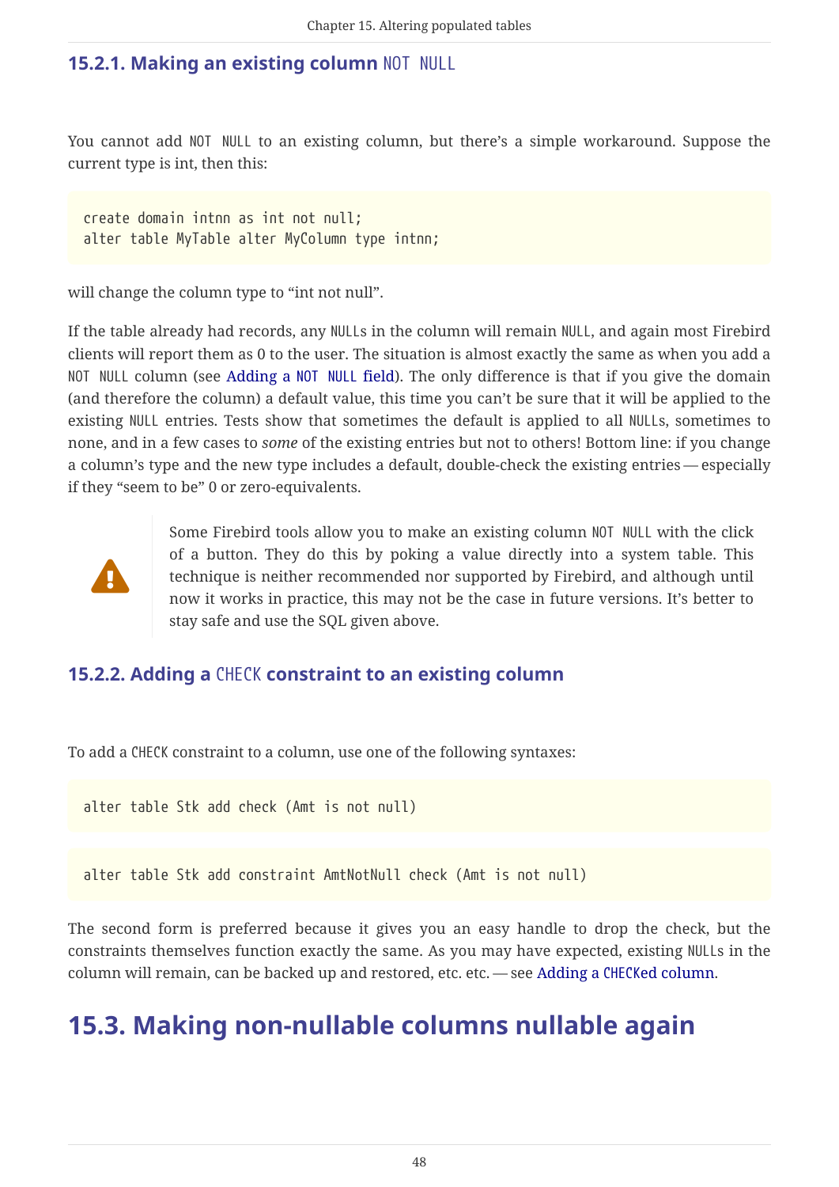### 15.2.1. Making an existing column NOT NULL

You cannot add NOT NULL to an existing column, but there's a simple workaround. Suppose the current type is int, then this:

```
create domain intnn as int not null;
alter table MyTable alter MyColumn type intnn;
```

will change the column type to "int not null".

If the table already had records, any NULLs in the column will remain NULL, and again most Firebird clients will report them as 0 to the user. The situation is almost exactly the same as when you add a NOT NULL column (see Adding a NOT NULL field). The only difference is that if you give the domain (and therefore the column) a default value, this time you can't be sure that it will be applied to the existing NULL entries. Tests show that sometimes the default is applied to all NULLs, sometimes to none, and in a few cases to *some* of the existing entries but not to others! Bottom line: if you change a column's type and the new type includes a default, double-check the existing entries — especially if they "seem to be" 0 or zero-equivalents.

> Some Firebird tools allow you to make an existing column NOT NULL with the click of a button. They do this by poking a value directly into a system table. This technique is neither recommended nor supported by Firebird, and although until now it works in practice, this may not be the case in future versions. It's better to stay safe and use the SQL given above.

### 15.2.2. Adding a CHECK constraint to an existing column

To add a CHECK constraint to a column, use one of the following syntaxes:

```
alter table Stk add check (Amt is not null)
```

```
alter table Stk add constraint AmtNotNull check (Amt is not null)
```

The second form is preferred because it gives you an easy handle to drop the check, but the constraints themselves function exactly the same. As you may have expected, existing NULLs in the column will remain, can be backed up and restored, etc. etc. — see Adding a CHECKed column.

## 15.3. Making non-nullable columns nullable again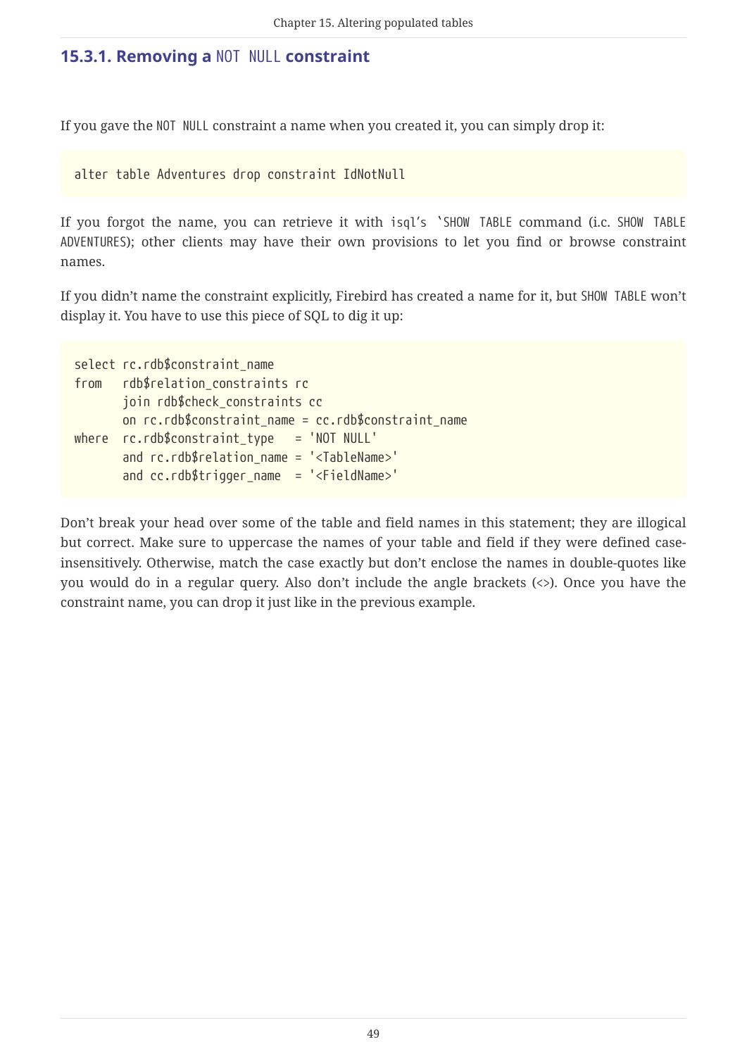### 15.3.1. Removing a `NOT NULL` constraint

If you gave the `NOT NULL` constraint a name when you created it, you can simply drop it:

```
alter table Adventures drop constraint IdNotNull
```

If you forgot the name, you can retrieve it with isql's `SHOW TABLE command (i.c. `SHOW TABLE ADVENTURES`); other clients may have their own provisions to let you find or browse constraint names.

If you didn't name the constraint explicitly, Firebird has created a name for it, but `SHOW TABLE` won't display it. You have to use this piece of SQL to dig it up:

```
select rc.rdb$constraint_name
from   rdb$relation_constraints rc
       join rdb$check_constraints cc
       on rc.rdb$constraint_name = cc.rdb$constraint_name
where  rc.rdb$constraint_type   = 'NOT NULL'
       and rc.rdb$relation_name = '<TableName>'
       and cc.rdb$trigger_name  = '<FieldName>'
```

Don't break your head over some of the table and field names in this statement; they are illogical but correct. Make sure to uppercase the names of your table and field if they were defined case-insensitively. Otherwise, match the case exactly but don't enclose the names in double-quotes like you would do in a regular query. Also don't include the angle brackets (<>). Once you have the constraint name, you can drop it just like in the previous example.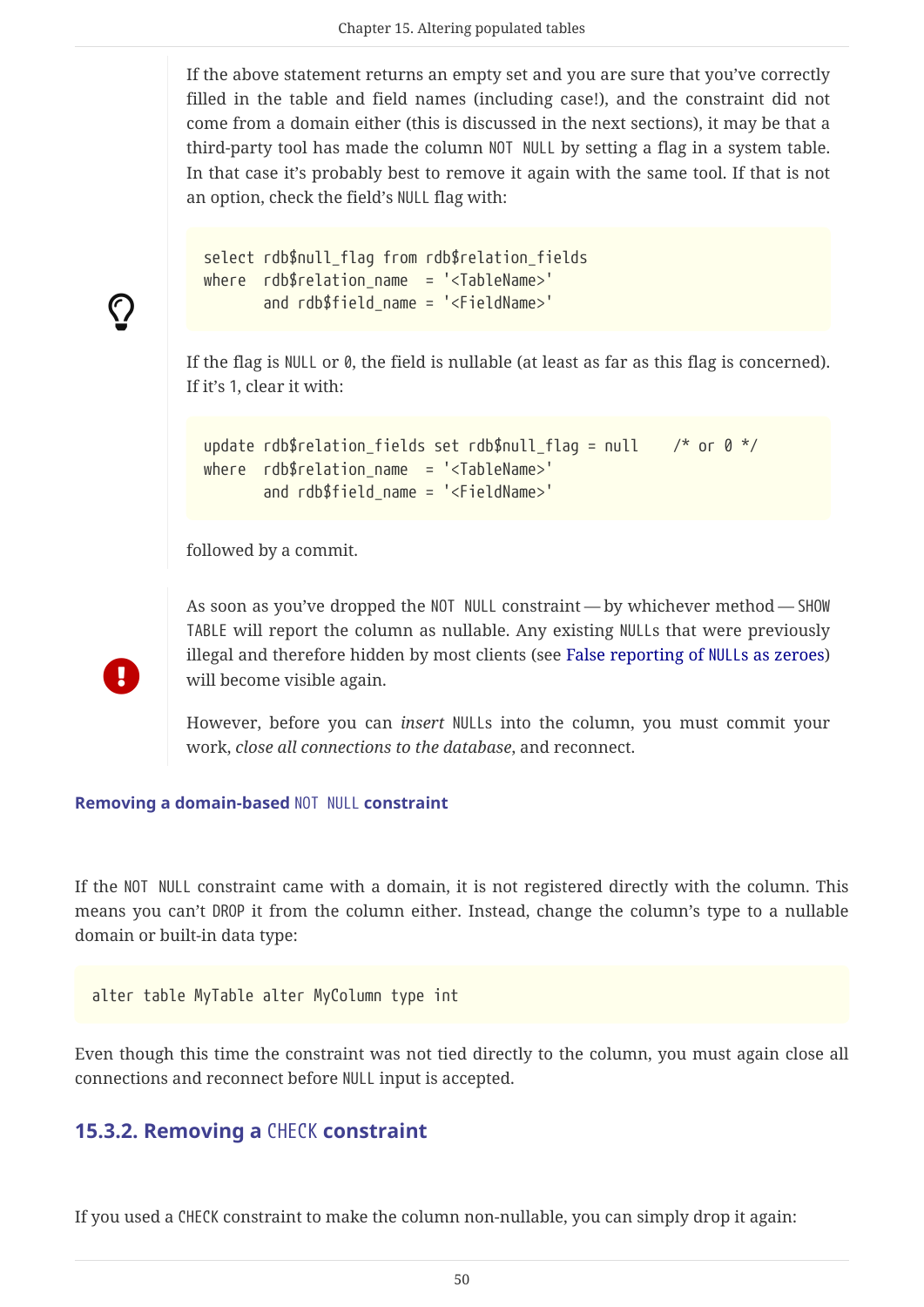If the above statement returns an empty set and you are sure that you've correctly filled in the table and field names (including case!), and the constraint did not come from a domain either (this is discussed in the next sections), it may be that a third-party tool has made the column `NOT NULL` by setting a flag in a system table. In that case it's probably best to remove it again with the same tool. If that is not an option, check the field's `NULL` flag with:

```
select rdb$null_flag from rdb$relation_fields
where  rdb$relation_name  = '<TableName>'
       and rdb$field_name = '<FieldName>'
```

If the flag is `NULL` or `0`, the field is nullable (at least as far as this flag is concerned). If it's `1`, clear it with:

```
update rdb$relation_fields set rdb$null_flag = null    /* or 0 */
where  rdb$relation_name  = '<TableName>'
       and rdb$field_name = '<FieldName>'
```

followed by a commit.

As soon as you've dropped the `NOT NULL` constraint — by whichever method — `SHOW TABLE` will report the column as nullable. Any existing `NULL`s that were previously illegal and therefore hidden by most clients (see False reporting of `NULL`s as zeroes) will become visible again.

However, before you can *insert* `NULL`s into the column, you must commit your work, *close all connections to the database*, and reconnect.

#### Removing a domain-based `NOT NULL` constraint

If the `NOT NULL` constraint came with a domain, it is not registered directly with the column. This means you can't `DROP` it from the column either. Instead, change the column's type to a nullable domain or built-in data type:

```
alter table MyTable alter MyColumn type int
```

Even though this time the constraint was not tied directly to the column, you must again close all connections and reconnect before `NULL` input is accepted.

### 15.3.2. Removing a `CHECK` constraint

If you used a `CHECK` constraint to make the column non-nullable, you can simply drop it again: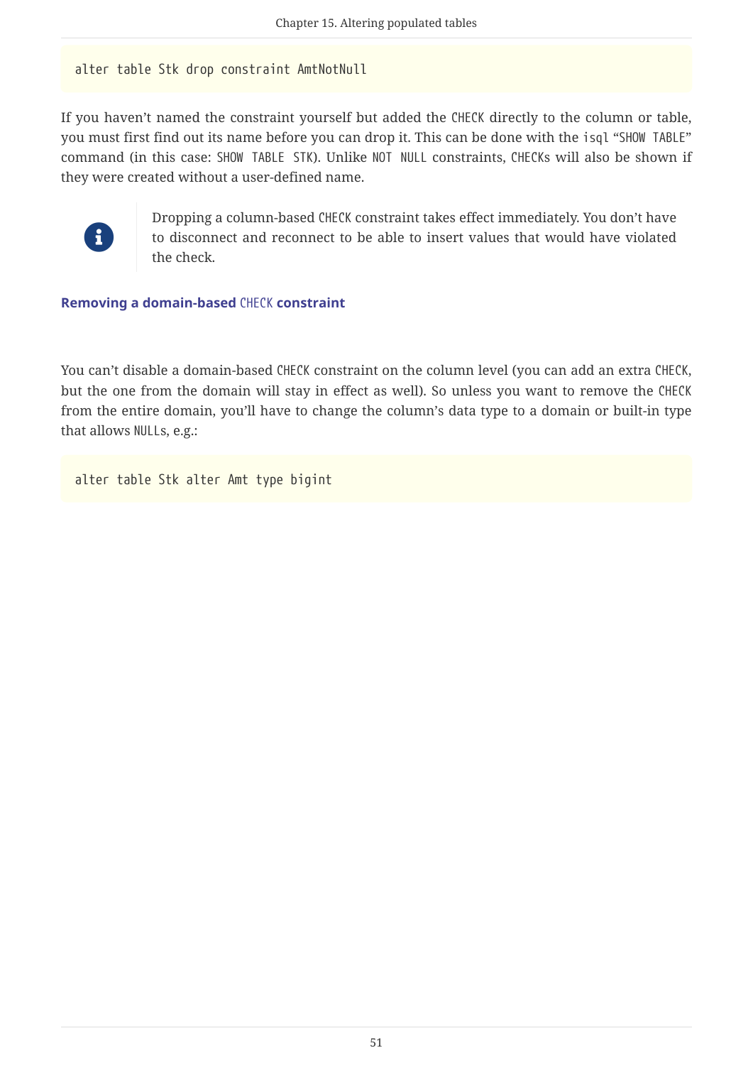```
alter table Stk drop constraint AmtNotNull
```

If you haven't named the constraint yourself but added the `CHECK` directly to the column or table, you must first find out its name before you can drop it. This can be done with the `isql` "`SHOW TABLE`" command (in this case: `SHOW TABLE STK`). Unlike `NOT NULL` constraints, `CHECK`s will also be shown if they were created without a user-defined name.

> Dropping a column-based `CHECK` constraint takes effect immediately. You don't have to disconnect and reconnect to be able to insert values that would have violated the check.

#### Removing a domain-based `CHECK` constraint

You can't disable a domain-based `CHECK` constraint on the column level (you can add an extra `CHECK`, but the one from the domain will stay in effect as well). So unless you want to remove the `CHECK` from the entire domain, you'll have to change the column's data type to a domain or built-in type that allows `NULL`s, e.g.:

```
alter table Stk alter Amt type bigint
```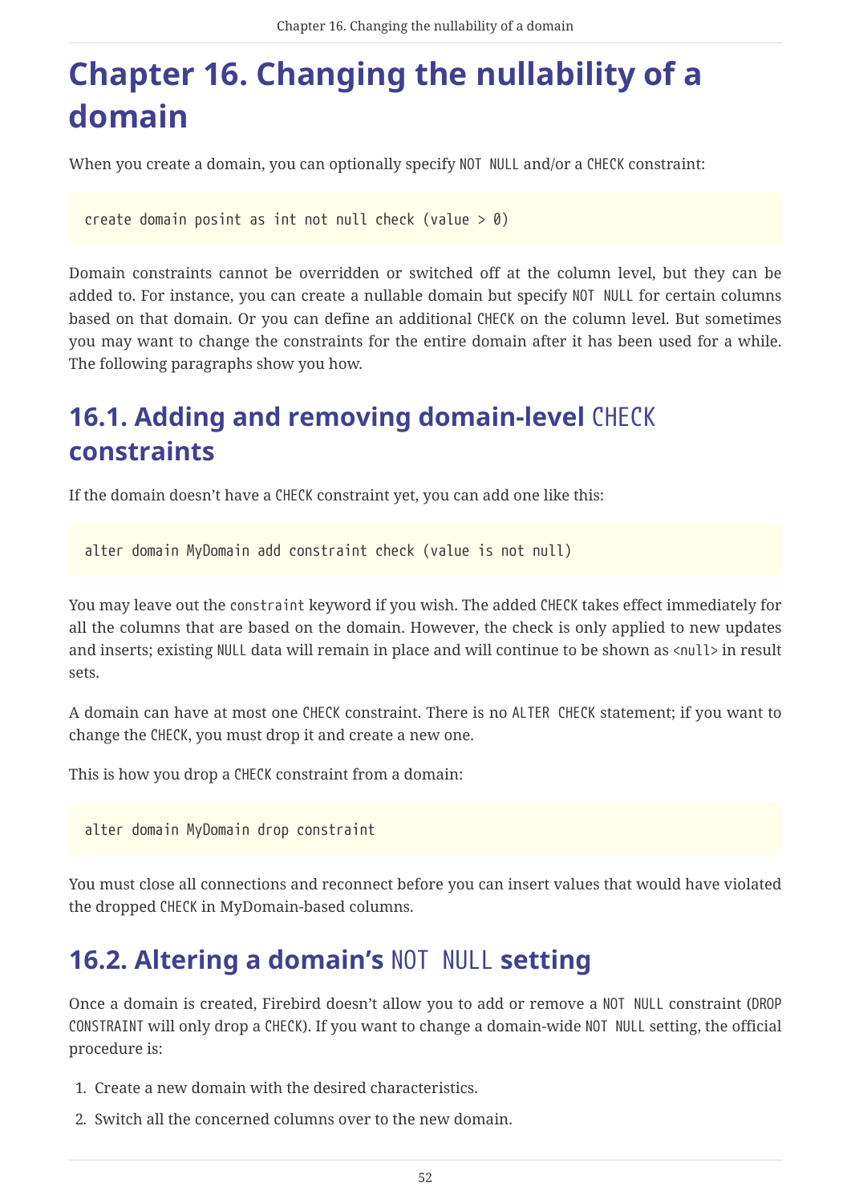# Chapter 16. Changing the nullability of a domain

When you create a domain, you can optionally specify `NOT NULL` and/or a `CHECK` constraint:

```
create domain posint as int not null check (value > 0)
```

Domain constraints cannot be overridden or switched off at the column level, but they can be added to. For instance, you can create a nullable domain but specify `NOT NULL` for certain columns based on that domain. Or you can define an additional `CHECK` on the column level. But sometimes you may want to change the constraints for the entire domain after it has been used for a while. The following paragraphs show you how.

## 16.1. Adding and removing domain-level `CHECK` constraints

If the domain doesn't have a `CHECK` constraint yet, you can add one like this:

```
alter domain MyDomain add constraint check (value is not null)
```

You may leave out the `constraint` keyword if you wish. The added `CHECK` takes effect immediately for all the columns that are based on the domain. However, the check is only applied to new updates and inserts; existing `NULL` data will remain in place and will continue to be shown as `<null>` in result sets.

A domain can have at most one `CHECK` constraint. There is no `ALTER CHECK` statement; if you want to change the `CHECK`, you must drop it and create a new one.

This is how you drop a `CHECK` constraint from a domain:

```
alter domain MyDomain drop constraint
```

You must close all connections and reconnect before you can insert values that would have violated the dropped `CHECK` in MyDomain-based columns.

## 16.2. Altering a domain's `NOT NULL` setting

Once a domain is created, Firebird doesn't allow you to add or remove a `NOT NULL` constraint (`DROP CONSTRAINT` will only drop a `CHECK`). If you want to change a domain-wide `NOT NULL` setting, the official procedure is:

1. Create a new domain with the desired characteristics.
2. Switch all the concerned columns over to the new domain.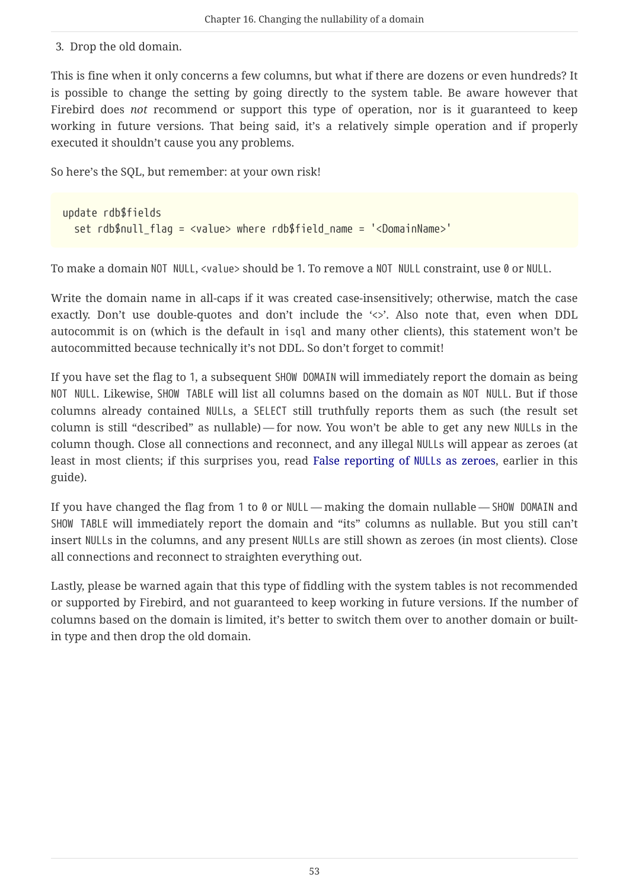3. Drop the old domain.

This is fine when it only concerns a few columns, but what if there are dozens or even hundreds? It is possible to change the setting by going directly to the system table. Be aware however that Firebird does *not* recommend or support this type of operation, nor is it guaranteed to keep working in future versions. That being said, it's a relatively simple operation and if properly executed it shouldn't cause you any problems.

So here's the SQL, but remember: at your own risk!

```
update rdb$fields
  set rdb$null_flag = <value> where rdb$field_name = '<DomainName>'
```

To make a domain `NOT NULL`, `<value>` should be 1. To remove a `NOT NULL` constraint, use `0` or `NULL`.

Write the domain name in all-caps if it was created case-insensitively; otherwise, match the case exactly. Don't use double-quotes and don't include the '<>'. Also note that, even when DDL autocommit is on (which is the default in `isql` and many other clients), this statement won't be autocommitted because technically it's not DDL. So don't forget to commit!

If you have set the flag to 1, a subsequent `SHOW DOMAIN` will immediately report the domain as being `NOT NULL`. Likewise, `SHOW TABLE` will list all columns based on the domain as `NOT NULL`. But if those columns already contained `NULL`s, a `SELECT` still truthfully reports them as such (the result set column is still "described" as nullable) — for now. You won't be able to get any new `NULL`s in the column though. Close all connections and reconnect, and any illegal `NULL`s will appear as zeroes (at least in most clients; if this surprises you, read False reporting of `NULL`s as zeroes, earlier in this guide).

If you have changed the flag from 1 to `0` or `NULL` — making the domain nullable — `SHOW DOMAIN` and `SHOW TABLE` will immediately report the domain and "its" columns as nullable. But you still can't insert `NULL`s in the columns, and any present `NULL`s are still shown as zeroes (in most clients). Close all connections and reconnect to straighten everything out.

Lastly, please be warned again that this type of fiddling with the system tables is not recommended or supported by Firebird, and not guaranteed to keep working in future versions. If the number of columns based on the domain is limited, it's better to switch them over to another domain or built-in type and then drop the old domain.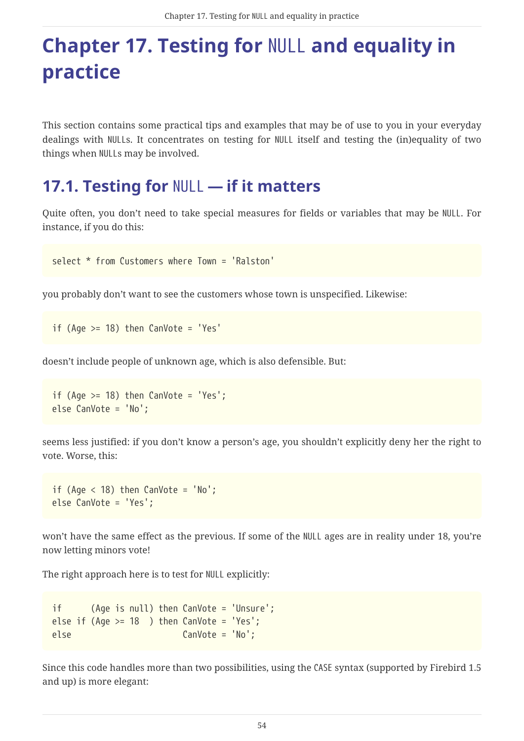# Chapter 17. Testing for NULL and equality in practice

This section contains some practical tips and examples that may be of use to you in your everyday dealings with NULLs. It concentrates on testing for NULL itself and testing the (in)equality of two things when NULLs may be involved.

## 17.1. Testing for NULL — if it matters

Quite often, you don't need to take special measures for fields or variables that may be NULL. For instance, if you do this:

```
select * from Customers where Town = 'Ralston'
```

you probably don't want to see the customers whose town is unspecified. Likewise:

```
if (Age >= 18) then CanVote = 'Yes'
```

doesn't include people of unknown age, which is also defensible. But:

```
if (Age >= 18) then CanVote = 'Yes';
else CanVote = 'No';
```

seems less justified: if you don't know a person's age, you shouldn't explicitly deny her the right to vote. Worse, this:

```
if (Age < 18) then CanVote = 'No';
else CanVote = 'Yes';
```

won't have the same effect as the previous. If some of the NULL ages are in reality under 18, you're now letting minors vote!

The right approach here is to test for NULL explicitly:

```
if      (Age is null) then CanVote = 'Unsure';
else if (Age >= 18  ) then CanVote = 'Yes';
else                       CanVote = 'No';
```

Since this code handles more than two possibilities, using the CASE syntax (supported by Firebird 1.5 and up) is more elegant: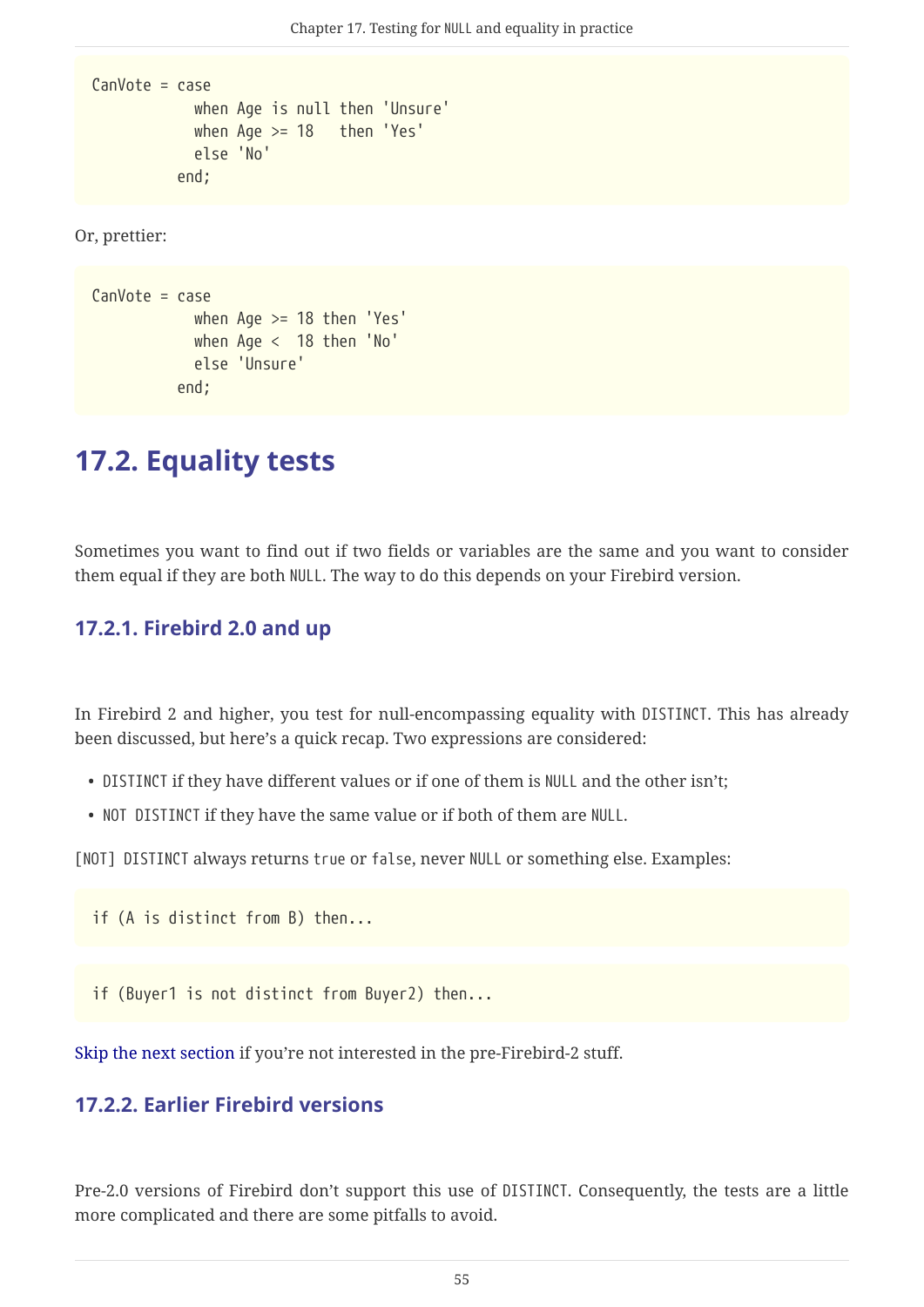```
CanVote = case
            when Age is null then 'Unsure'
            when Age >= 18   then 'Yes'
            else 'No'
          end;
```

Or, prettier:

```
CanVote = case
            when Age >= 18 then 'Yes'
            when Age <  18 then 'No'
            else 'Unsure'
          end;
```

## 17.2. Equality tests

Sometimes you want to find out if two fields or variables are the same and you want to consider them equal if they are both NULL. The way to do this depends on your Firebird version.

### 17.2.1. Firebird 2.0 and up

In Firebird 2 and higher, you test for null-encompassing equality with DISTINCT. This has already been discussed, but here's a quick recap. Two expressions are considered:

- DISTINCT if they have different values or if one of them is NULL and the other isn't;
- NOT DISTINCT if they have the same value or if both of them are NULL.

[NOT] DISTINCT always returns true or false, never NULL or something else. Examples:

```
if (A is distinct from B) then...
```

```
if (Buyer1 is not distinct from Buyer2) then...
```

Skip the next section if you're not interested in the pre-Firebird-2 stuff.

### 17.2.2. Earlier Firebird versions

Pre-2.0 versions of Firebird don't support this use of DISTINCT. Consequently, the tests are a little more complicated and there are some pitfalls to avoid.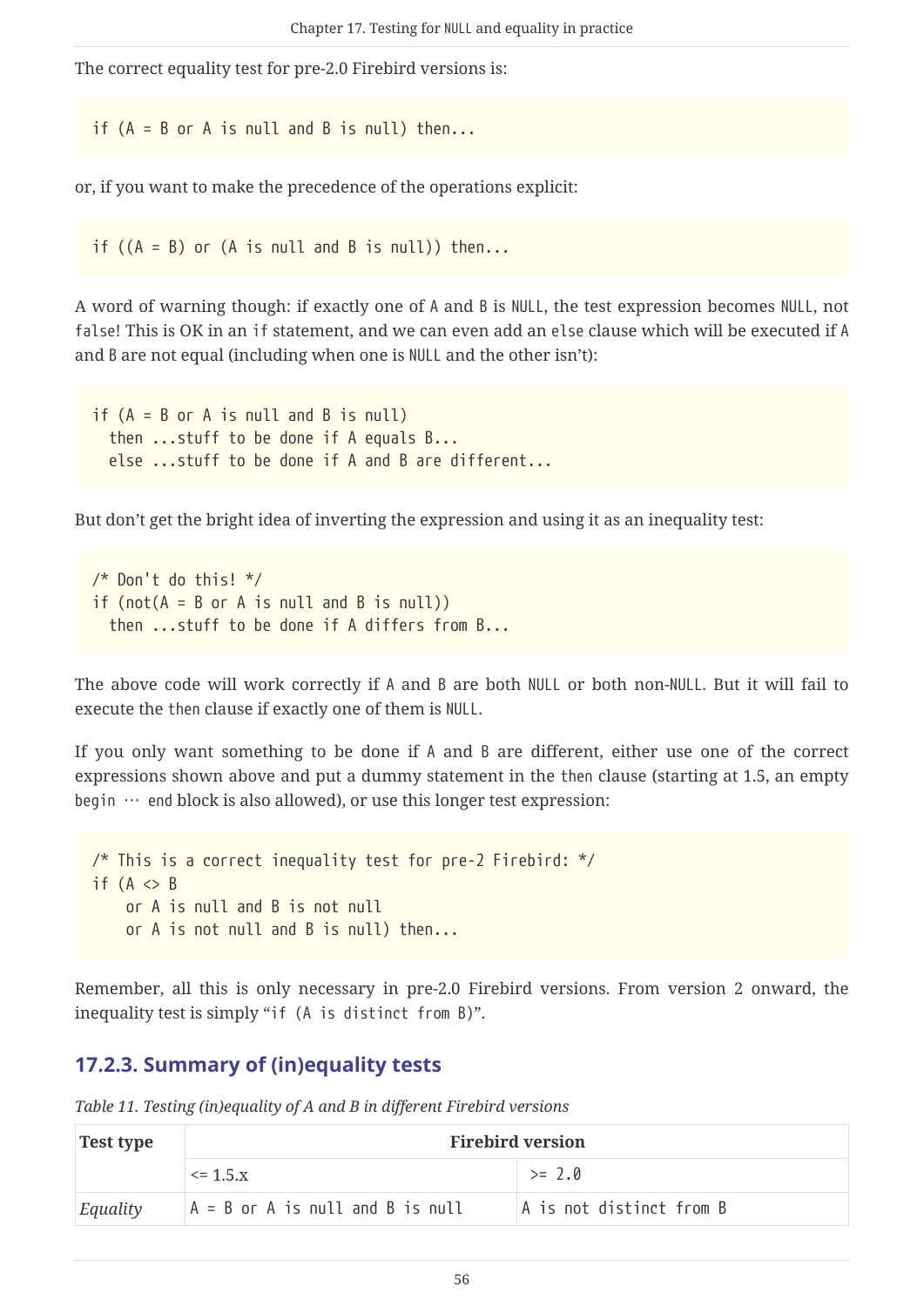The correct equality test for pre-2.0 Firebird versions is:

```
if (A = B or A is null and B is null) then...
```

or, if you want to make the precedence of the operations explicit:

```
if ((A = B) or (A is null and B is null)) then...
```

A word of warning though: if exactly one of `A` and `B` is `NULL`, the test expression becomes `NULL`, not `false`! This is OK in an `if` statement, and we can even add an `else` clause which will be executed if `A` and `B` are not equal (including when one is `NULL` and the other isn't):

```
if (A = B or A is null and B is null)
  then ...stuff to be done if A equals B...
  else ...stuff to be done if A and B are different...
```

But don't get the bright idea of inverting the expression and using it as an inequality test:

```
/* Don't do this! */
if (not(A = B or A is null and B is null))
  then ...stuff to be done if A differs from B...
```

The above code will work correctly if `A` and `B` are both `NULL` or both non-`NULL`. But it will fail to execute the `then` clause if exactly one of them is `NULL`.

If you only want something to be done if `A` and `B` are different, either use one of the correct expressions shown above and put a dummy statement in the `then` clause (starting at 1.5, an empty `begin … end` block is also allowed), or use this longer test expression:

```
/* This is a correct inequality test for pre-2 Firebird: */
if (A <> B
    or A is null and B is not null
    or A is not null and B is null) then...
```

Remember, all this is only necessary in pre-2.0 Firebird versions. From version 2 onward, the inequality test is simply "`if (A is distinct from B)`".

### 17.2.3. Summary of (in)equality tests

*Table 11. Testing (in)equality of A and B in different Firebird versions*

| **Test type** | **Firebird version** | |
|---|---|---|
| | <= 1.5.x | >= 2.0 |
| *Equality* | `A = B or A is null and B is null` | `A is not distinct from B` |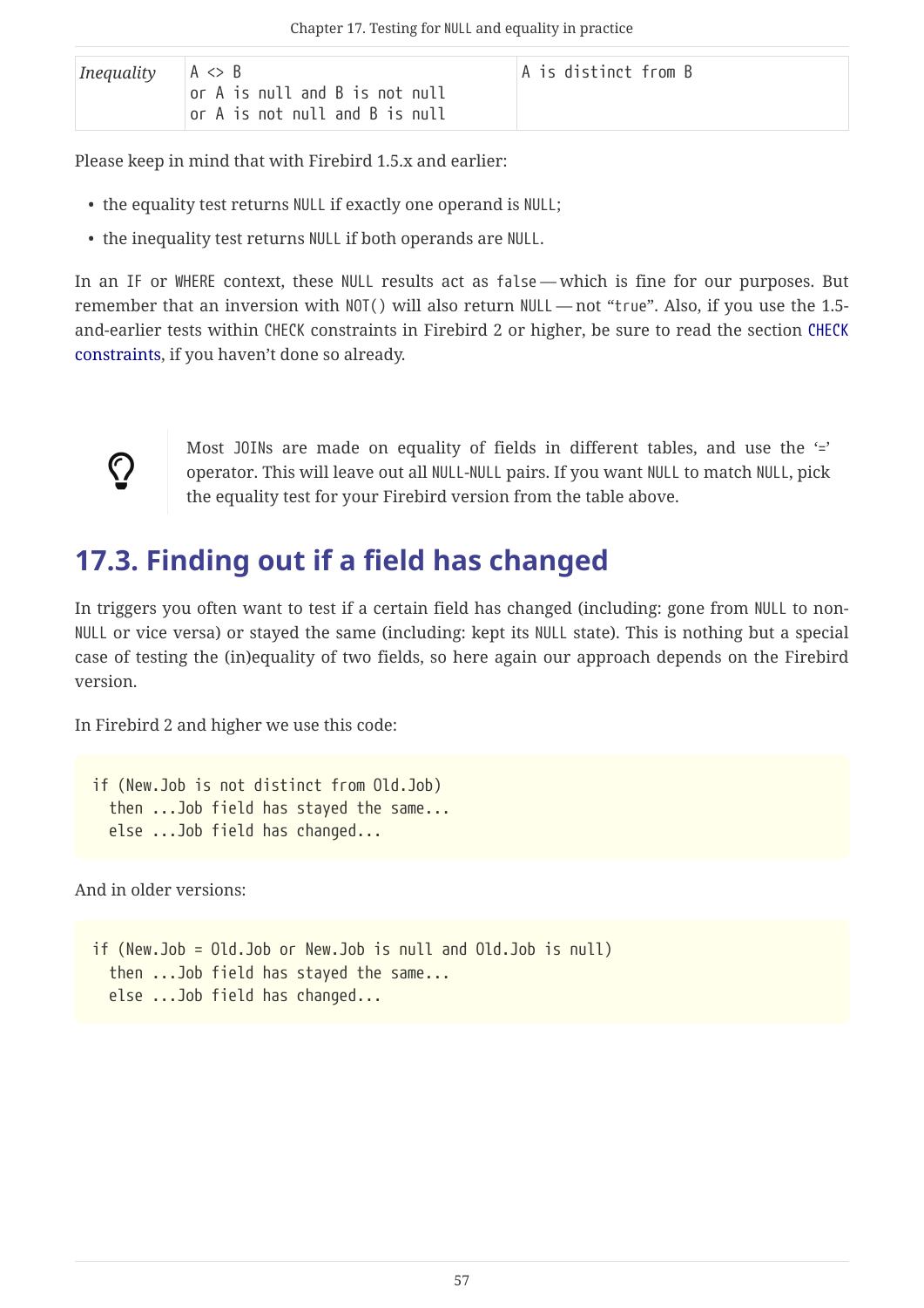| *Inequality* | `A <> B`<br>`or A is null and B is not null`<br>`or A is not null and B is null` | `A is distinct from B` |
|---|---|---|

Please keep in mind that with Firebird 1.5.x and earlier:

- the equality test returns `NULL` if exactly one operand is `NULL`;
- the inequality test returns `NULL` if both operands are `NULL`.

In an `IF` or `WHERE` context, these `NULL` results act as `false` — which is fine for our purposes. But remember that an inversion with `NOT()` will also return `NULL` — not "`true`". Also, if you use the 1.5-and-earlier tests within `CHECK` constraints in Firebird 2 or higher, be sure to read the section `CHECK` constraints, if you haven't done so already.

> Most `JOIN`s are made on equality of fields in different tables, and use the '`=`' operator. This will leave out all `NULL`-`NULL` pairs. If you want `NULL` to match `NULL`, pick the equality test for your Firebird version from the table above.

## 17.3. Finding out if a field has changed

In triggers you often want to test if a certain field has changed (including: gone from `NULL` to non-`NULL` or vice versa) or stayed the same (including: kept its `NULL` state). This is nothing but a special case of testing the (in)equality of two fields, so here again our approach depends on the Firebird version.

In Firebird 2 and higher we use this code:

```
if (New.Job is not distinct from Old.Job)
  then ...Job field has stayed the same...
  else ...Job field has changed...
```

And in older versions:

```
if (New.Job = Old.Job or New.Job is null and Old.Job is null)
  then ...Job field has stayed the same...
  else ...Job field has changed...
```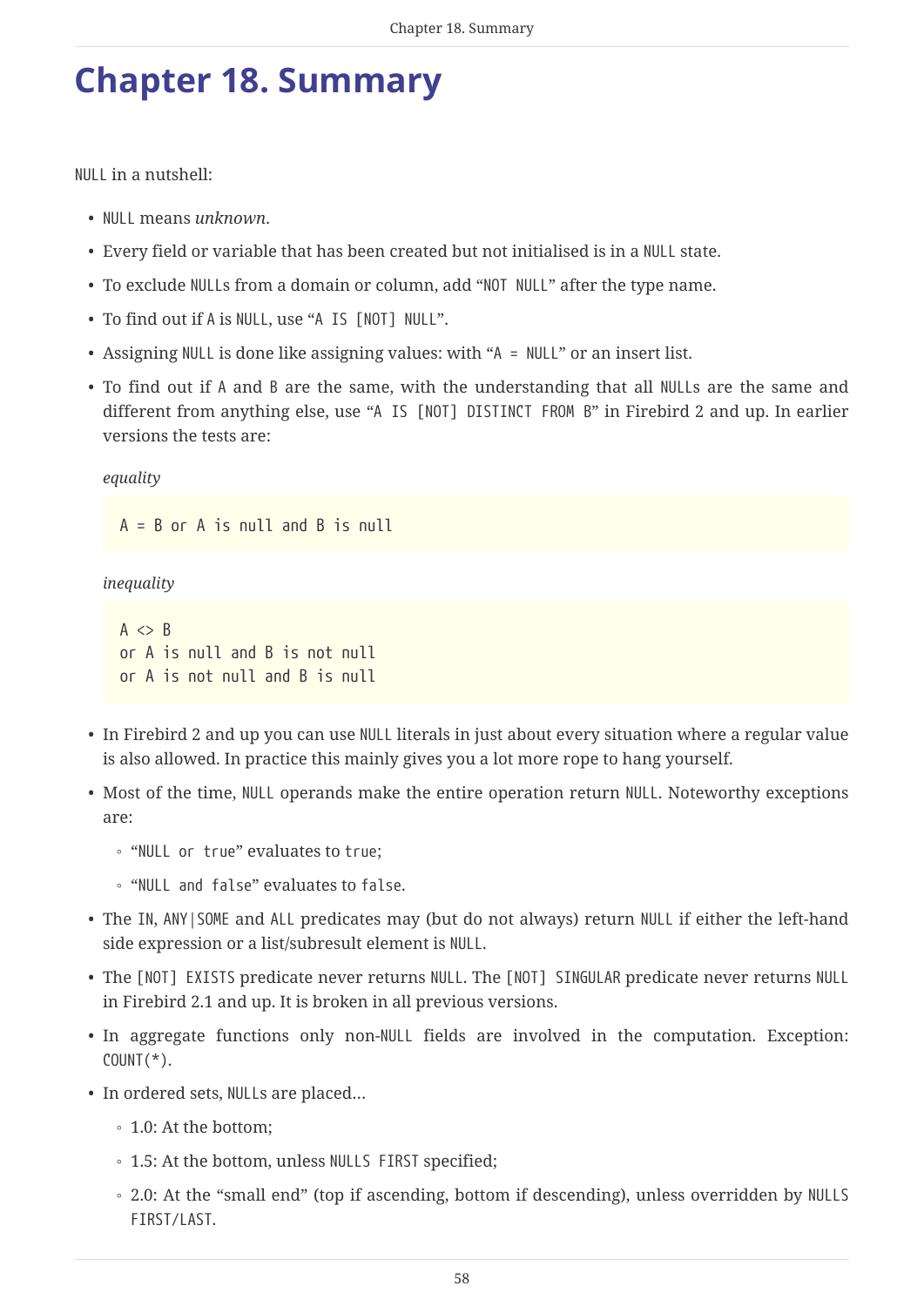# Chapter 18. Summary

`NULL` in a nutshell:

- `NULL` means *unknown*.
- Every field or variable that has been created but not initialised is in a `NULL` state.
- To exclude `NULL`s from a domain or column, add “`NOT NULL`” after the type name.
- To find out if `A` is `NULL`, use “`A IS [NOT] NULL`”.
- Assigning `NULL` is done like assigning values: with “`A = NULL`” or an insert list.
- To find out if `A` and `B` are the same, with the understanding that all `NULL`s are the same and different from anything else, use “`A IS [NOT] DISTINCT FROM B`” in Firebird 2 and up. In earlier versions the tests are:

  *equality*

  ```
  A = B or A is null and B is null
  ```

  *inequality*

  ```
  A <> B
  or A is null and B is not null
  or A is not null and B is null
  ```

- In Firebird 2 and up you can use `NULL` literals in just about every situation where a regular value is also allowed. In practice this mainly gives you a lot more rope to hang yourself.
- Most of the time, `NULL` operands make the entire operation return `NULL`. Noteworthy exceptions are:
  - “`NULL or true`” evaluates to `true`;
  - “`NULL and false`” evaluates to `false`.
- The `IN`, `ANY|SOME` and `ALL` predicates may (but do not always) return `NULL` if either the left-hand side expression or a list/subresult element is `NULL`.
- The `[NOT] EXISTS` predicate never returns `NULL`. The `[NOT] SINGULAR` predicate never returns `NULL` in Firebird 2.1 and up. It is broken in all previous versions.
- In aggregate functions only non-`NULL` fields are involved in the computation. Exception: `COUNT(*)`.
- In ordered sets, `NULL`s are placed…
  - 1.0: At the bottom;
  - 1.5: At the bottom, unless `NULLS FIRST` specified;
  - 2.0: At the “small end” (top if ascending, bottom if descending), unless overridden by `NULLS FIRST/LAST`.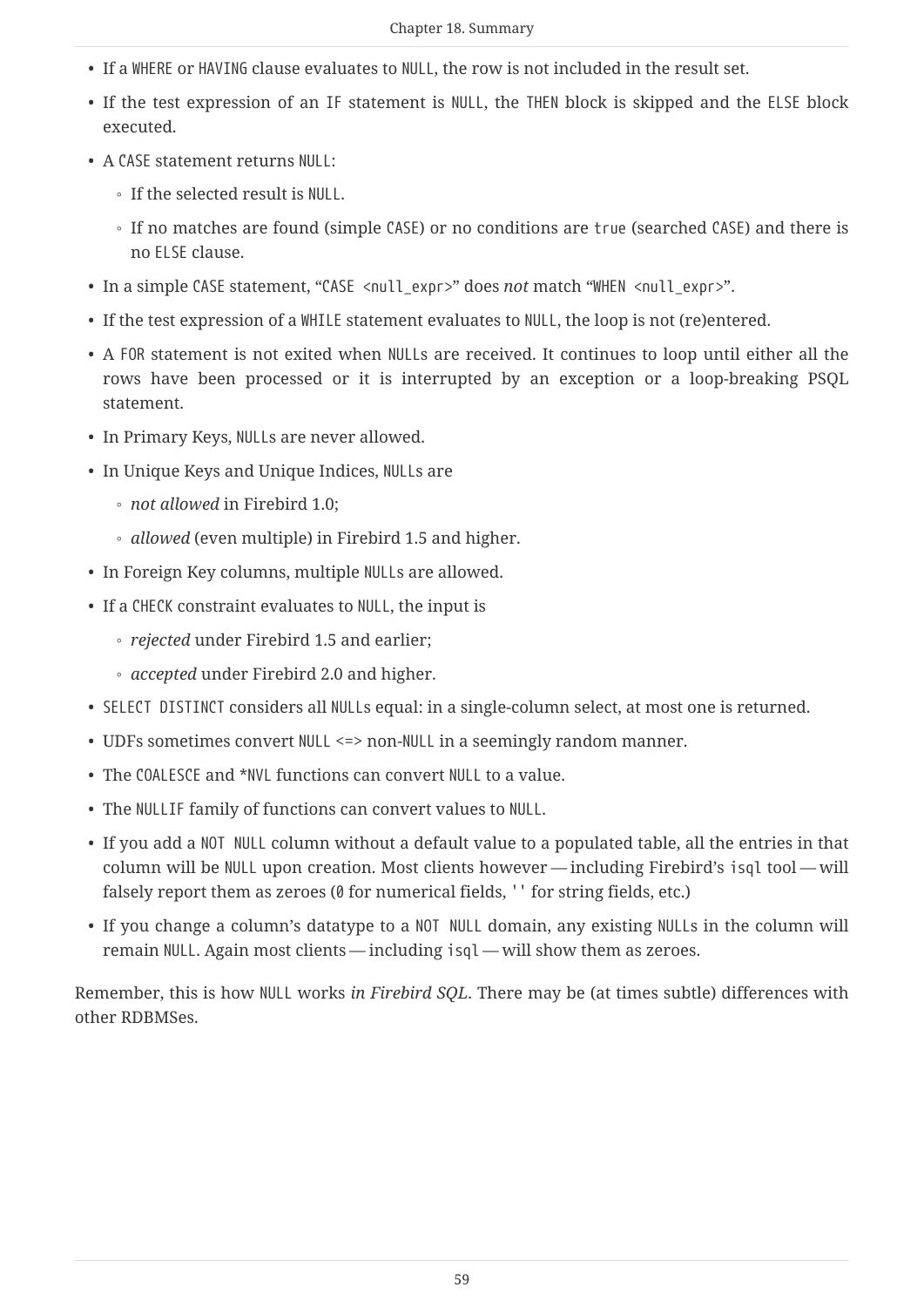- If a `WHERE` or `HAVING` clause evaluates to `NULL`, the row is not included in the result set.
- If the test expression of an `IF` statement is `NULL`, the `THEN` block is skipped and the `ELSE` block executed.
- A `CASE` statement returns `NULL`:
  - If the selected result is `NULL`.
  - If no matches are found (simple `CASE`) or no conditions are `true` (searched `CASE`) and there is no `ELSE` clause.
- In a simple `CASE` statement, "`CASE <null_expr>`" does *not* match "`WHEN <null_expr>`".
- If the test expression of a `WHILE` statement evaluates to `NULL`, the loop is not (re)entered.
- A `FOR` statement is not exited when `NULL`s are received. It continues to loop until either all the rows have been processed or it is interrupted by an exception or a loop-breaking PSQL statement.
- In Primary Keys, `NULL`s are never allowed.
- In Unique Keys and Unique Indices, `NULL`s are
  - *not allowed* in Firebird 1.0;
  - *allowed* (even multiple) in Firebird 1.5 and higher.
- In Foreign Key columns, multiple `NULL`s are allowed.
- If a `CHECK` constraint evaluates to `NULL`, the input is
  - *rejected* under Firebird 1.5 and earlier;
  - *accepted* under Firebird 2.0 and higher.
- `SELECT DISTINCT` considers all `NULL`s equal: in a single-column select, at most one is returned.
- UDFs sometimes convert `NULL` <=> non-`NULL` in a seemingly random manner.
- The `COALESCE` and *`NVL` functions can convert `NULL` to a value.
- The `NULLIF` family of functions can convert values to `NULL`.
- If you add a `NOT NULL` column without a default value to a populated table, all the entries in that column will be `NULL` upon creation. Most clients however — including Firebird's `isql` tool — will falsely report them as zeroes (`0` for numerical fields, `''` for string fields, etc.)
- If you change a column's datatype to a `NOT NULL` domain, any existing `NULL`s in the column will remain `NULL`. Again most clients — including `isql` — will show them as zeroes.

Remember, this is how `NULL` works *in Firebird SQL*. There may be (at times subtle) differences with other RDBMSes.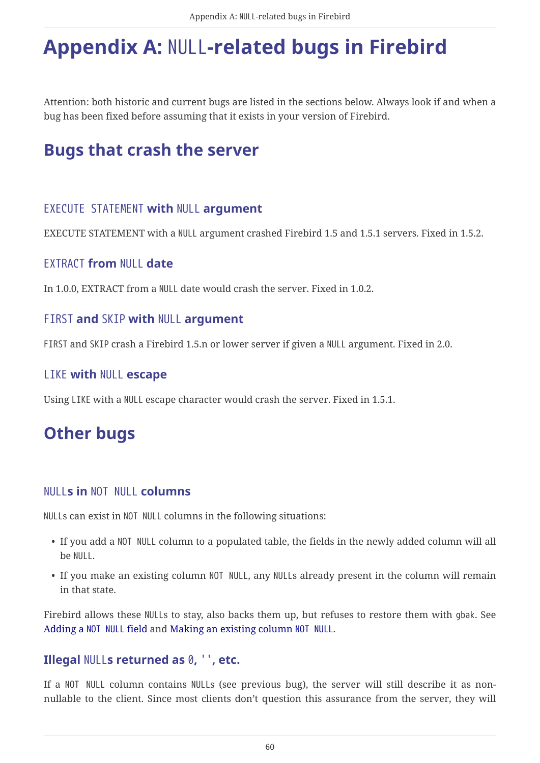# Appendix A: NULL-related bugs in Firebird

Attention: both historic and current bugs are listed in the sections below. Always look if and when a bug has been fixed before assuming that it exists in your version of Firebird.

## Bugs that crash the server

### EXECUTE STATEMENT with NULL argument

EXECUTE STATEMENT with a NULL argument crashed Firebird 1.5 and 1.5.1 servers. Fixed in 1.5.2.

### EXTRACT from NULL date

In 1.0.0, EXTRACT from a NULL date would crash the server. Fixed in 1.0.2.

### FIRST and SKIP with NULL argument

FIRST and SKIP crash a Firebird 1.5.n or lower server if given a NULL argument. Fixed in 2.0.

### LIKE with NULL escape

Using LIKE with a NULL escape character would crash the server. Fixed in 1.5.1.

## Other bugs

### NULLs in NOT NULL columns

NULLs can exist in NOT NULL columns in the following situations:

- If you add a NOT NULL column to a populated table, the fields in the newly added column will all be NULL.
- If you make an existing column NOT NULL, any NULLs already present in the column will remain in that state.

Firebird allows these NULLs to stay, also backs them up, but refuses to restore them with gbak. See Adding a NOT NULL field and Making an existing column NOT NULL.

### Illegal NULLs returned as 0, '', etc.

If a NOT NULL column contains NULLs (see previous bug), the server will still describe it as non-nullable to the client. Since most clients don't question this assurance from the server, they will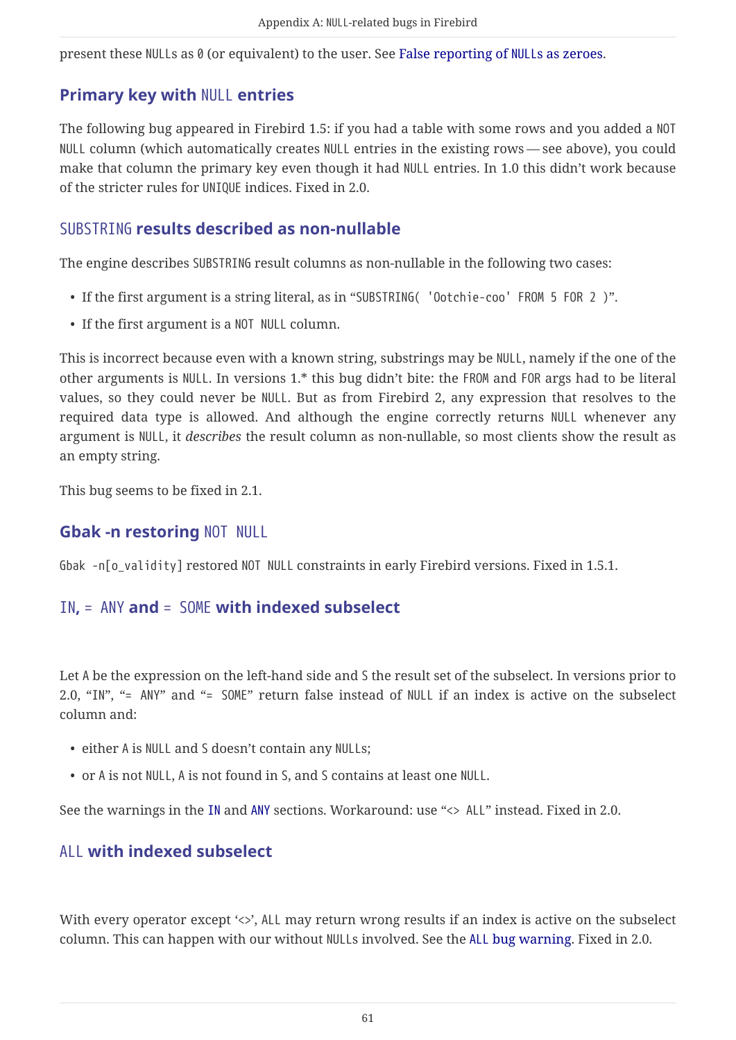present these NULLs as 0 (or equivalent) to the user. See False reporting of NULLs as zeroes.

### Primary key with NULL entries

The following bug appeared in Firebird 1.5: if you had a table with some rows and you added a NOT NULL column (which automatically creates NULL entries in the existing rows — see above), you could make that column the primary key even though it had NULL entries. In 1.0 this didn't work because of the stricter rules for UNIQUE indices. Fixed in 2.0.

### SUBSTRING results described as non-nullable

The engine describes SUBSTRING result columns as non-nullable in the following two cases:

- If the first argument is a string literal, as in "SUBSTRING( 'Ootchie-coo' FROM 5 FOR 2 )".
- If the first argument is a NOT NULL column.

This is incorrect because even with a known string, substrings may be NULL, namely if the one of the other arguments is NULL. In versions 1.* this bug didn't bite: the FROM and FOR args had to be literal values, so they could never be NULL. But as from Firebird 2, any expression that resolves to the required data type is allowed. And although the engine correctly returns NULL whenever any argument is NULL, it *describes* the result column as non-nullable, so most clients show the result as an empty string.

This bug seems to be fixed in 2.1.

### Gbak -n restoring NOT NULL

Gbak -n[o_validity] restored NOT NULL constraints in early Firebird versions. Fixed in 1.5.1.

### IN, = ANY and = SOME with indexed subselect

Let A be the expression on the left-hand side and S the result set of the subselect. In versions prior to 2.0, "IN", "= ANY" and "= SOME" return false instead of NULL if an index is active on the subselect column and:

- either A is NULL and S doesn't contain any NULLs;
- or A is not NULL, A is not found in S, and S contains at least one NULL.

See the warnings in the IN and ANY sections. Workaround: use "<> ALL" instead. Fixed in 2.0.

### ALL with indexed subselect

With every operator except '<>', ALL may return wrong results if an index is active on the subselect column. This can happen with our without NULLs involved. See the ALL bug warning. Fixed in 2.0.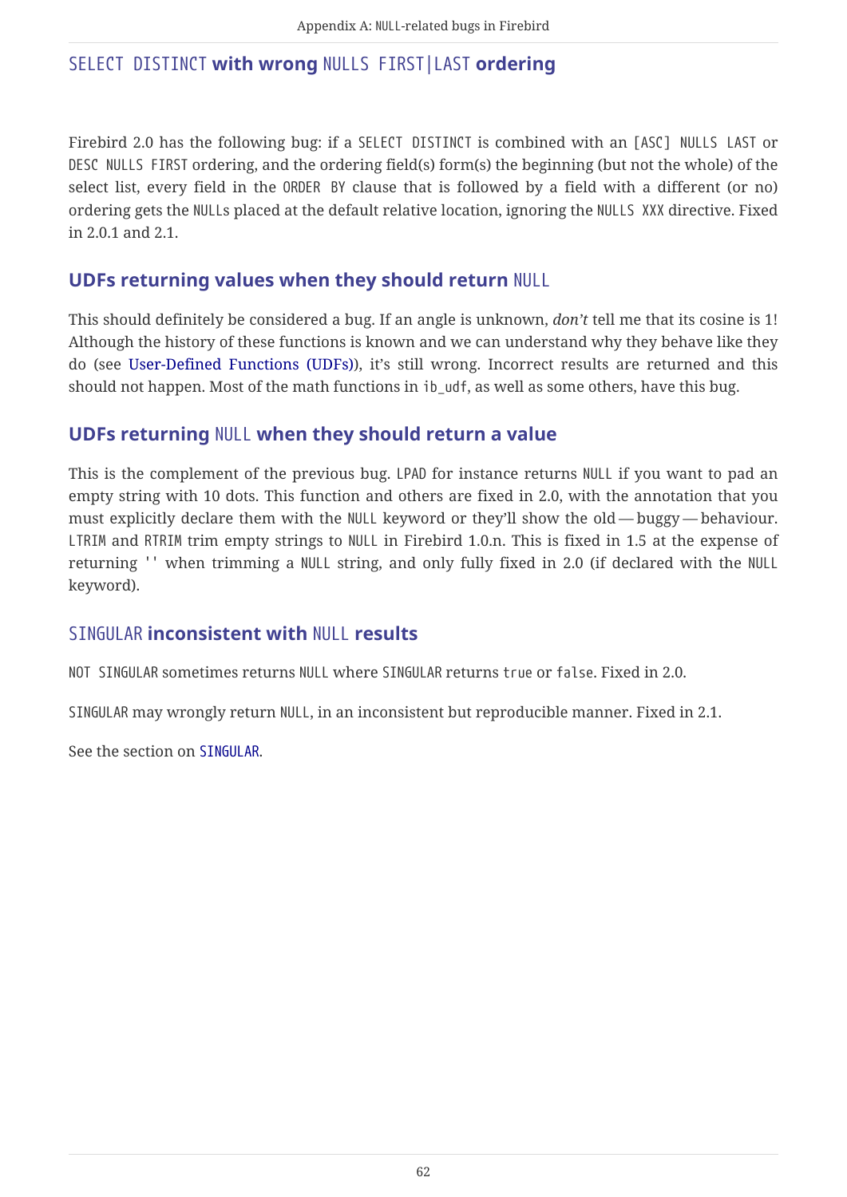### SELECT DISTINCT with wrong NULLS FIRST|LAST ordering

Firebird 2.0 has the following bug: if a SELECT DISTINCT is combined with an [ASC] NULLS LAST or DESC NULLS FIRST ordering, and the ordering field(s) form(s) the beginning (but not the whole) of the select list, every field in the ORDER BY clause that is followed by a field with a different (or no) ordering gets the NULLs placed at the default relative location, ignoring the NULLS XXX directive. Fixed in 2.0.1 and 2.1.

### UDFs returning values when they should return NULL

This should definitely be considered a bug. If an angle is unknown, *don't* tell me that its cosine is 1! Although the history of these functions is known and we can understand why they behave like they do (see User-Defined Functions (UDFs)), it's still wrong. Incorrect results are returned and this should not happen. Most of the math functions in ib_udf, as well as some others, have this bug.

### UDFs returning NULL when they should return a value

This is the complement of the previous bug. LPAD for instance returns NULL if you want to pad an empty string with 10 dots. This function and others are fixed in 2.0, with the annotation that you must explicitly declare them with the NULL keyword or they'll show the old — buggy — behaviour. LTRIM and RTRIM trim empty strings to NULL in Firebird 1.0.n. This is fixed in 1.5 at the expense of returning '' when trimming a NULL string, and only fully fixed in 2.0 (if declared with the NULL keyword).

### SINGULAR inconsistent with NULL results

NOT SINGULAR sometimes returns NULL where SINGULAR returns true or false. Fixed in 2.0.

SINGULAR may wrongly return NULL, in an inconsistent but reproducible manner. Fixed in 2.1.

See the section on SINGULAR.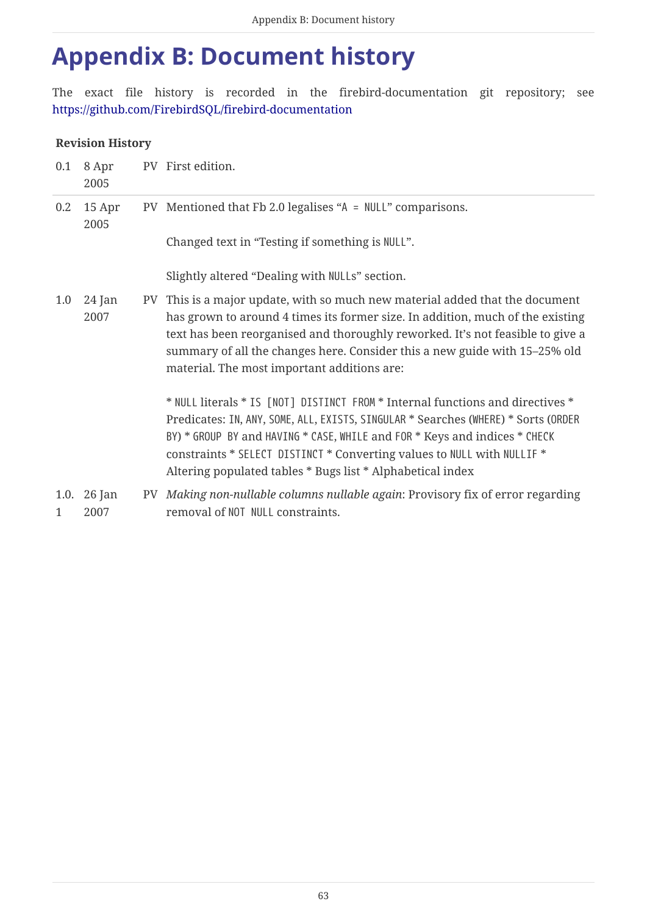# Appendix B: Document history

The exact file history is recorded in the firebird-documentation git repository; see https://github.com/FirebirdSQL/firebird-documentation

**Revision History**

| | | | |
|---|---|---|---|
| 0.1 | 8 Apr 2005 | PV | First edition. |
| 0.2 | 15 Apr 2005 | PV | Mentioned that Fb 2.0 legalises "`A = NULL`" comparisons.<br><br>Changed text in "Testing if something is `NULL`".<br><br>Slightly altered "Dealing with `NULL`s" section. |
| 1.0 | 24 Jan 2007 | PV | This is a major update, with so much new material added that the document has grown to around 4 times its former size. In addition, much of the existing text has been reorganised and thoroughly reworked. It's not feasible to give a summary of all the changes here. Consider this a new guide with 15–25% old material. The most important additions are:<br><br>* `NULL` literals * `IS [NOT] DISTINCT FROM` * Internal functions and directives * Predicates: `IN`, `ANY`, `SOME`, `ALL`, `EXISTS`, `SINGULAR` * Searches (`WHERE`) * Sorts (`ORDER BY`) * `GROUP BY` and `HAVING` * `CASE`, `WHILE` and `FOR` * Keys and indices * `CHECK` constraints * `SELECT DISTINCT` * Converting values to `NULL` with `NULLIF` * Altering populated tables * Bugs list * Alphabetical index |
| 1.0.1 | 26 Jan 2007 | PV | *Making non-nullable columns nullable again*: Provisory fix of error regarding removal of `NOT NULL` constraints. |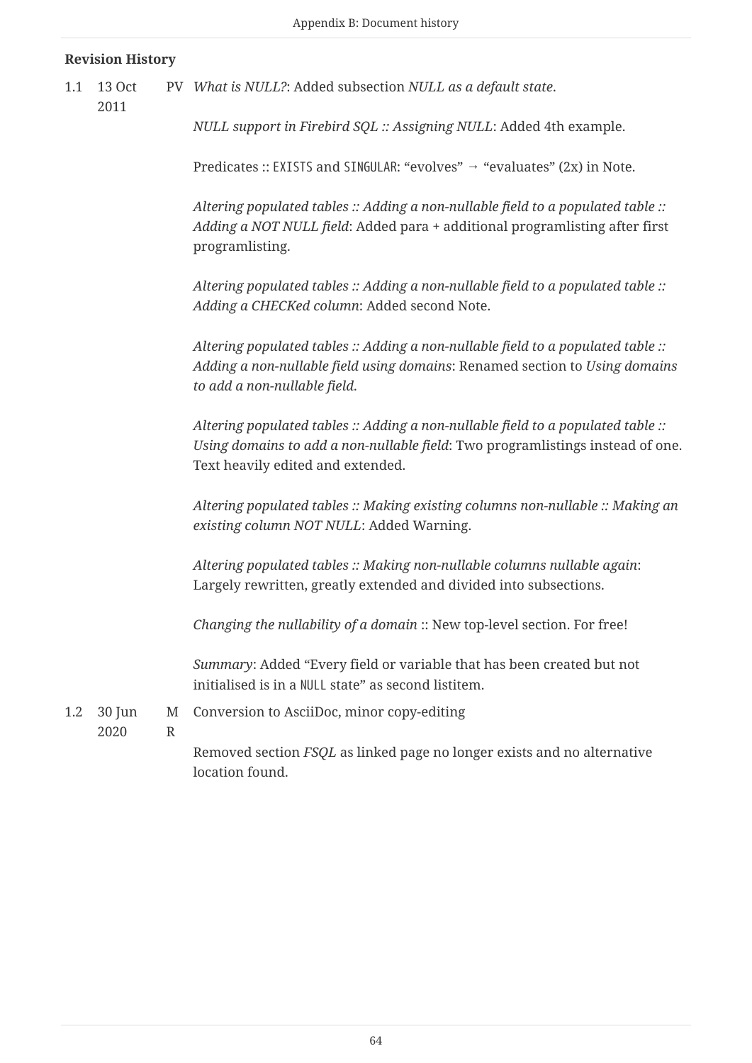**Revision History**

| | | | |
|---|---|---|---|
| 1.1 | 13 Oct 2011 | PV | *What is NULL?*: Added subsection *NULL as a default state*.<br><br>*NULL support in Firebird SQL :: Assigning NULL*: Added 4th example.<br><br>Predicates :: `EXISTS` and `SINGULAR`: “evolves” → “evaluates” (2x) in Note.<br><br>*Altering populated tables :: Adding a non-nullable field to a populated table :: Adding a NOT NULL field*: Added para + additional programlisting after first programlisting.<br><br>*Altering populated tables :: Adding a non-nullable field to a populated table :: Adding a CHECKed column*: Added second Note.<br><br>*Altering populated tables :: Adding a non-nullable field to a populated table :: Adding a non-nullable field using domains*: Renamed section to *Using domains to add a non-nullable field.*<br><br>*Altering populated tables :: Adding a non-nullable field to a populated table :: Using domains to add a non-nullable field*: Two programlistings instead of one. Text heavily edited and extended.<br><br>*Altering populated tables :: Making existing columns non-nullable :: Making an existing column NOT NULL*: Added Warning.<br><br>*Altering populated tables :: Making non-nullable columns nullable again*: Largely rewritten, greatly extended and divided into subsections.<br><br>*Changing the nullability of a domain* :: New top-level section. For free!<br><br>*Summary*: Added “Every field or variable that has been created but not initialised is in a `NULL` state” as second listitem. |
| 1.2 | 30 Jun 2020 | MR | Conversion to AsciiDoc, minor copy-editing<br><br>Removed section *FSQL* as linked page no longer exists and no alternative location found. |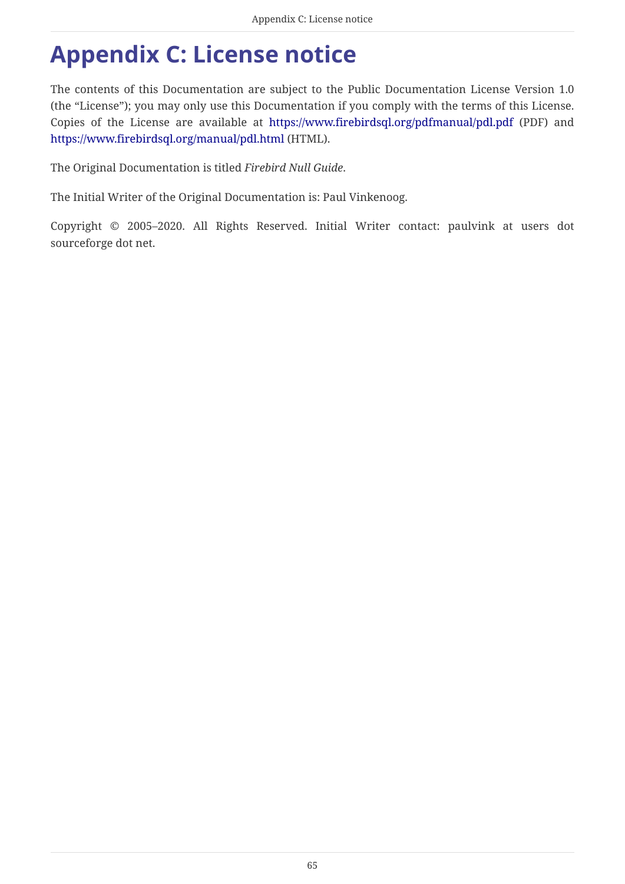# Appendix C: License notice

The contents of this Documentation are subject to the Public Documentation License Version 1.0 (the “License”); you may only use this Documentation if you comply with the terms of this License. Copies of the License are available at https://www.firebirdsql.org/pdfmanual/pdl.pdf (PDF) and https://www.firebirdsql.org/manual/pdl.html (HTML).

The Original Documentation is titled *Firebird Null Guide*.

The Initial Writer of the Original Documentation is: Paul Vinkenoog.

Copyright © 2005–2020. All Rights Reserved. Initial Writer contact: paulvink at users dot sourceforge dot net.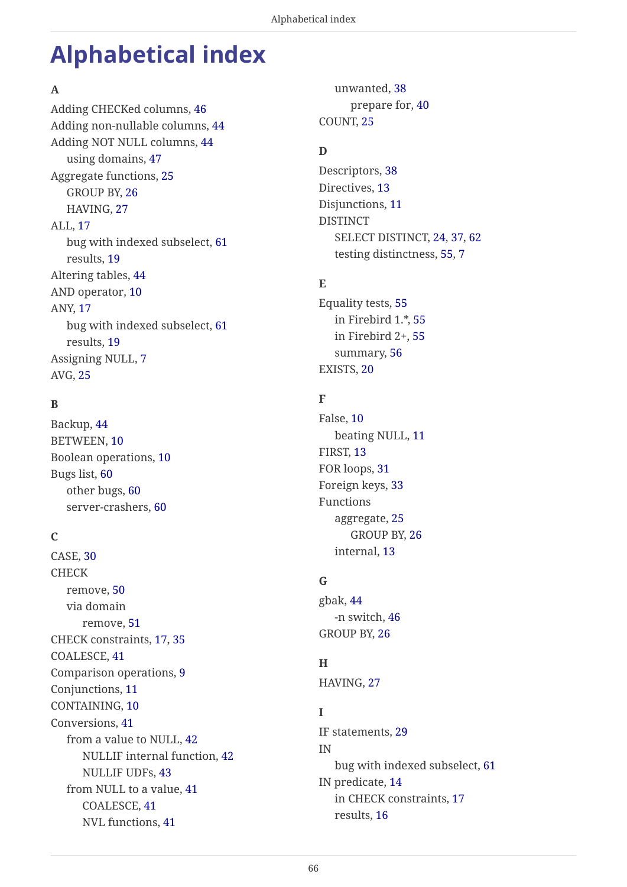# Alphabetical index

**A**

Adding CHECKed columns, 46
Adding non-nullable columns, 44
Adding NOT NULL columns, 44
  using domains, 47
Aggregate functions, 25
  GROUP BY, 26
  HAVING, 27
ALL, 17
  bug with indexed subselect, 61
  results, 19
Altering tables, 44
AND operator, 10
ANY, 17
  bug with indexed subselect, 61
  results, 19
Assigning NULL, 7
AVG, 25

**B**

Backup, 44
BETWEEN, 10
Boolean operations, 10
Bugs list, 60
  other bugs, 60
  server-crashers, 60

**C**

CASE, 30
CHECK
  remove, 50
  via domain
    remove, 51
CHECK constraints, 17, 35
COALESCE, 41
Comparison operations, 9
Conjunctions, 11
CONTAINING, 10
Conversions, 41
  from a value to NULL, 42
    NULLIF internal function, 42
    NULLIF UDFs, 43
  from NULL to a value, 41
    COALESCE, 41
    NVL functions, 41
    unwanted, 38
      prepare for, 40
COUNT, 25

**D**

Descriptors, 38
Directives, 13
Disjunctions, 11
DISTINCT
  SELECT DISTINCT, 24, 37, 62
  testing distinctness, 55, 7

**E**

Equality tests, 55
  in Firebird 1.*, 55
  in Firebird 2+, 55
  summary, 56
EXISTS, 20

**F**

False, 10
  beating NULL, 11
FIRST, 13
FOR loops, 31
Foreign keys, 33
Functions
  aggregate, 25
    GROUP BY, 26
  internal, 13

**G**

gbak, 44
  -n switch, 46
GROUP BY, 26

**H**

HAVING, 27

**I**

IF statements, 29
IN
  bug with indexed subselect, 61
IN predicate, 14
  in CHECK constraints, 17
  results, 16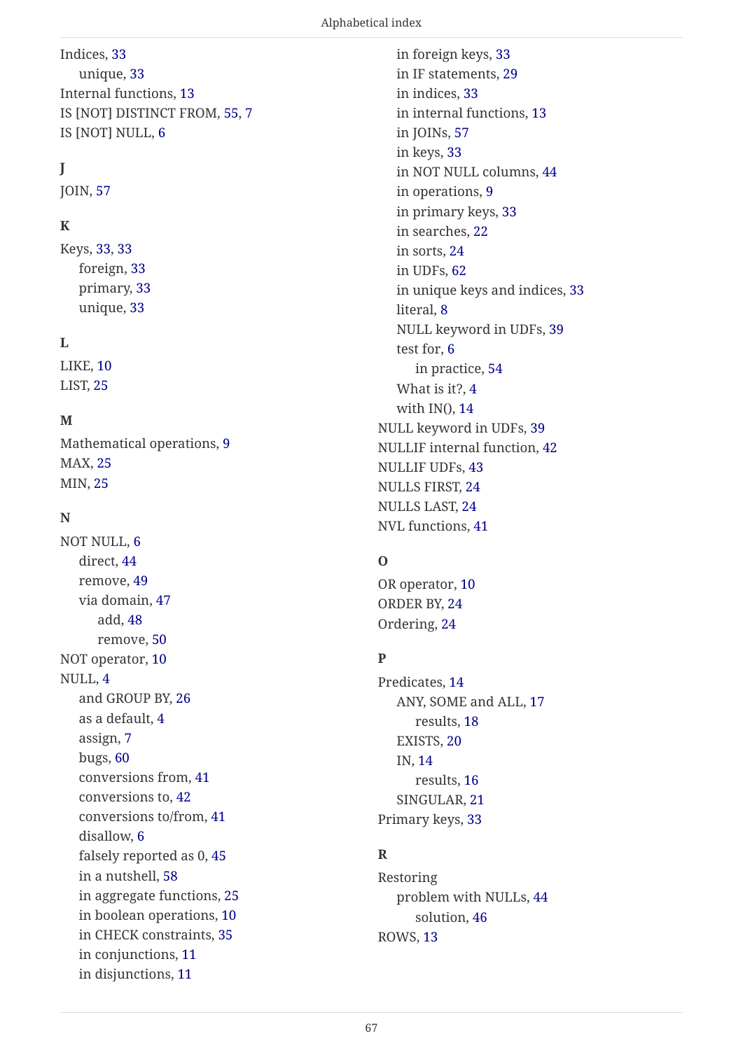Indices, 33
  - unique, 33

Internal functions, 13

IS [NOT] DISTINCT FROM, 55, 7

IS [NOT] NULL, 6

**J**

JOIN, 57

**K**

Keys, 33, 33
  - foreign, 33
  - primary, 33
  - unique, 33

**L**

LIKE, 10

LIST, 25

**M**

Mathematical operations, 9

MAX, 25

MIN, 25

**N**

NOT NULL, 6
  - direct, 44
  - remove, 49
  - via domain, 47
    - add, 48
    - remove, 50

NOT operator, 10

NULL, 4
  - and GROUP BY, 26
  - as a default, 4
  - assign, 7
  - bugs, 60
  - conversions from, 41
  - conversions to, 42
  - conversions to/from, 41
  - disallow, 6
  - falsely reported as 0, 45
  - in a nutshell, 58
  - in aggregate functions, 25
  - in boolean operations, 10
  - in CHECK constraints, 35
  - in conjunctions, 11
  - in disjunctions, 11
  - in foreign keys, 33
  - in IF statements, 29
  - in indices, 33
  - in internal functions, 13
  - in JOINs, 57
  - in keys, 33
  - in NOT NULL columns, 44
  - in operations, 9
  - in primary keys, 33
  - in searches, 22
  - in sorts, 24
  - in UDFs, 62
  - in unique keys and indices, 33
  - literal, 8
  - NULL keyword in UDFs, 39
  - test for, 6
    - in practice, 54
  - What is it?, 4
  - with IN(), 14

NULL keyword in UDFs, 39

NULLIF internal function, 42

NULLIF UDFs, 43

NULLS FIRST, 24

NULLS LAST, 24

NVL functions, 41

**O**

OR operator, 10

ORDER BY, 24

Ordering, 24

**P**

Predicates, 14
  - ANY, SOME and ALL, 17
    - results, 18
  - EXISTS, 20
  - IN, 14
    - results, 16
  - SINGULAR, 21

Primary keys, 33

**R**

Restoring
  - problem with NULLs, 44
    - solution, 46

ROWS, 13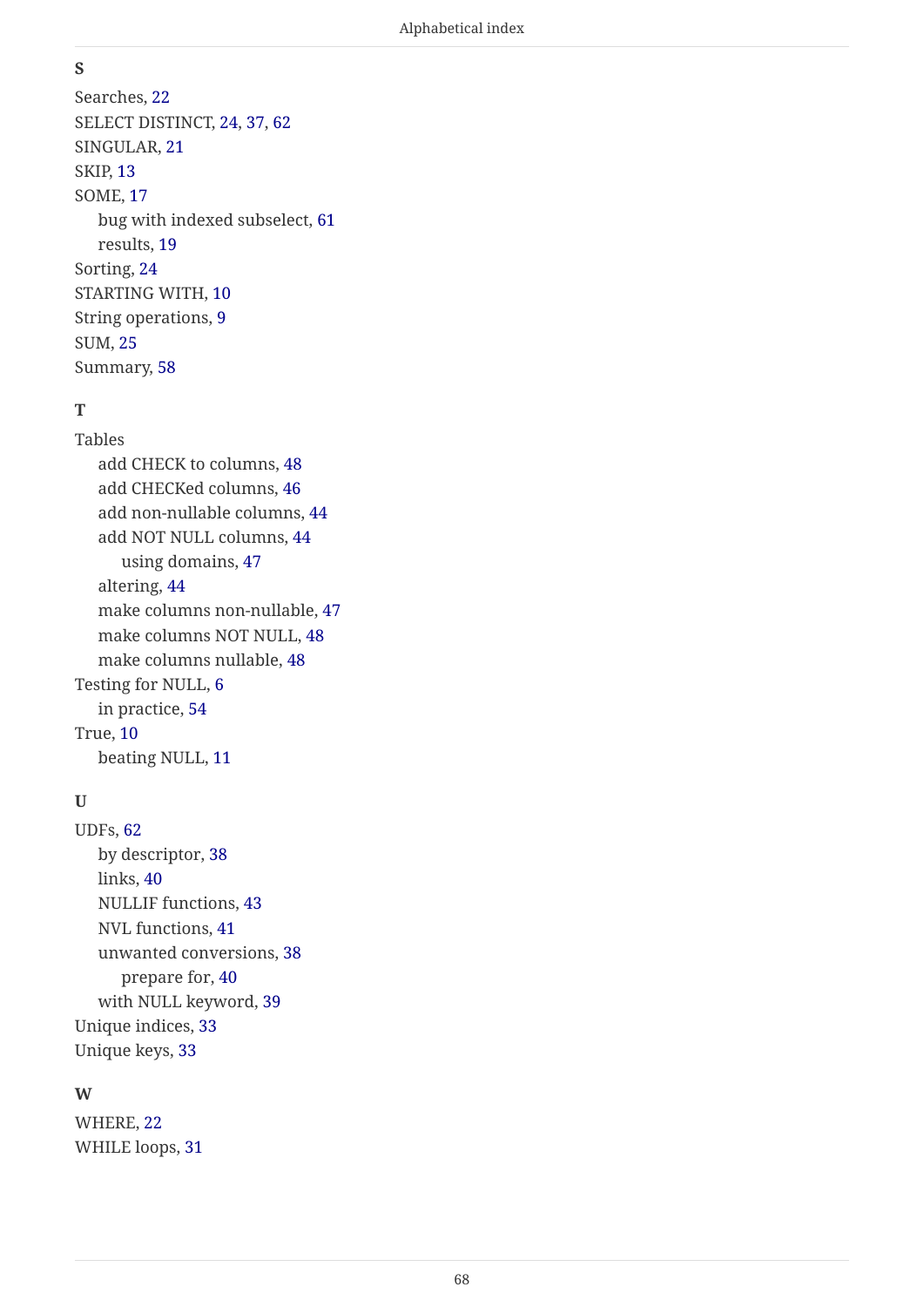**S**

Searches, 22
SELECT DISTINCT, 24, 37, 62
SINGULAR, 21
SKIP, 13
SOME, 17
- bug with indexed subselect, 61
- results, 19

Sorting, 24
STARTING WITH, 10
String operations, 9
SUM, 25
Summary, 58

**T**

Tables
- add CHECK to columns, 48
- add CHECKed columns, 46
- add non-nullable columns, 44
- add NOT NULL columns, 44
    - using domains, 47
- altering, 44
- make columns non-nullable, 47
- make columns NOT NULL, 48
- make columns nullable, 48

Testing for NULL, 6
- in practice, 54

True, 10
- beating NULL, 11

**U**

UDFs, 62
- by descriptor, 38
- links, 40
- NULLIF functions, 43
- NVL functions, 41
- unwanted conversions, 38
    - prepare for, 40
- with NULL keyword, 39

Unique indices, 33
Unique keys, 33

**W**

WHERE, 22
WHILE loops, 31